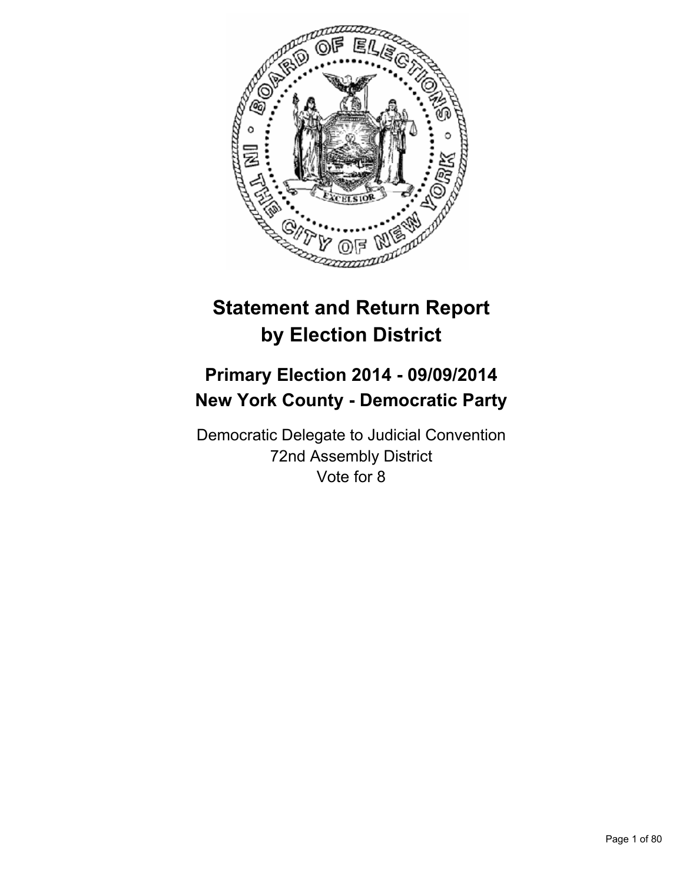# Statement and Return Report by Election District

## Primary Election 2014 - 09/09/2014
## New York County - Democratic Party

Democratic Delegate to Judicial Convention
72nd Assembly District
Vote for 8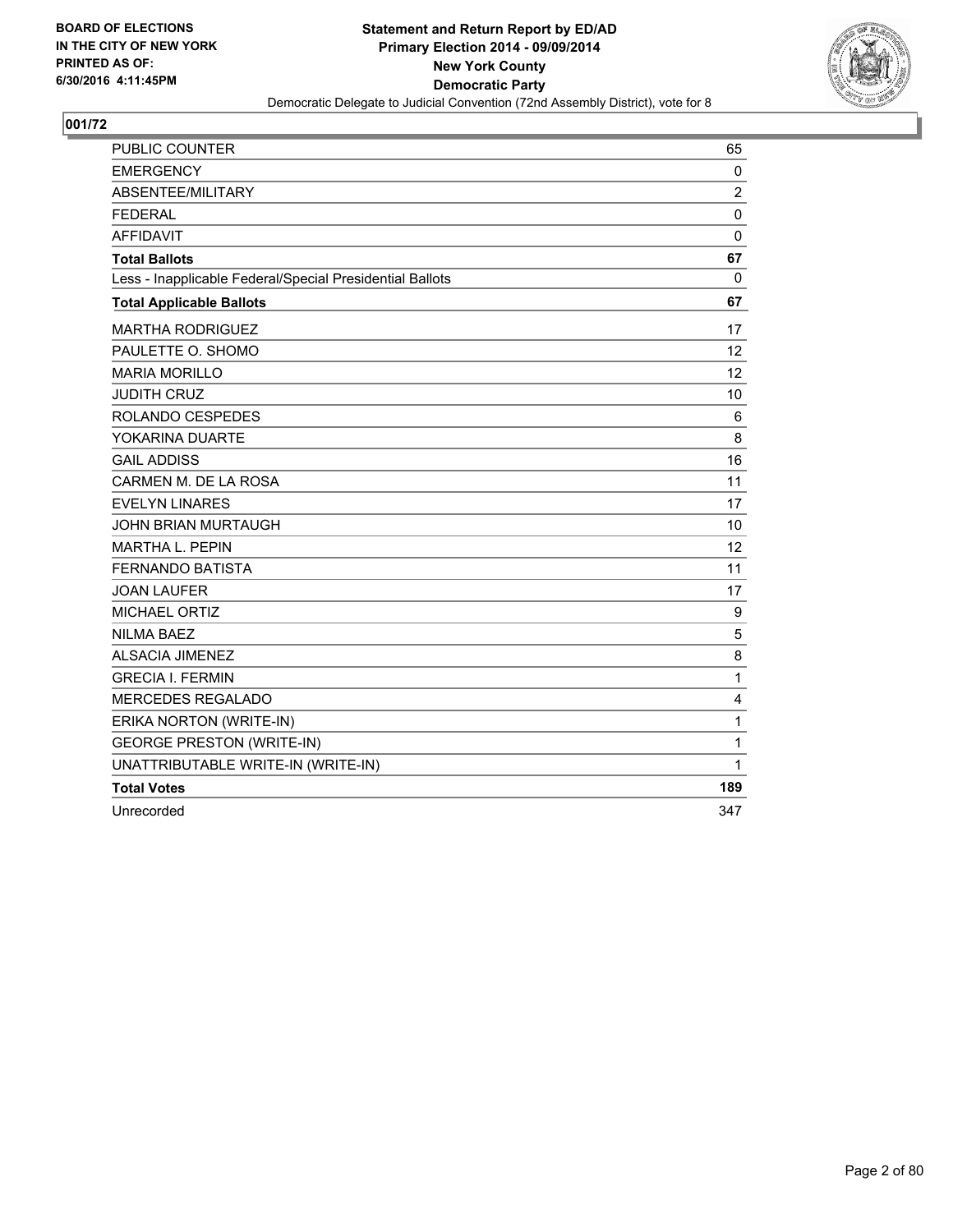BOARD OF ELECTIONS
IN THE CITY OF NEW YORK
PRINTED AS OF:
6/30/2016 4:11:45PM

**Statement and Return Report by ED/AD**
**Primary Election 2014 - 09/09/2014**
**New York County**
**Democratic Party**
Democratic Delegate to Judicial Convention (72nd Assembly District), vote for 8

## 001/72

| | |
|---|---|
| PUBLIC COUNTER | 65 |
| EMERGENCY | 0 |
| ABSENTEE/MILITARY | 2 |
| FEDERAL | 0 |
| AFFIDAVIT | 0 |
| **Total Ballots** | **67** |
| Less - Inapplicable Federal/Special Presidential Ballots | 0 |
| **Total Applicable Ballots** | **67** |
| MARTHA RODRIGUEZ | 17 |
| PAULETTE O. SHOMO | 12 |
| MARIA MORILLO | 12 |
| JUDITH CRUZ | 10 |
| ROLANDO CESPEDES | 6 |
| YOKARINA DUARTE | 8 |
| GAIL ADDISS | 16 |
| CARMEN M. DE LA ROSA | 11 |
| EVELYN LINARES | 17 |
| JOHN BRIAN MURTAUGH | 10 |
| MARTHA L. PEPIN | 12 |
| FERNANDO BATISTA | 11 |
| JOAN LAUFER | 17 |
| MICHAEL ORTIZ | 9 |
| NILMA BAEZ | 5 |
| ALSACIA JIMENEZ | 8 |
| GRECIA I. FERMIN | 1 |
| MERCEDES REGALADO | 4 |
| ERIKA NORTON (WRITE-IN) | 1 |
| GEORGE PRESTON (WRITE-IN) | 1 |
| UNATTRIBUTABLE WRITE-IN (WRITE-IN) | 1 |
| **Total Votes** | **189** |
| Unrecorded | 347 |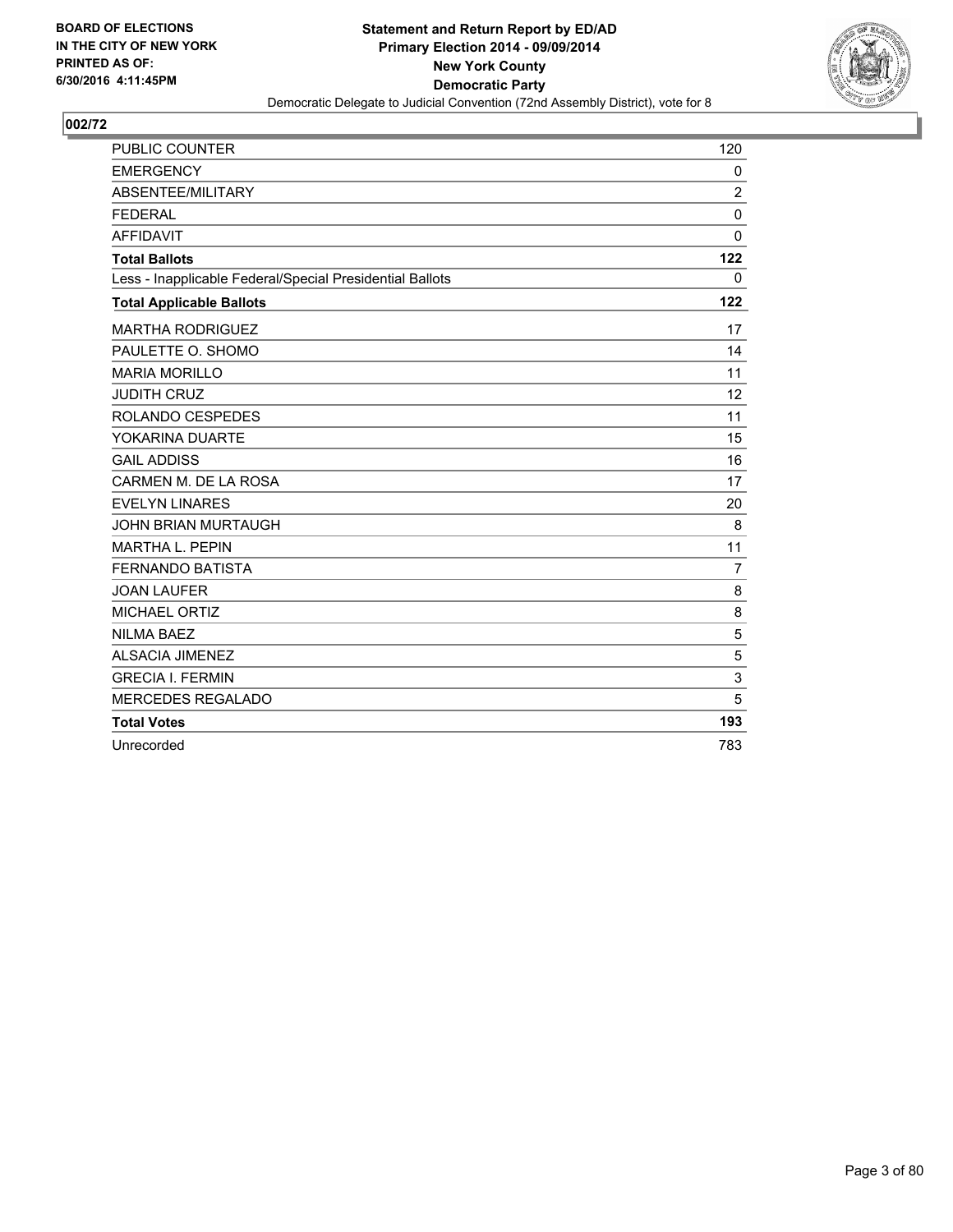**BOARD OF ELECTIONS IN THE CITY OF NEW YORK PRINTED AS OF: 6/30/2016 4:11:45PM**

**Statement and Return Report by ED/AD**
**Primary Election 2014 - 09/09/2014**
**New York County**
**Democratic Party**
Democratic Delegate to Judicial Convention (72nd Assembly District), vote for 8

## 002/72

| | |
|---|---|
| PUBLIC COUNTER | 120 |
| EMERGENCY | 0 |
| ABSENTEE/MILITARY | 2 |
| FEDERAL | 0 |
| AFFIDAVIT | 0 |
| **Total Ballots** | **122** |
| Less - Inapplicable Federal/Special Presidential Ballots | 0 |
| **Total Applicable Ballots** | **122** |
| MARTHA RODRIGUEZ | 17 |
| PAULETTE O. SHOMO | 14 |
| MARIA MORILLO | 11 |
| JUDITH CRUZ | 12 |
| ROLANDO CESPEDES | 11 |
| YOKARINA DUARTE | 15 |
| GAIL ADDISS | 16 |
| CARMEN M. DE LA ROSA | 17 |
| EVELYN LINARES | 20 |
| JOHN BRIAN MURTAUGH | 8 |
| MARTHA L. PEPIN | 11 |
| FERNANDO BATISTA | 7 |
| JOAN LAUFER | 8 |
| MICHAEL ORTIZ | 8 |
| NILMA BAEZ | 5 |
| ALSACIA JIMENEZ | 5 |
| GRECIA I. FERMIN | 3 |
| MERCEDES REGALADO | 5 |
| **Total Votes** | **193** |
| Unrecorded | 783 |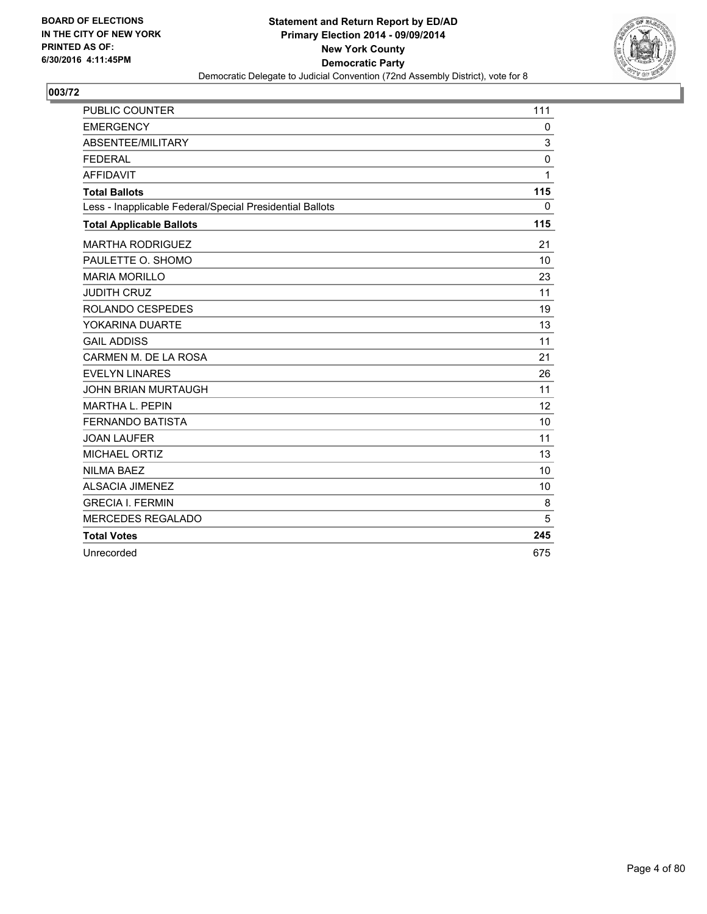**BOARD OF ELECTIONS IN THE CITY OF NEW YORK**
**PRINTED AS OF: 6/30/2016 4:11:45PM**

**Statement and Return Report by ED/AD**
**Primary Election 2014 - 09/09/2014**
**New York County**
**Democratic Party**
Democratic Delegate to Judicial Convention (72nd Assembly District), vote for 8

## 003/72

| | |
|---|---|
| PUBLIC COUNTER | 111 |
| EMERGENCY | 0 |
| ABSENTEE/MILITARY | 3 |
| FEDERAL | 0 |
| AFFIDAVIT | 1 |
| **Total Ballots** | **115** |
| Less - Inapplicable Federal/Special Presidential Ballots | 0 |
| **Total Applicable Ballots** | **115** |
| MARTHA RODRIGUEZ | 21 |
| PAULETTE O. SHOMO | 10 |
| MARIA MORILLO | 23 |
| JUDITH CRUZ | 11 |
| ROLANDO CESPEDES | 19 |
| YOKARINA DUARTE | 13 |
| GAIL ADDISS | 11 |
| CARMEN M. DE LA ROSA | 21 |
| EVELYN LINARES | 26 |
| JOHN BRIAN MURTAUGH | 11 |
| MARTHA L. PEPIN | 12 |
| FERNANDO BATISTA | 10 |
| JOAN LAUFER | 11 |
| MICHAEL ORTIZ | 13 |
| NILMA BAEZ | 10 |
| ALSACIA JIMENEZ | 10 |
| GRECIA I. FERMIN | 8 |
| MERCEDES REGALADO | 5 |
| **Total Votes** | **245** |
| Unrecorded | 675 |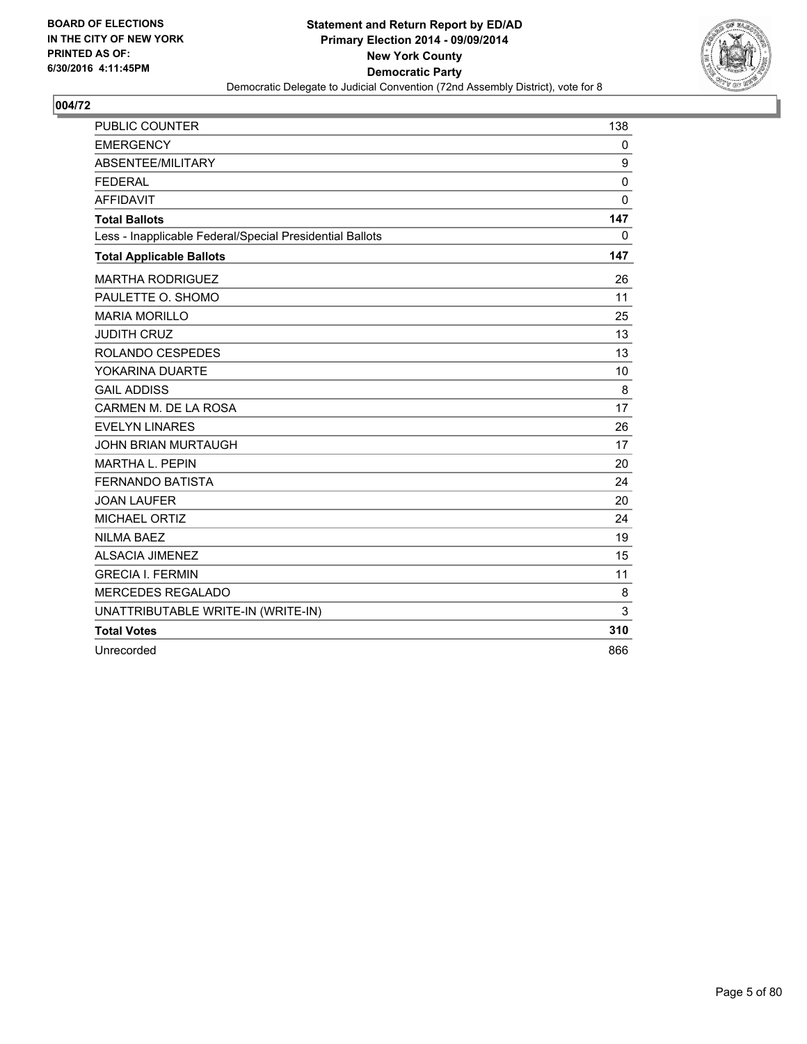BOARD OF ELECTIONS
IN THE CITY OF NEW YORK
PRINTED AS OF:
6/30/2016 4:11:45PM

**Statement and Return Report by ED/AD**
**Primary Election 2014 - 09/09/2014**
**New York County**
**Democratic Party**
Democratic Delegate to Judicial Convention (72nd Assembly District), vote for 8

## 004/72

| | |
|---|---|
| PUBLIC COUNTER | 138 |
| EMERGENCY | 0 |
| ABSENTEE/MILITARY | 9 |
| FEDERAL | 0 |
| AFFIDAVIT | 0 |
| **Total Ballots** | **147** |
| Less - Inapplicable Federal/Special Presidential Ballots | 0 |
| **Total Applicable Ballots** | **147** |
| MARTHA RODRIGUEZ | 26 |
| PAULETTE O. SHOMO | 11 |
| MARIA MORILLO | 25 |
| JUDITH CRUZ | 13 |
| ROLANDO CESPEDES | 13 |
| YOKARINA DUARTE | 10 |
| GAIL ADDISS | 8 |
| CARMEN M. DE LA ROSA | 17 |
| EVELYN LINARES | 26 |
| JOHN BRIAN MURTAUGH | 17 |
| MARTHA L. PEPIN | 20 |
| FERNANDO BATISTA | 24 |
| JOAN LAUFER | 20 |
| MICHAEL ORTIZ | 24 |
| NILMA BAEZ | 19 |
| ALSACIA JIMENEZ | 15 |
| GRECIA I. FERMIN | 11 |
| MERCEDES REGALADO | 8 |
| UNATTRIBUTABLE WRITE-IN (WRITE-IN) | 3 |
| **Total Votes** | **310** |
| Unrecorded | 866 |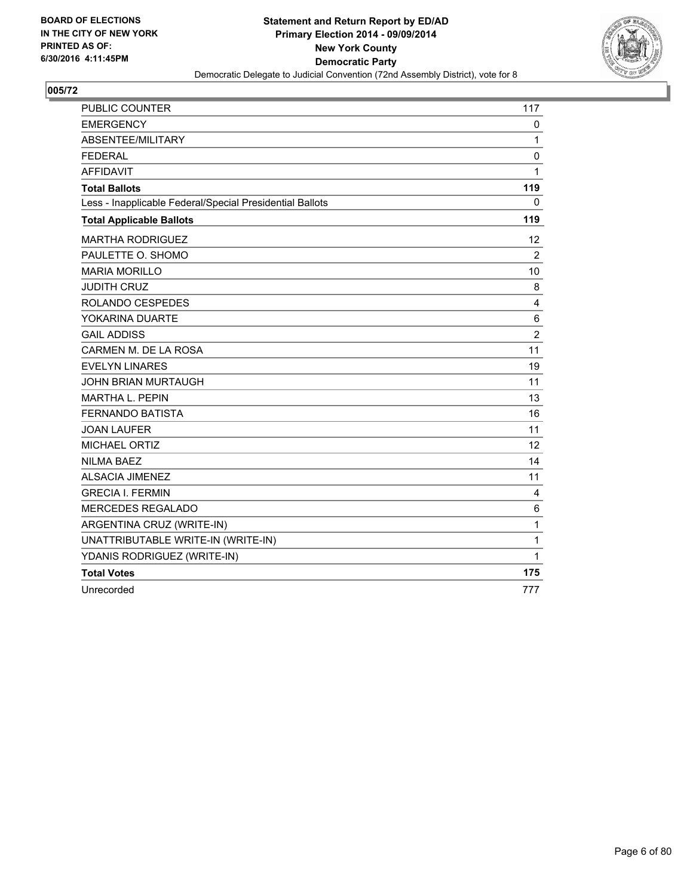**BOARD OF ELECTIONS IN THE CITY OF NEW YORK PRINTED AS OF: 6/30/2016 4:11:45PM**

**Statement and Return Report by ED/AD**
**Primary Election 2014 - 09/09/2014**
**New York County**
**Democratic Party**
Democratic Delegate to Judicial Convention (72nd Assembly District), vote for 8

## 005/72

| | |
|---|---|
| PUBLIC COUNTER | 117 |
| EMERGENCY | 0 |
| ABSENTEE/MILITARY | 1 |
| FEDERAL | 0 |
| AFFIDAVIT | 1 |
| **Total Ballots** | **119** |
| Less - Inapplicable Federal/Special Presidential Ballots | 0 |
| **Total Applicable Ballots** | **119** |
| MARTHA RODRIGUEZ | 12 |
| PAULETTE O. SHOMO | 2 |
| MARIA MORILLO | 10 |
| JUDITH CRUZ | 8 |
| ROLANDO CESPEDES | 4 |
| YOKARINA DUARTE | 6 |
| GAIL ADDISS | 2 |
| CARMEN M. DE LA ROSA | 11 |
| EVELYN LINARES | 19 |
| JOHN BRIAN MURTAUGH | 11 |
| MARTHA L. PEPIN | 13 |
| FERNANDO BATISTA | 16 |
| JOAN LAUFER | 11 |
| MICHAEL ORTIZ | 12 |
| NILMA BAEZ | 14 |
| ALSACIA JIMENEZ | 11 |
| GRECIA I. FERMIN | 4 |
| MERCEDES REGALADO | 6 |
| ARGENTINA CRUZ (WRITE-IN) | 1 |
| UNATTRIBUTABLE WRITE-IN (WRITE-IN) | 1 |
| YDANIS RODRIGUEZ (WRITE-IN) | 1 |
| **Total Votes** | **175** |
| Unrecorded | 777 |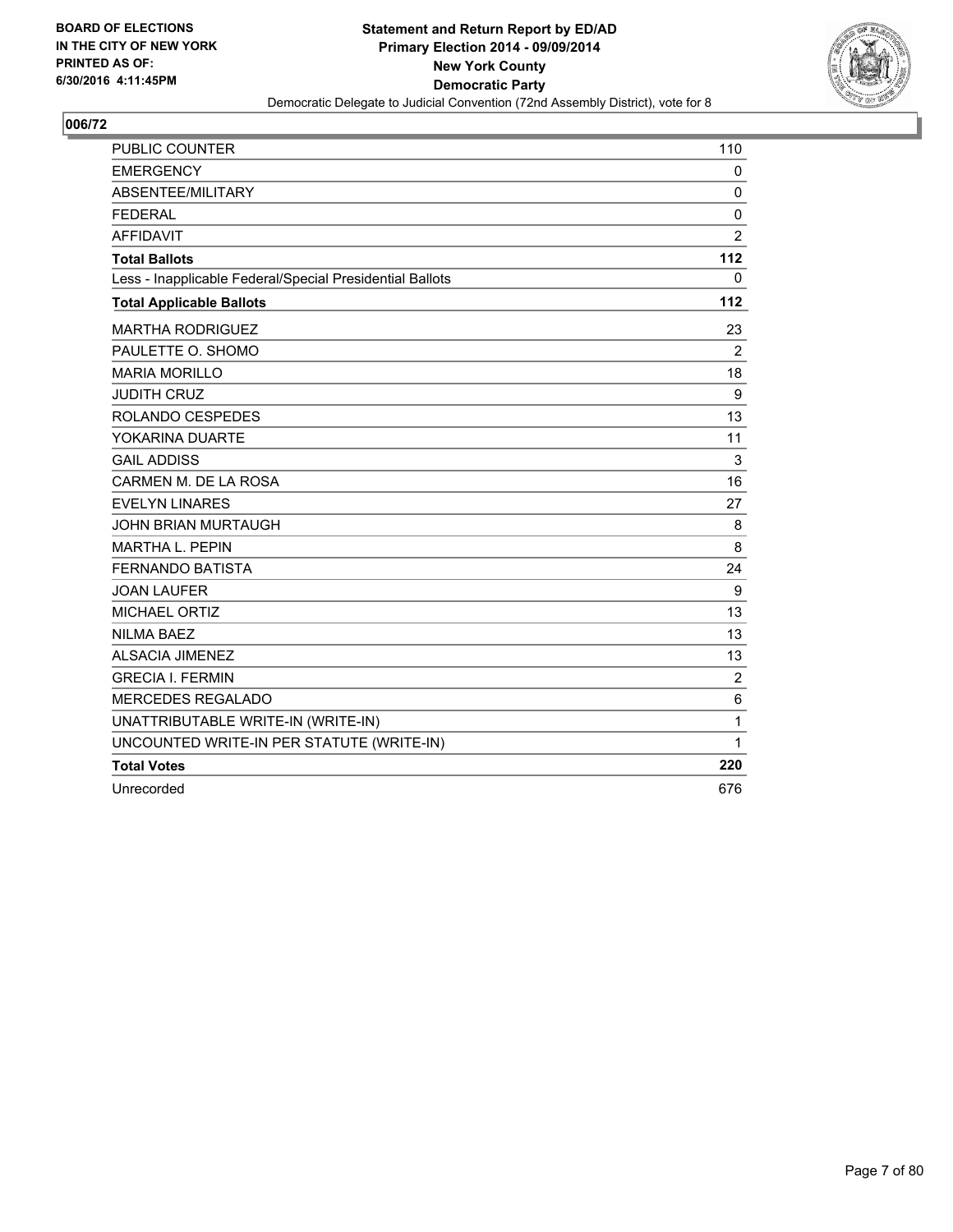BOARD OF ELECTIONS
IN THE CITY OF NEW YORK
PRINTED AS OF:
6/30/2016 4:11:45PM

**Statement and Return Report by ED/AD**
**Primary Election 2014 - 09/09/2014**
**New York County**
**Democratic Party**
Democratic Delegate to Judicial Convention (72nd Assembly District), vote for 8

## 006/72

| | |
|---|---|
| PUBLIC COUNTER | 110 |
| EMERGENCY | 0 |
| ABSENTEE/MILITARY | 0 |
| FEDERAL | 0 |
| AFFIDAVIT | 2 |
| **Total Ballots** | **112** |
| Less - Inapplicable Federal/Special Presidential Ballots | 0 |
| **Total Applicable Ballots** | **112** |
| MARTHA RODRIGUEZ | 23 |
| PAULETTE O. SHOMO | 2 |
| MARIA MORILLO | 18 |
| JUDITH CRUZ | 9 |
| ROLANDO CESPEDES | 13 |
| YOKARINA DUARTE | 11 |
| GAIL ADDISS | 3 |
| CARMEN M. DE LA ROSA | 16 |
| EVELYN LINARES | 27 |
| JOHN BRIAN MURTAUGH | 8 |
| MARTHA L. PEPIN | 8 |
| FERNANDO BATISTA | 24 |
| JOAN LAUFER | 9 |
| MICHAEL ORTIZ | 13 |
| NILMA BAEZ | 13 |
| ALSACIA JIMENEZ | 13 |
| GRECIA I. FERMIN | 2 |
| MERCEDES REGALADO | 6 |
| UNATTRIBUTABLE WRITE-IN (WRITE-IN) | 1 |
| UNCOUNTED WRITE-IN PER STATUTE (WRITE-IN) | 1 |
| **Total Votes** | **220** |
| Unrecorded | 676 |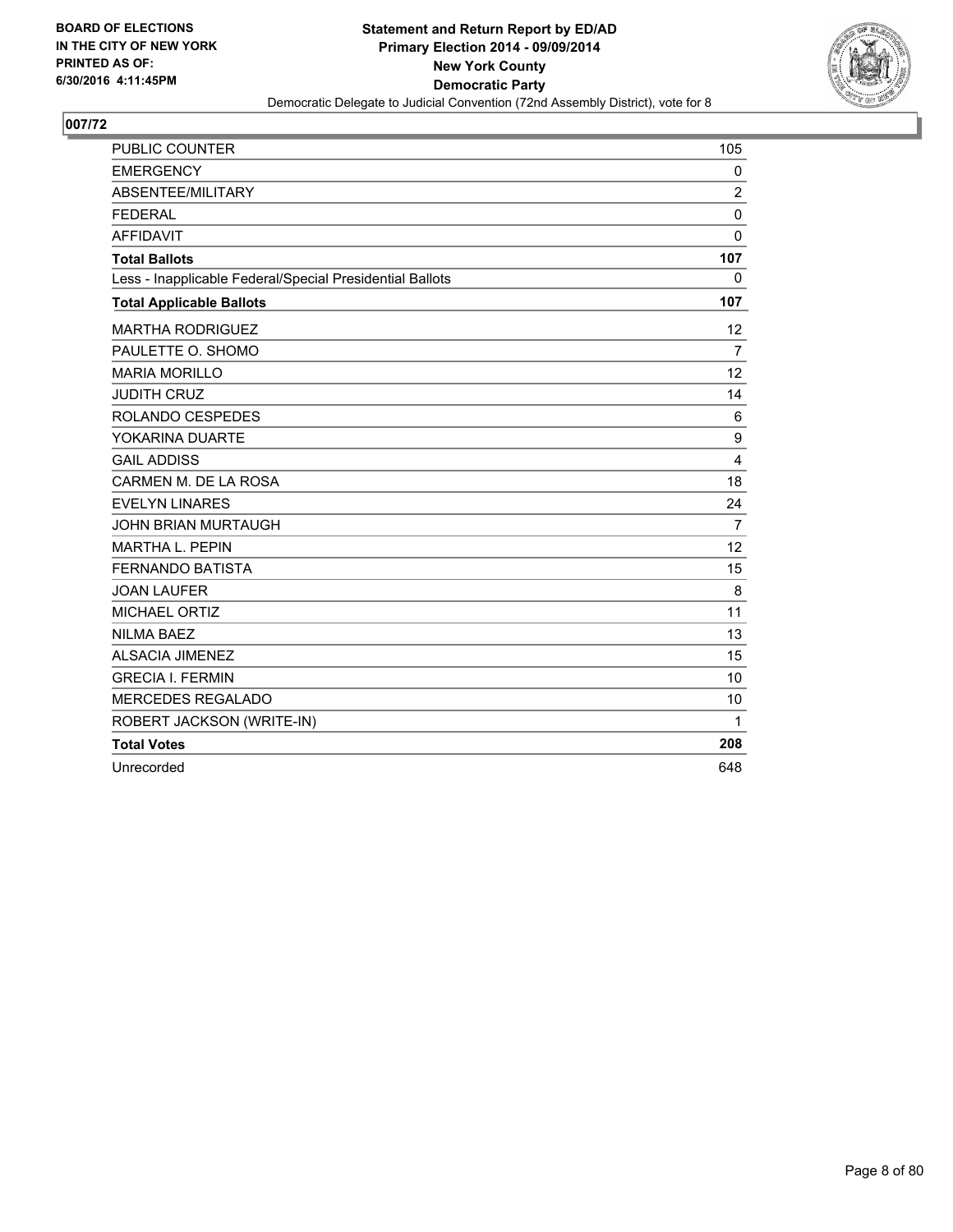BOARD OF ELECTIONS
IN THE CITY OF NEW YORK
PRINTED AS OF:
6/30/2016 4:11:45PM

**Statement and Return Report by ED/AD**
**Primary Election 2014 - 09/09/2014**
**New York County**
**Democratic Party**
Democratic Delegate to Judicial Convention (72nd Assembly District), vote for 8

## 007/72

| | |
|---|---|
| PUBLIC COUNTER | 105 |
| EMERGENCY | 0 |
| ABSENTEE/MILITARY | 2 |
| FEDERAL | 0 |
| AFFIDAVIT | 0 |
| **Total Ballots** | **107** |
| Less - Inapplicable Federal/Special Presidential Ballots | 0 |
| **Total Applicable Ballots** | **107** |
| MARTHA RODRIGUEZ | 12 |
| PAULETTE O. SHOMO | 7 |
| MARIA MORILLO | 12 |
| JUDITH CRUZ | 14 |
| ROLANDO CESPEDES | 6 |
| YOKARINA DUARTE | 9 |
| GAIL ADDISS | 4 |
| CARMEN M. DE LA ROSA | 18 |
| EVELYN LINARES | 24 |
| JOHN BRIAN MURTAUGH | 7 |
| MARTHA L. PEPIN | 12 |
| FERNANDO BATISTA | 15 |
| JOAN LAUFER | 8 |
| MICHAEL ORTIZ | 11 |
| NILMA BAEZ | 13 |
| ALSACIA JIMENEZ | 15 |
| GRECIA I. FERMIN | 10 |
| MERCEDES REGALADO | 10 |
| ROBERT JACKSON (WRITE-IN) | 1 |
| **Total Votes** | **208** |
| Unrecorded | 648 |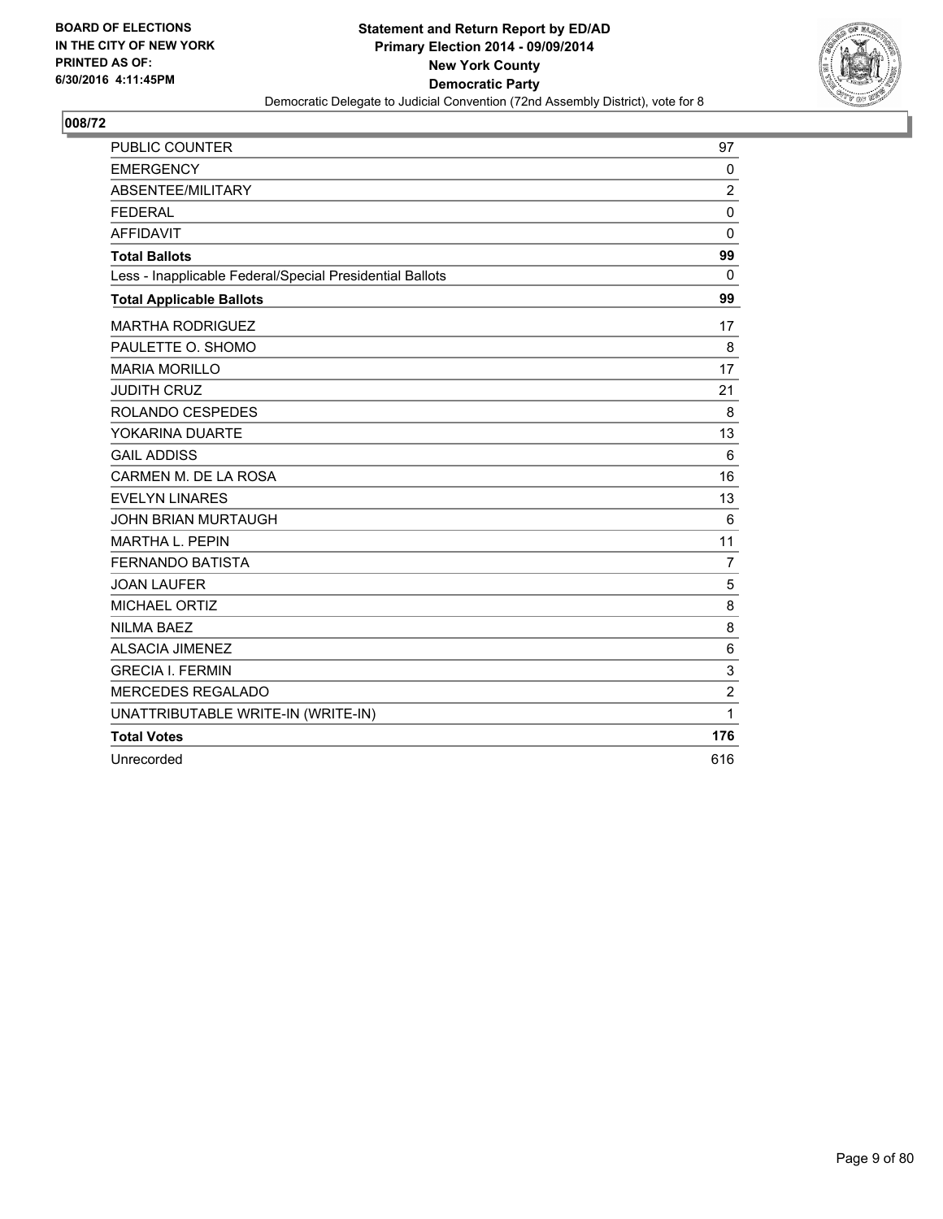BOARD OF ELECTIONS
IN THE CITY OF NEW YORK
PRINTED AS OF:
6/30/2016 4:11:45PM

**Statement and Return Report by ED/AD**
**Primary Election 2014 - 09/09/2014**
**New York County**
**Democratic Party**
Democratic Delegate to Judicial Convention (72nd Assembly District), vote for 8

## 008/72

| | |
|---|---|
| PUBLIC COUNTER | 97 |
| EMERGENCY | 0 |
| ABSENTEE/MILITARY | 2 |
| FEDERAL | 0 |
| AFFIDAVIT | 0 |
| **Total Ballots** | **99** |
| Less - Inapplicable Federal/Special Presidential Ballots | 0 |
| **Total Applicable Ballots** | **99** |
| MARTHA RODRIGUEZ | 17 |
| PAULETTE O. SHOMO | 8 |
| MARIA MORILLO | 17 |
| JUDITH CRUZ | 21 |
| ROLANDO CESPEDES | 8 |
| YOKARINA DUARTE | 13 |
| GAIL ADDISS | 6 |
| CARMEN M. DE LA ROSA | 16 |
| EVELYN LINARES | 13 |
| JOHN BRIAN MURTAUGH | 6 |
| MARTHA L. PEPIN | 11 |
| FERNANDO BATISTA | 7 |
| JOAN LAUFER | 5 |
| MICHAEL ORTIZ | 8 |
| NILMA BAEZ | 8 |
| ALSACIA JIMENEZ | 6 |
| GRECIA I. FERMIN | 3 |
| MERCEDES REGALADO | 2 |
| UNATTRIBUTABLE WRITE-IN (WRITE-IN) | 1 |
| **Total Votes** | **176** |
| Unrecorded | 616 |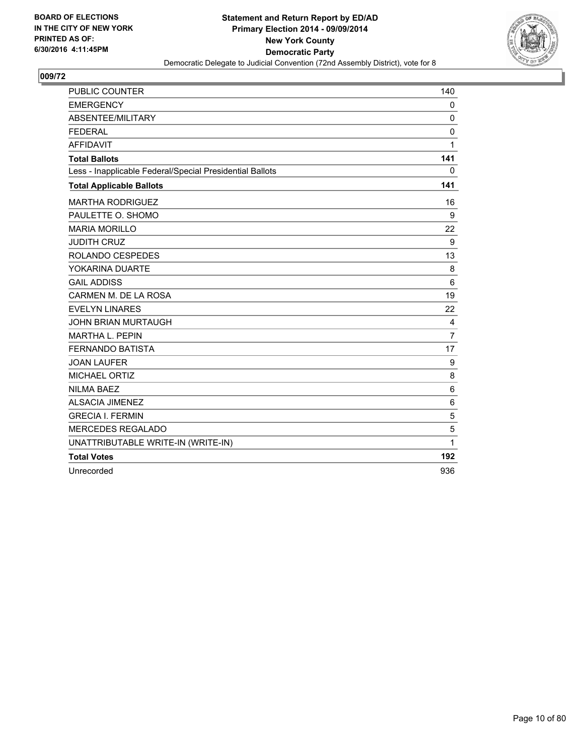**BOARD OF ELECTIONS IN THE CITY OF NEW YORK PRINTED AS OF: 6/30/2016 4:11:45PM**

**Statement and Return Report by ED/AD**
**Primary Election 2014 - 09/09/2014**
**New York County**
**Democratic Party**
Democratic Delegate to Judicial Convention (72nd Assembly District), vote for 8

## 009/72

| | |
|---|---|
| PUBLIC COUNTER | 140 |
| EMERGENCY | 0 |
| ABSENTEE/MILITARY | 0 |
| FEDERAL | 0 |
| AFFIDAVIT | 1 |
| **Total Ballots** | **141** |
| Less - Inapplicable Federal/Special Presidential Ballots | 0 |
| **Total Applicable Ballots** | **141** |
| MARTHA RODRIGUEZ | 16 |
| PAULETTE O. SHOMO | 9 |
| MARIA MORILLO | 22 |
| JUDITH CRUZ | 9 |
| ROLANDO CESPEDES | 13 |
| YOKARINA DUARTE | 8 |
| GAIL ADDISS | 6 |
| CARMEN M. DE LA ROSA | 19 |
| EVELYN LINARES | 22 |
| JOHN BRIAN MURTAUGH | 4 |
| MARTHA L. PEPIN | 7 |
| FERNANDO BATISTA | 17 |
| JOAN LAUFER | 9 |
| MICHAEL ORTIZ | 8 |
| NILMA BAEZ | 6 |
| ALSACIA JIMENEZ | 6 |
| GRECIA I. FERMIN | 5 |
| MERCEDES REGALADO | 5 |
| UNATTRIBUTABLE WRITE-IN (WRITE-IN) | 1 |
| **Total Votes** | **192** |
| Unrecorded | 936 |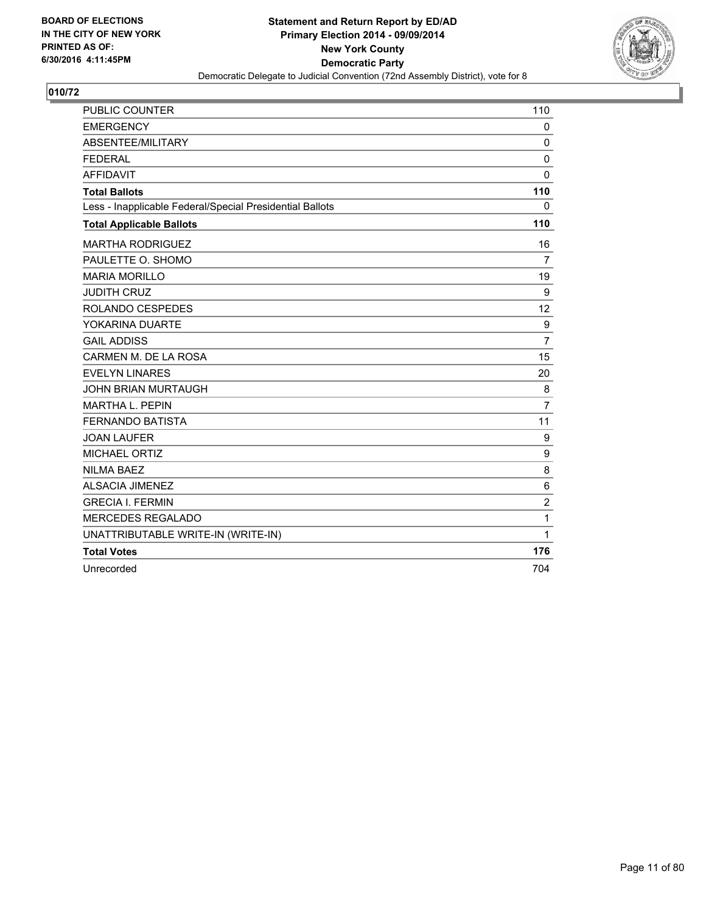**BOARD OF ELECTIONS IN THE CITY OF NEW YORK PRINTED AS OF: 6/30/2016 4:11:45PM**

**Statement and Return Report by ED/AD**
**Primary Election 2014 - 09/09/2014**
**New York County**
**Democratic Party**
Democratic Delegate to Judicial Convention (72nd Assembly District), vote for 8

**010/72**

| | |
|---|---|
| PUBLIC COUNTER | 110 |
| EMERGENCY | 0 |
| ABSENTEE/MILITARY | 0 |
| FEDERAL | 0 |
| AFFIDAVIT | 0 |
| **Total Ballots** | **110** |
| Less - Inapplicable Federal/Special Presidential Ballots | 0 |
| **Total Applicable Ballots** | **110** |
| MARTHA RODRIGUEZ | 16 |
| PAULETTE O. SHOMO | 7 |
| MARIA MORILLO | 19 |
| JUDITH CRUZ | 9 |
| ROLANDO CESPEDES | 12 |
| YOKARINA DUARTE | 9 |
| GAIL ADDISS | 7 |
| CARMEN M. DE LA ROSA | 15 |
| EVELYN LINARES | 20 |
| JOHN BRIAN MURTAUGH | 8 |
| MARTHA L. PEPIN | 7 |
| FERNANDO BATISTA | 11 |
| JOAN LAUFER | 9 |
| MICHAEL ORTIZ | 9 |
| NILMA BAEZ | 8 |
| ALSACIA JIMENEZ | 6 |
| GRECIA I. FERMIN | 2 |
| MERCEDES REGALADO | 1 |
| UNATTRIBUTABLE WRITE-IN (WRITE-IN) | 1 |
| **Total Votes** | **176** |
| Unrecorded | 704 |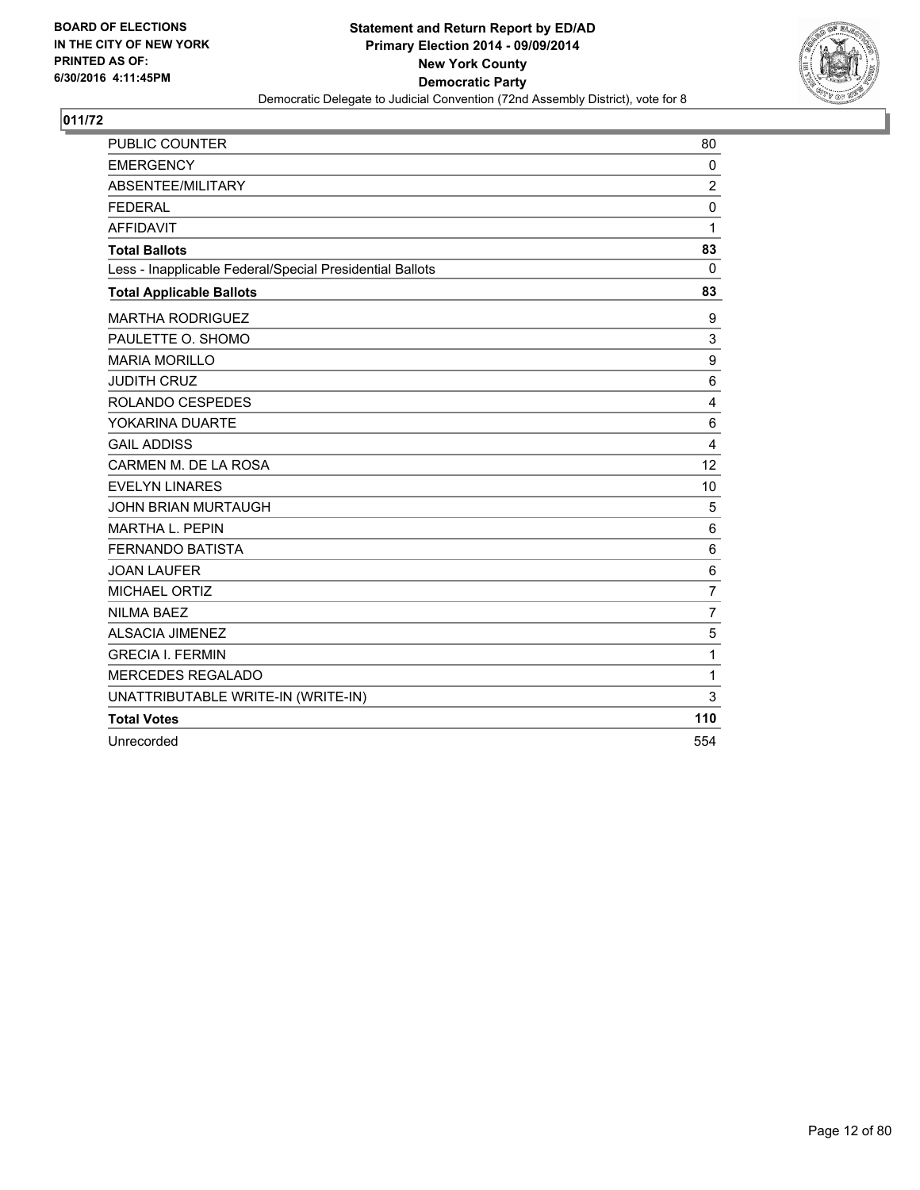BOARD OF ELECTIONS
IN THE CITY OF NEW YORK
PRINTED AS OF:
6/30/2016 4:11:45PM

**Statement and Return Report by ED/AD**
**Primary Election 2014 - 09/09/2014**
**New York County**
**Democratic Party**
Democratic Delegate to Judicial Convention (72nd Assembly District), vote for 8

## 011/72

| | |
|---|---|
| PUBLIC COUNTER | 80 |
| EMERGENCY | 0 |
| ABSENTEE/MILITARY | 2 |
| FEDERAL | 0 |
| AFFIDAVIT | 1 |
| **Total Ballots** | **83** |
| Less - Inapplicable Federal/Special Presidential Ballots | 0 |
| **Total Applicable Ballots** | **83** |
| MARTHA RODRIGUEZ | 9 |
| PAULETTE O. SHOMO | 3 |
| MARIA MORILLO | 9 |
| JUDITH CRUZ | 6 |
| ROLANDO CESPEDES | 4 |
| YOKARINA DUARTE | 6 |
| GAIL ADDISS | 4 |
| CARMEN M. DE LA ROSA | 12 |
| EVELYN LINARES | 10 |
| JOHN BRIAN MURTAUGH | 5 |
| MARTHA L. PEPIN | 6 |
| FERNANDO BATISTA | 6 |
| JOAN LAUFER | 6 |
| MICHAEL ORTIZ | 7 |
| NILMA BAEZ | 7 |
| ALSACIA JIMENEZ | 5 |
| GRECIA I. FERMIN | 1 |
| MERCEDES REGALADO | 1 |
| UNATTRIBUTABLE WRITE-IN (WRITE-IN) | 3 |
| **Total Votes** | **110** |
| Unrecorded | 554 |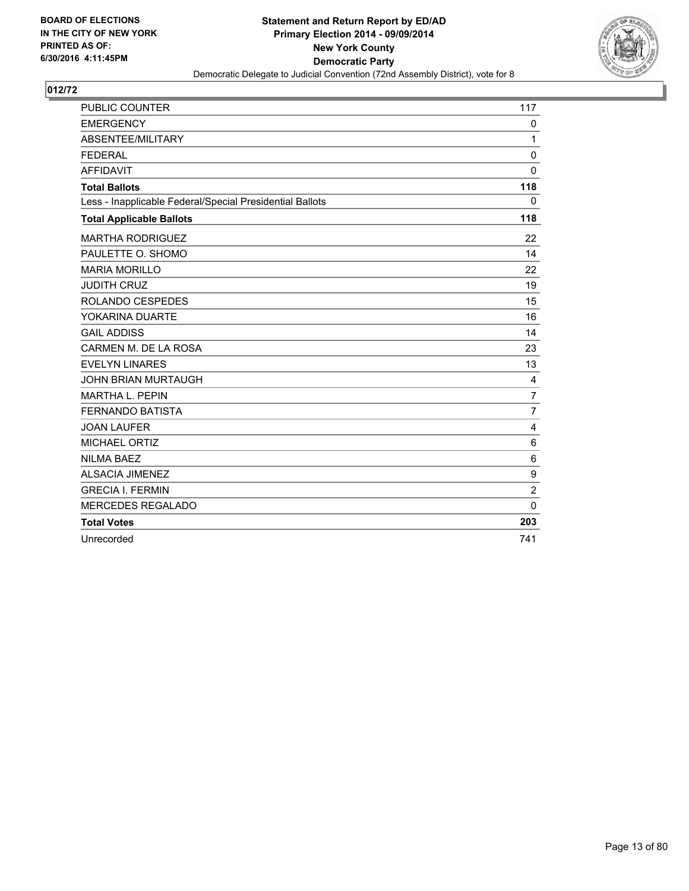BOARD OF ELECTIONS
IN THE CITY OF NEW YORK
PRINTED AS OF:
6/30/2016 4:11:45PM

**Statement and Return Report by ED/AD**
**Primary Election 2014 - 09/09/2014**
**New York County**
**Democratic Party**
Democratic Delegate to Judicial Convention (72nd Assembly District), vote for 8

## 012/72

| | |
|---|---|
| PUBLIC COUNTER | 117 |
| EMERGENCY | 0 |
| ABSENTEE/MILITARY | 1 |
| FEDERAL | 0 |
| AFFIDAVIT | 0 |
| **Total Ballots** | **118** |
| Less - Inapplicable Federal/Special Presidential Ballots | 0 |
| **Total Applicable Ballots** | **118** |
| MARTHA RODRIGUEZ | 22 |
| PAULETTE O. SHOMO | 14 |
| MARIA MORILLO | 22 |
| JUDITH CRUZ | 19 |
| ROLANDO CESPEDES | 15 |
| YOKARINA DUARTE | 16 |
| GAIL ADDISS | 14 |
| CARMEN M. DE LA ROSA | 23 |
| EVELYN LINARES | 13 |
| JOHN BRIAN MURTAUGH | 4 |
| MARTHA L. PEPIN | 7 |
| FERNANDO BATISTA | 7 |
| JOAN LAUFER | 4 |
| MICHAEL ORTIZ | 6 |
| NILMA BAEZ | 6 |
| ALSACIA JIMENEZ | 9 |
| GRECIA I. FERMIN | 2 |
| MERCEDES REGALADO | 0 |
| **Total Votes** | **203** |
| Unrecorded | 741 |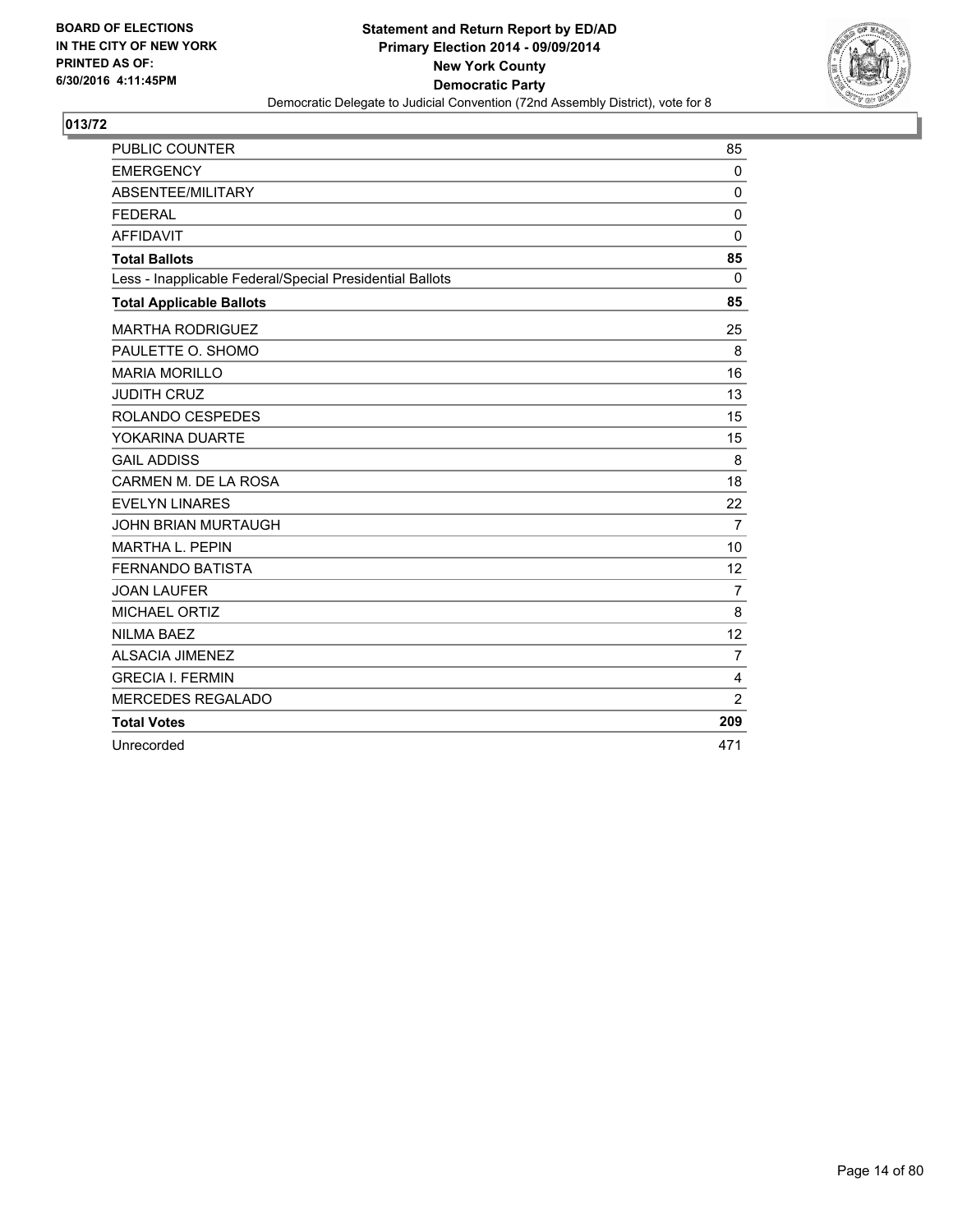BOARD OF ELECTIONS
IN THE CITY OF NEW YORK
PRINTED AS OF:
6/30/2016 4:11:45PM

**Statement and Return Report by ED/AD**
**Primary Election 2014 - 09/09/2014**
**New York County**
**Democratic Party**
Democratic Delegate to Judicial Convention (72nd Assembly District), vote for 8

## 013/72

| | |
|---|---|
| PUBLIC COUNTER | 85 |
| EMERGENCY | 0 |
| ABSENTEE/MILITARY | 0 |
| FEDERAL | 0 |
| AFFIDAVIT | 0 |
| **Total Ballots** | **85** |
| Less - Inapplicable Federal/Special Presidential Ballots | 0 |
| **Total Applicable Ballots** | **85** |
| MARTHA RODRIGUEZ | 25 |
| PAULETTE O. SHOMO | 8 |
| MARIA MORILLO | 16 |
| JUDITH CRUZ | 13 |
| ROLANDO CESPEDES | 15 |
| YOKARINA DUARTE | 15 |
| GAIL ADDISS | 8 |
| CARMEN M. DE LA ROSA | 18 |
| EVELYN LINARES | 22 |
| JOHN BRIAN MURTAUGH | 7 |
| MARTHA L. PEPIN | 10 |
| FERNANDO BATISTA | 12 |
| JOAN LAUFER | 7 |
| MICHAEL ORTIZ | 8 |
| NILMA BAEZ | 12 |
| ALSACIA JIMENEZ | 7 |
| GRECIA I. FERMIN | 4 |
| MERCEDES REGALADO | 2 |
| **Total Votes** | **209** |
| Unrecorded | 471 |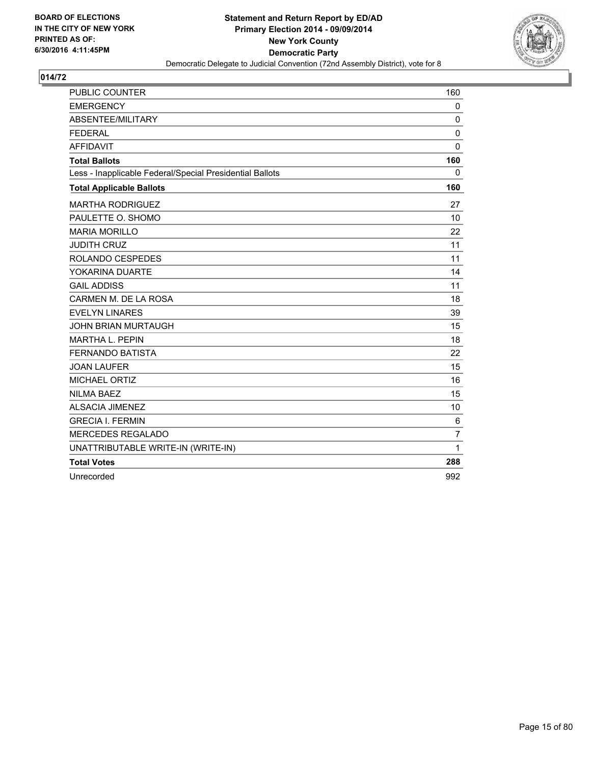BOARD OF ELECTIONS
IN THE CITY OF NEW YORK
PRINTED AS OF:
6/30/2016 4:11:45PM

**Statement and Return Report by ED/AD**
**Primary Election 2014 - 09/09/2014**
**New York County**
**Democratic Party**
Democratic Delegate to Judicial Convention (72nd Assembly District), vote for 8

## 014/72

| | |
|---|---|
| PUBLIC COUNTER | 160 |
| EMERGENCY | 0 |
| ABSENTEE/MILITARY | 0 |
| FEDERAL | 0 |
| AFFIDAVIT | 0 |
| **Total Ballots** | **160** |
| Less - Inapplicable Federal/Special Presidential Ballots | 0 |
| **Total Applicable Ballots** | **160** |
| MARTHA RODRIGUEZ | 27 |
| PAULETTE O. SHOMO | 10 |
| MARIA MORILLO | 22 |
| JUDITH CRUZ | 11 |
| ROLANDO CESPEDES | 11 |
| YOKARINA DUARTE | 14 |
| GAIL ADDISS | 11 |
| CARMEN M. DE LA ROSA | 18 |
| EVELYN LINARES | 39 |
| JOHN BRIAN MURTAUGH | 15 |
| MARTHA L. PEPIN | 18 |
| FERNANDO BATISTA | 22 |
| JOAN LAUFER | 15 |
| MICHAEL ORTIZ | 16 |
| NILMA BAEZ | 15 |
| ALSACIA JIMENEZ | 10 |
| GRECIA I. FERMIN | 6 |
| MERCEDES REGALADO | 7 |
| UNATTRIBUTABLE WRITE-IN (WRITE-IN) | 1 |
| **Total Votes** | **288** |
| Unrecorded | 992 |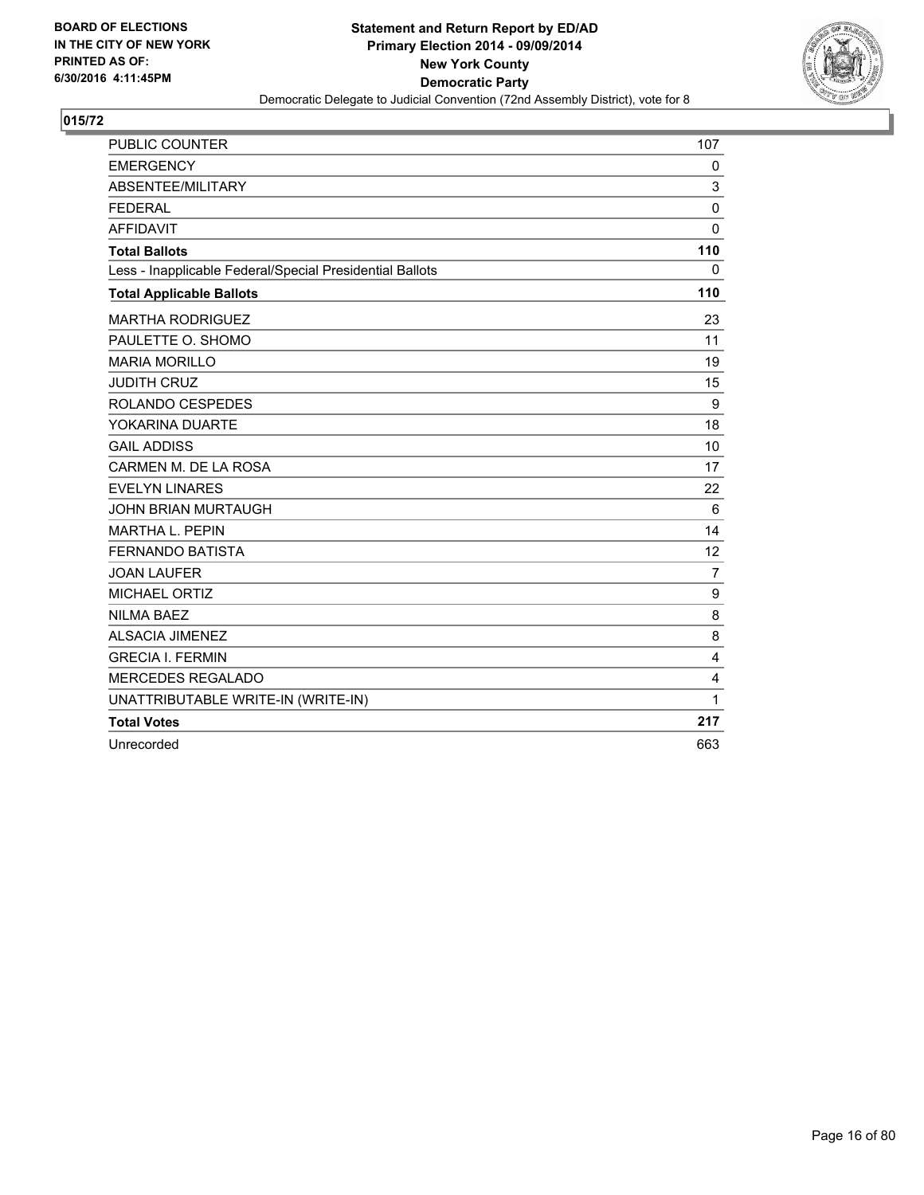**BOARD OF ELECTIONS IN THE CITY OF NEW YORK PRINTED AS OF: 6/30/2016 4:11:45PM**

**Statement and Return Report by ED/AD Primary Election 2014 - 09/09/2014 New York County Democratic Party**

Democratic Delegate to Judicial Convention (72nd Assembly District), vote for 8

## 015/72

| | |
|---|---|
| PUBLIC COUNTER | 107 |
| EMERGENCY | 0 |
| ABSENTEE/MILITARY | 3 |
| FEDERAL | 0 |
| AFFIDAVIT | 0 |
| **Total Ballots** | **110** |
| Less - Inapplicable Federal/Special Presidential Ballots | 0 |
| **Total Applicable Ballots** | **110** |
| MARTHA RODRIGUEZ | 23 |
| PAULETTE O. SHOMO | 11 |
| MARIA MORILLO | 19 |
| JUDITH CRUZ | 15 |
| ROLANDO CESPEDES | 9 |
| YOKARINA DUARTE | 18 |
| GAIL ADDISS | 10 |
| CARMEN M. DE LA ROSA | 17 |
| EVELYN LINARES | 22 |
| JOHN BRIAN MURTAUGH | 6 |
| MARTHA L. PEPIN | 14 |
| FERNANDO BATISTA | 12 |
| JOAN LAUFER | 7 |
| MICHAEL ORTIZ | 9 |
| NILMA BAEZ | 8 |
| ALSACIA JIMENEZ | 8 |
| GRECIA I. FERMIN | 4 |
| MERCEDES REGALADO | 4 |
| UNATTRIBUTABLE WRITE-IN (WRITE-IN) | 1 |
| **Total Votes** | **217** |
| Unrecorded | 663 |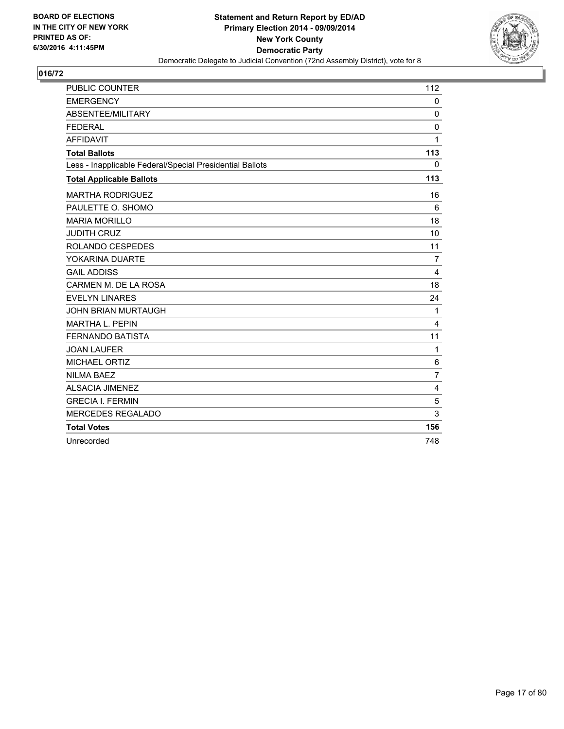BOARD OF ELECTIONS
IN THE CITY OF NEW YORK
PRINTED AS OF:
6/30/2016 4:11:45PM

**Statement and Return Report by ED/AD**
**Primary Election 2014 - 09/09/2014**
**New York County**
**Democratic Party**
Democratic Delegate to Judicial Convention (72nd Assembly District), vote for 8

## 016/72

| | |
|---|---|
| PUBLIC COUNTER | 112 |
| EMERGENCY | 0 |
| ABSENTEE/MILITARY | 0 |
| FEDERAL | 0 |
| AFFIDAVIT | 1 |
| **Total Ballots** | **113** |
| Less - Inapplicable Federal/Special Presidential Ballots | 0 |
| **Total Applicable Ballots** | **113** |
| MARTHA RODRIGUEZ | 16 |
| PAULETTE O. SHOMO | 6 |
| MARIA MORILLO | 18 |
| JUDITH CRUZ | 10 |
| ROLANDO CESPEDES | 11 |
| YOKARINA DUARTE | 7 |
| GAIL ADDISS | 4 |
| CARMEN M. DE LA ROSA | 18 |
| EVELYN LINARES | 24 |
| JOHN BRIAN MURTAUGH | 1 |
| MARTHA L. PEPIN | 4 |
| FERNANDO BATISTA | 11 |
| JOAN LAUFER | 1 |
| MICHAEL ORTIZ | 6 |
| NILMA BAEZ | 7 |
| ALSACIA JIMENEZ | 4 |
| GRECIA I. FERMIN | 5 |
| MERCEDES REGALADO | 3 |
| **Total Votes** | **156** |
| Unrecorded | 748 |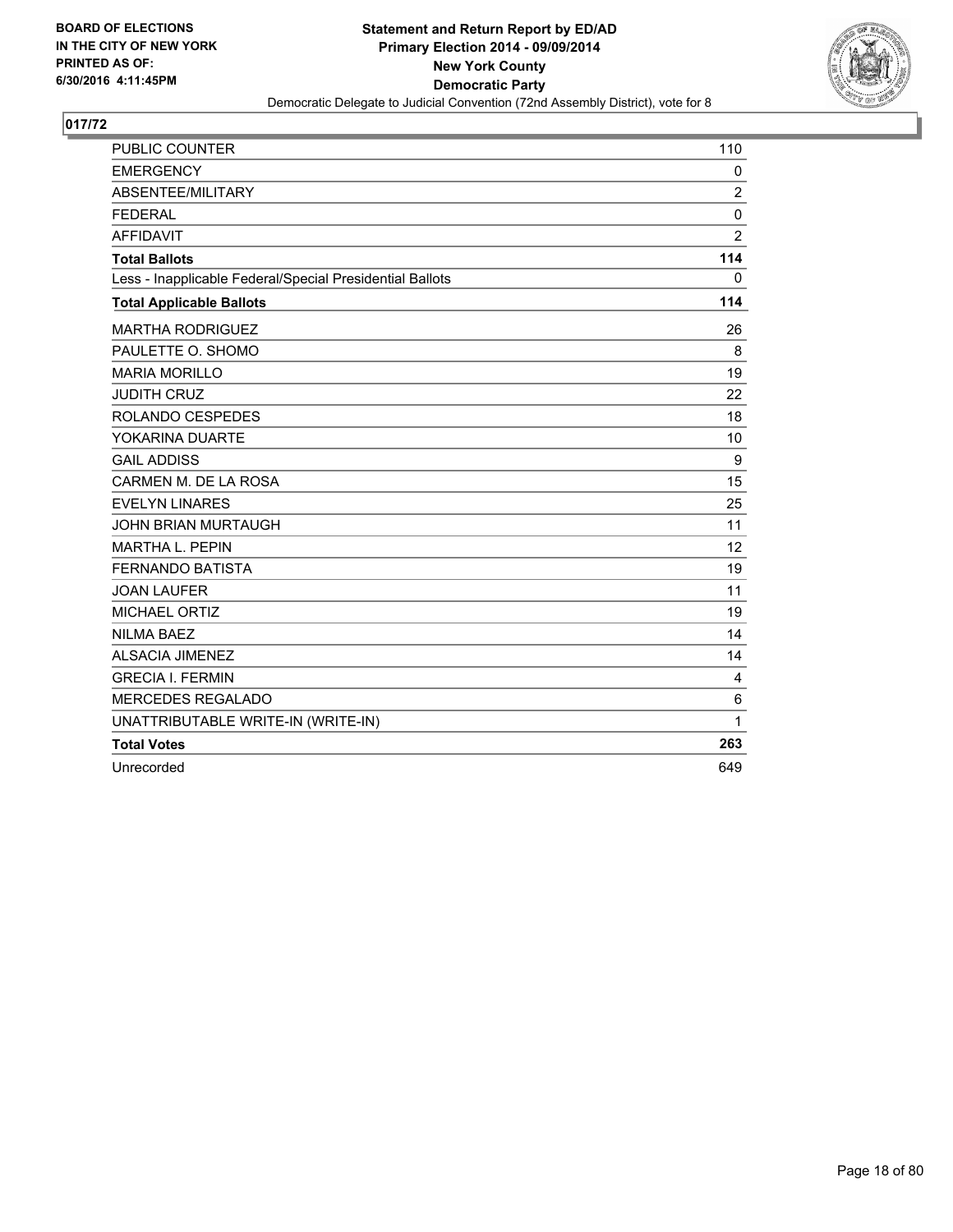**BOARD OF ELECTIONS IN THE CITY OF NEW YORK PRINTED AS OF: 6/30/2016 4:11:45PM**

**Statement and Return Report by ED/AD Primary Election 2014 - 09/09/2014 New York County Democratic Party**

Democratic Delegate to Judicial Convention (72nd Assembly District), vote for 8

## 017/72

| | |
|---|---|
| PUBLIC COUNTER | 110 |
| EMERGENCY | 0 |
| ABSENTEE/MILITARY | 2 |
| FEDERAL | 0 |
| AFFIDAVIT | 2 |
| **Total Ballots** | **114** |
| Less - Inapplicable Federal/Special Presidential Ballots | 0 |
| **Total Applicable Ballots** | **114** |
| MARTHA RODRIGUEZ | 26 |
| PAULETTE O. SHOMO | 8 |
| MARIA MORILLO | 19 |
| JUDITH CRUZ | 22 |
| ROLANDO CESPEDES | 18 |
| YOKARINA DUARTE | 10 |
| GAIL ADDISS | 9 |
| CARMEN M. DE LA ROSA | 15 |
| EVELYN LINARES | 25 |
| JOHN BRIAN MURTAUGH | 11 |
| MARTHA L. PEPIN | 12 |
| FERNANDO BATISTA | 19 |
| JOAN LAUFER | 11 |
| MICHAEL ORTIZ | 19 |
| NILMA BAEZ | 14 |
| ALSACIA JIMENEZ | 14 |
| GRECIA I. FERMIN | 4 |
| MERCEDES REGALADO | 6 |
| UNATTRIBUTABLE WRITE-IN (WRITE-IN) | 1 |
| **Total Votes** | **263** |
| Unrecorded | 649 |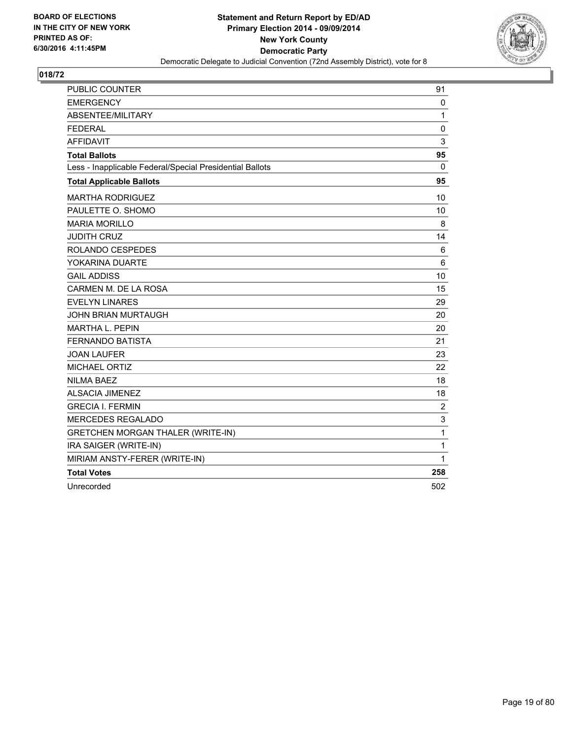BOARD OF ELECTIONS
IN THE CITY OF NEW YORK
PRINTED AS OF:
6/30/2016 4:11:45PM

**Statement and Return Report by ED/AD**
**Primary Election 2014 - 09/09/2014**
**New York County**
**Democratic Party**
Democratic Delegate to Judicial Convention (72nd Assembly District), vote for 8

## 018/72

| | |
|---|---|
| PUBLIC COUNTER | 91 |
| EMERGENCY | 0 |
| ABSENTEE/MILITARY | 1 |
| FEDERAL | 0 |
| AFFIDAVIT | 3 |
| **Total Ballots** | **95** |
| Less - Inapplicable Federal/Special Presidential Ballots | 0 |
| **Total Applicable Ballots** | **95** |
| MARTHA RODRIGUEZ | 10 |
| PAULETTE O. SHOMO | 10 |
| MARIA MORILLO | 8 |
| JUDITH CRUZ | 14 |
| ROLANDO CESPEDES | 6 |
| YOKARINA DUARTE | 6 |
| GAIL ADDISS | 10 |
| CARMEN M. DE LA ROSA | 15 |
| EVELYN LINARES | 29 |
| JOHN BRIAN MURTAUGH | 20 |
| MARTHA L. PEPIN | 20 |
| FERNANDO BATISTA | 21 |
| JOAN LAUFER | 23 |
| MICHAEL ORTIZ | 22 |
| NILMA BAEZ | 18 |
| ALSACIA JIMENEZ | 18 |
| GRECIA I. FERMIN | 2 |
| MERCEDES REGALADO | 3 |
| GRETCHEN MORGAN THALER (WRITE-IN) | 1 |
| IRA SAIGER (WRITE-IN) | 1 |
| MIRIAM ANSTY-FERER (WRITE-IN) | 1 |
| **Total Votes** | **258** |
| Unrecorded | 502 |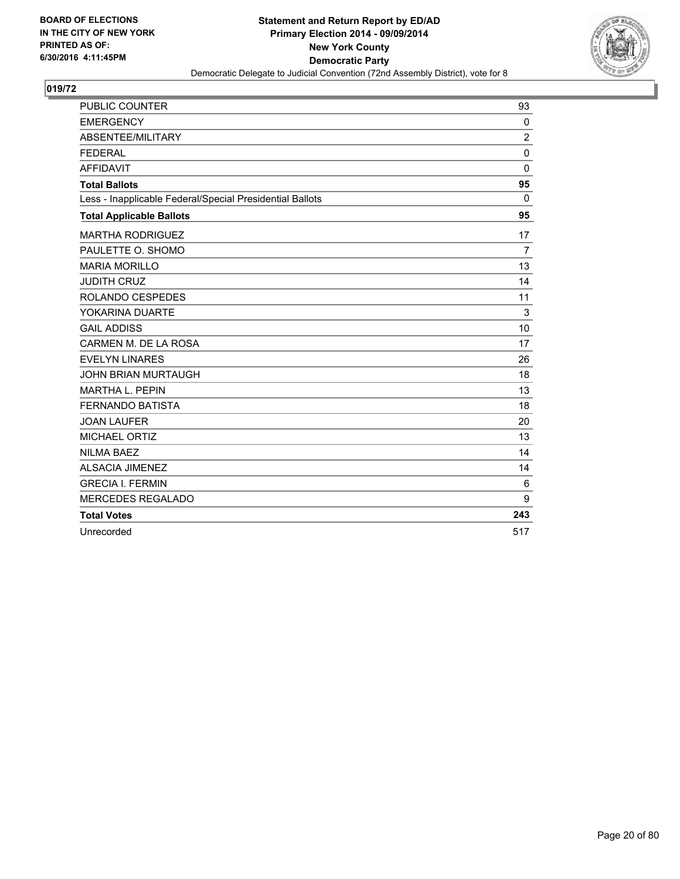BOARD OF ELECTIONS
IN THE CITY OF NEW YORK
PRINTED AS OF:
6/30/2016 4:11:45PM

**Statement and Return Report by ED/AD**
**Primary Election 2014 - 09/09/2014**
**New York County**
**Democratic Party**
Democratic Delegate to Judicial Convention (72nd Assembly District), vote for 8

## 019/72

| | |
|---|---|
| PUBLIC COUNTER | 93 |
| EMERGENCY | 0 |
| ABSENTEE/MILITARY | 2 |
| FEDERAL | 0 |
| AFFIDAVIT | 0 |
| **Total Ballots** | **95** |
| Less - Inapplicable Federal/Special Presidential Ballots | 0 |
| **Total Applicable Ballots** | **95** |
| MARTHA RODRIGUEZ | 17 |
| PAULETTE O. SHOMO | 7 |
| MARIA MORILLO | 13 |
| JUDITH CRUZ | 14 |
| ROLANDO CESPEDES | 11 |
| YOKARINA DUARTE | 3 |
| GAIL ADDISS | 10 |
| CARMEN M. DE LA ROSA | 17 |
| EVELYN LINARES | 26 |
| JOHN BRIAN MURTAUGH | 18 |
| MARTHA L. PEPIN | 13 |
| FERNANDO BATISTA | 18 |
| JOAN LAUFER | 20 |
| MICHAEL ORTIZ | 13 |
| NILMA BAEZ | 14 |
| ALSACIA JIMENEZ | 14 |
| GRECIA I. FERMIN | 6 |
| MERCEDES REGALADO | 9 |
| **Total Votes** | **243** |
| Unrecorded | 517 |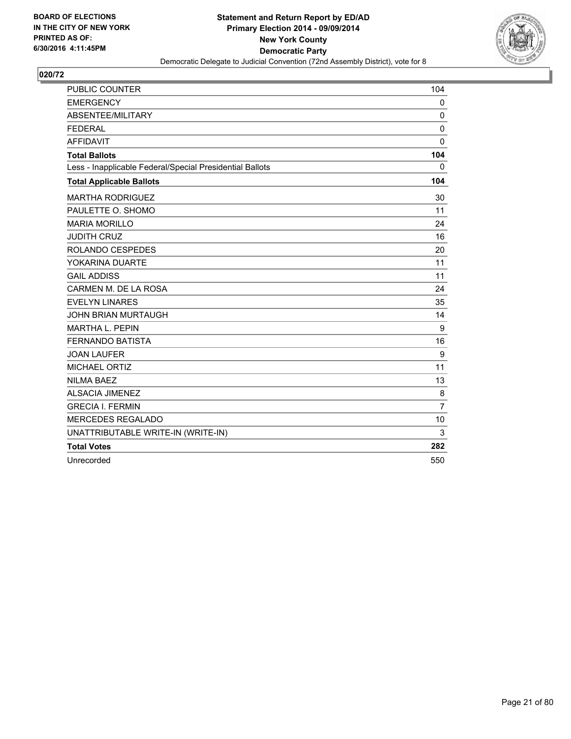BOARD OF ELECTIONS
IN THE CITY OF NEW YORK
PRINTED AS OF:
6/30/2016 4:11:45PM

**Statement and Return Report by ED/AD**
**Primary Election 2014 - 09/09/2014**
**New York County**
**Democratic Party**
Democratic Delegate to Judicial Convention (72nd Assembly District), vote for 8

**020/72**

| | |
|---|---|
| PUBLIC COUNTER | 104 |
| EMERGENCY | 0 |
| ABSENTEE/MILITARY | 0 |
| FEDERAL | 0 |
| AFFIDAVIT | 0 |
| **Total Ballots** | **104** |
| Less - Inapplicable Federal/Special Presidential Ballots | 0 |
| **Total Applicable Ballots** | **104** |
| MARTHA RODRIGUEZ | 30 |
| PAULETTE O. SHOMO | 11 |
| MARIA MORILLO | 24 |
| JUDITH CRUZ | 16 |
| ROLANDO CESPEDES | 20 |
| YOKARINA DUARTE | 11 |
| GAIL ADDISS | 11 |
| CARMEN M. DE LA ROSA | 24 |
| EVELYN LINARES | 35 |
| JOHN BRIAN MURTAUGH | 14 |
| MARTHA L. PEPIN | 9 |
| FERNANDO BATISTA | 16 |
| JOAN LAUFER | 9 |
| MICHAEL ORTIZ | 11 |
| NILMA BAEZ | 13 |
| ALSACIA JIMENEZ | 8 |
| GRECIA I. FERMIN | 7 |
| MERCEDES REGALADO | 10 |
| UNATTRIBUTABLE WRITE-IN (WRITE-IN) | 3 |
| **Total Votes** | **282** |
| Unrecorded | 550 |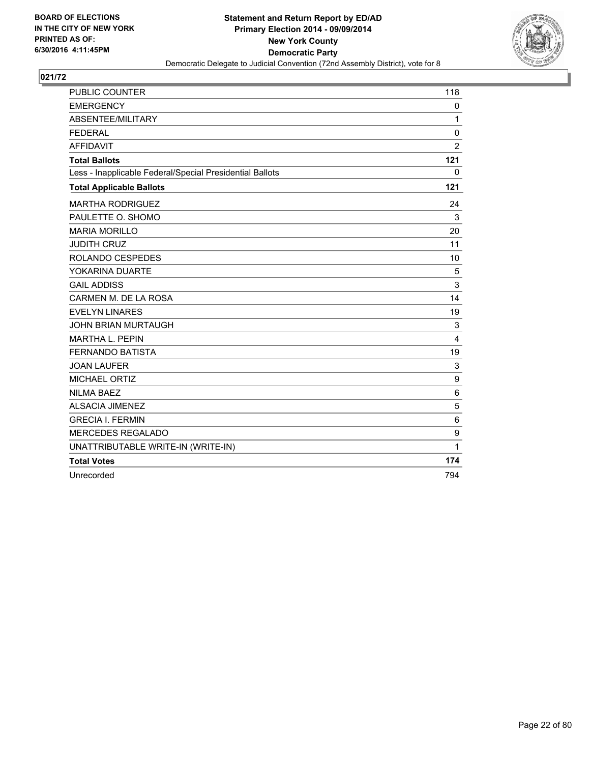**BOARD OF ELECTIONS IN THE CITY OF NEW YORK PRINTED AS OF: 6/30/2016 4:11:45PM**

**Statement and Return Report by ED/AD Primary Election 2014 - 09/09/2014 New York County Democratic Party**

Democratic Delegate to Judicial Convention (72nd Assembly District), vote for 8

## 021/72

| | |
|---|---|
| PUBLIC COUNTER | 118 |
| EMERGENCY | 0 |
| ABSENTEE/MILITARY | 1 |
| FEDERAL | 0 |
| AFFIDAVIT | 2 |
| **Total Ballots** | **121** |
| Less - Inapplicable Federal/Special Presidential Ballots | 0 |
| **Total Applicable Ballots** | **121** |
| MARTHA RODRIGUEZ | 24 |
| PAULETTE O. SHOMO | 3 |
| MARIA MORILLO | 20 |
| JUDITH CRUZ | 11 |
| ROLANDO CESPEDES | 10 |
| YOKARINA DUARTE | 5 |
| GAIL ADDISS | 3 |
| CARMEN M. DE LA ROSA | 14 |
| EVELYN LINARES | 19 |
| JOHN BRIAN MURTAUGH | 3 |
| MARTHA L. PEPIN | 4 |
| FERNANDO BATISTA | 19 |
| JOAN LAUFER | 3 |
| MICHAEL ORTIZ | 9 |
| NILMA BAEZ | 6 |
| ALSACIA JIMENEZ | 5 |
| GRECIA I. FERMIN | 6 |
| MERCEDES REGALADO | 9 |
| UNATTRIBUTABLE WRITE-IN (WRITE-IN) | 1 |
| **Total Votes** | **174** |
| Unrecorded | 794 |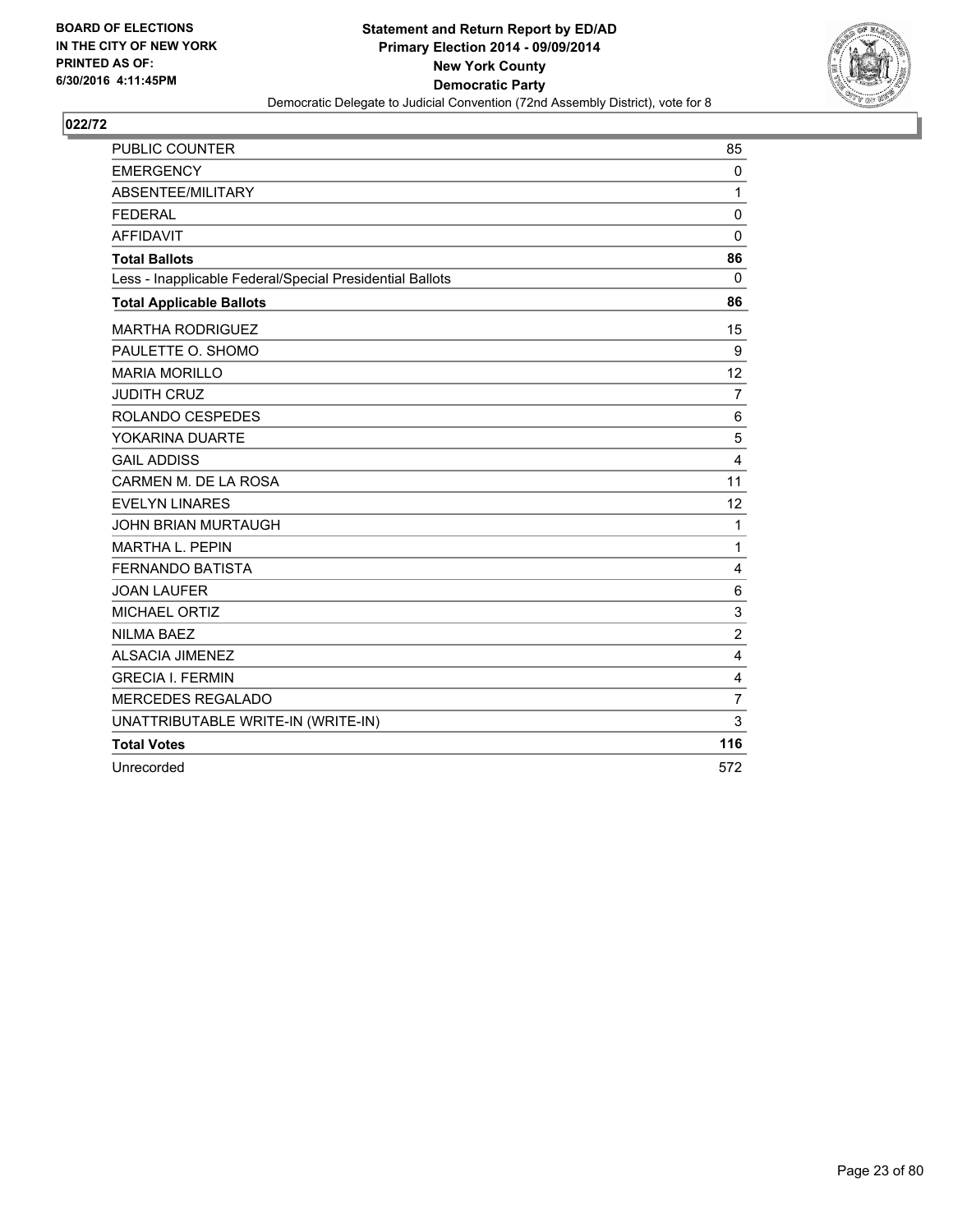**BOARD OF ELECTIONS IN THE CITY OF NEW YORK PRINTED AS OF: 6/30/2016 4:11:45PM**

**Statement and Return Report by ED/AD**
**Primary Election 2014 - 09/09/2014**
**New York County**
**Democratic Party**
Democratic Delegate to Judicial Convention (72nd Assembly District), vote for 8

## 022/72

| | |
|---|---|
| PUBLIC COUNTER | 85 |
| EMERGENCY | 0 |
| ABSENTEE/MILITARY | 1 |
| FEDERAL | 0 |
| AFFIDAVIT | 0 |
| **Total Ballots** | **86** |
| Less - Inapplicable Federal/Special Presidential Ballots | 0 |
| **Total Applicable Ballots** | **86** |
| MARTHA RODRIGUEZ | 15 |
| PAULETTE O. SHOMO | 9 |
| MARIA MORILLO | 12 |
| JUDITH CRUZ | 7 |
| ROLANDO CESPEDES | 6 |
| YOKARINA DUARTE | 5 |
| GAIL ADDISS | 4 |
| CARMEN M. DE LA ROSA | 11 |
| EVELYN LINARES | 12 |
| JOHN BRIAN MURTAUGH | 1 |
| MARTHA L. PEPIN | 1 |
| FERNANDO BATISTA | 4 |
| JOAN LAUFER | 6 |
| MICHAEL ORTIZ | 3 |
| NILMA BAEZ | 2 |
| ALSACIA JIMENEZ | 4 |
| GRECIA I. FERMIN | 4 |
| MERCEDES REGALADO | 7 |
| UNATTRIBUTABLE WRITE-IN (WRITE-IN) | 3 |
| **Total Votes** | **116** |
| Unrecorded | 572 |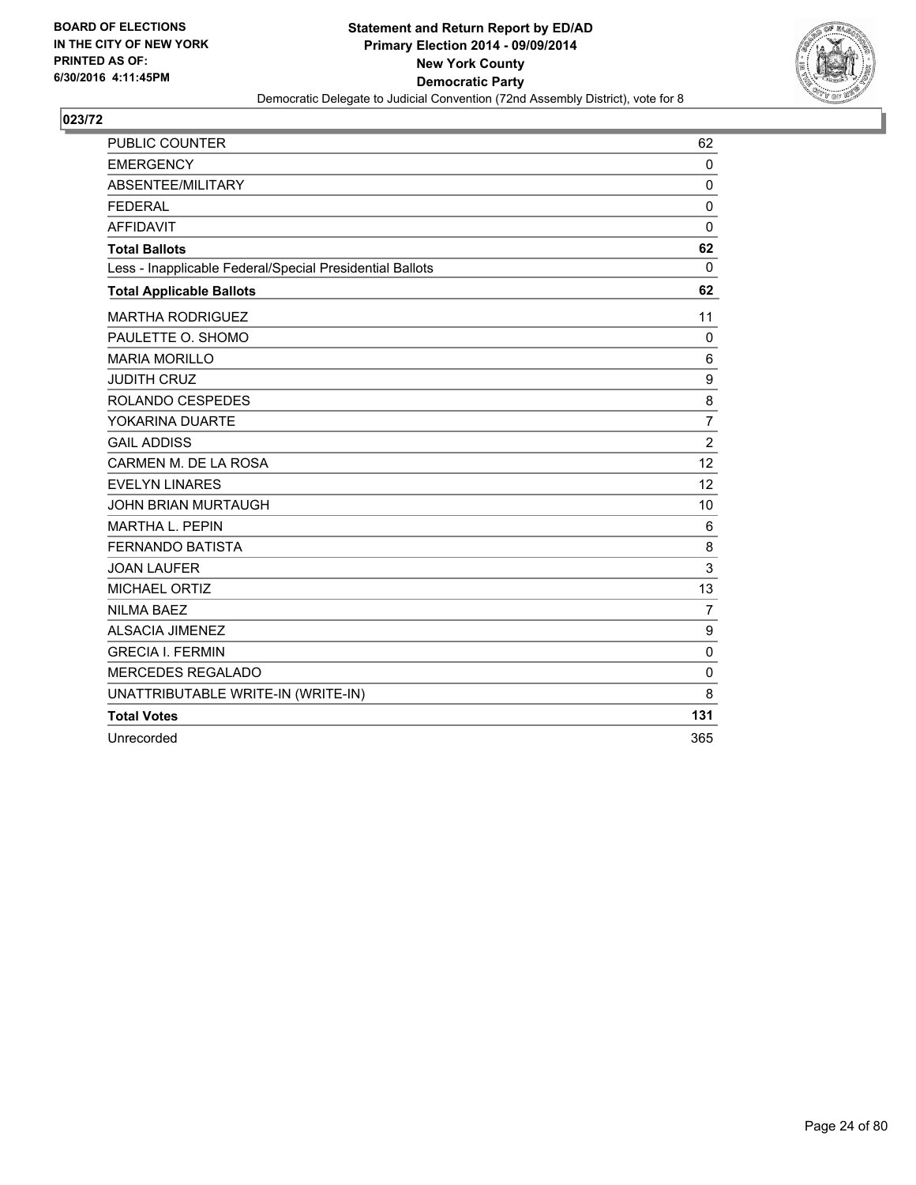BOARD OF ELECTIONS
IN THE CITY OF NEW YORK
PRINTED AS OF:
6/30/2016 4:11:45PM

**Statement and Return Report by ED/AD**
**Primary Election 2014 - 09/09/2014**
**New York County**
**Democratic Party**
Democratic Delegate to Judicial Convention (72nd Assembly District), vote for 8

**023/72**

| | |
|---|---|
| PUBLIC COUNTER | 62 |
| EMERGENCY | 0 |
| ABSENTEE/MILITARY | 0 |
| FEDERAL | 0 |
| AFFIDAVIT | 0 |
| **Total Ballots** | **62** |
| Less - Inapplicable Federal/Special Presidential Ballots | 0 |
| **Total Applicable Ballots** | **62** |
| MARTHA RODRIGUEZ | 11 |
| PAULETTE O. SHOMO | 0 |
| MARIA MORILLO | 6 |
| JUDITH CRUZ | 9 |
| ROLANDO CESPEDES | 8 |
| YOKARINA DUARTE | 7 |
| GAIL ADDISS | 2 |
| CARMEN M. DE LA ROSA | 12 |
| EVELYN LINARES | 12 |
| JOHN BRIAN MURTAUGH | 10 |
| MARTHA L. PEPIN | 6 |
| FERNANDO BATISTA | 8 |
| JOAN LAUFER | 3 |
| MICHAEL ORTIZ | 13 |
| NILMA BAEZ | 7 |
| ALSACIA JIMENEZ | 9 |
| GRECIA I. FERMIN | 0 |
| MERCEDES REGALADO | 0 |
| UNATTRIBUTABLE WRITE-IN (WRITE-IN) | 8 |
| **Total Votes** | **131** |
| Unrecorded | 365 |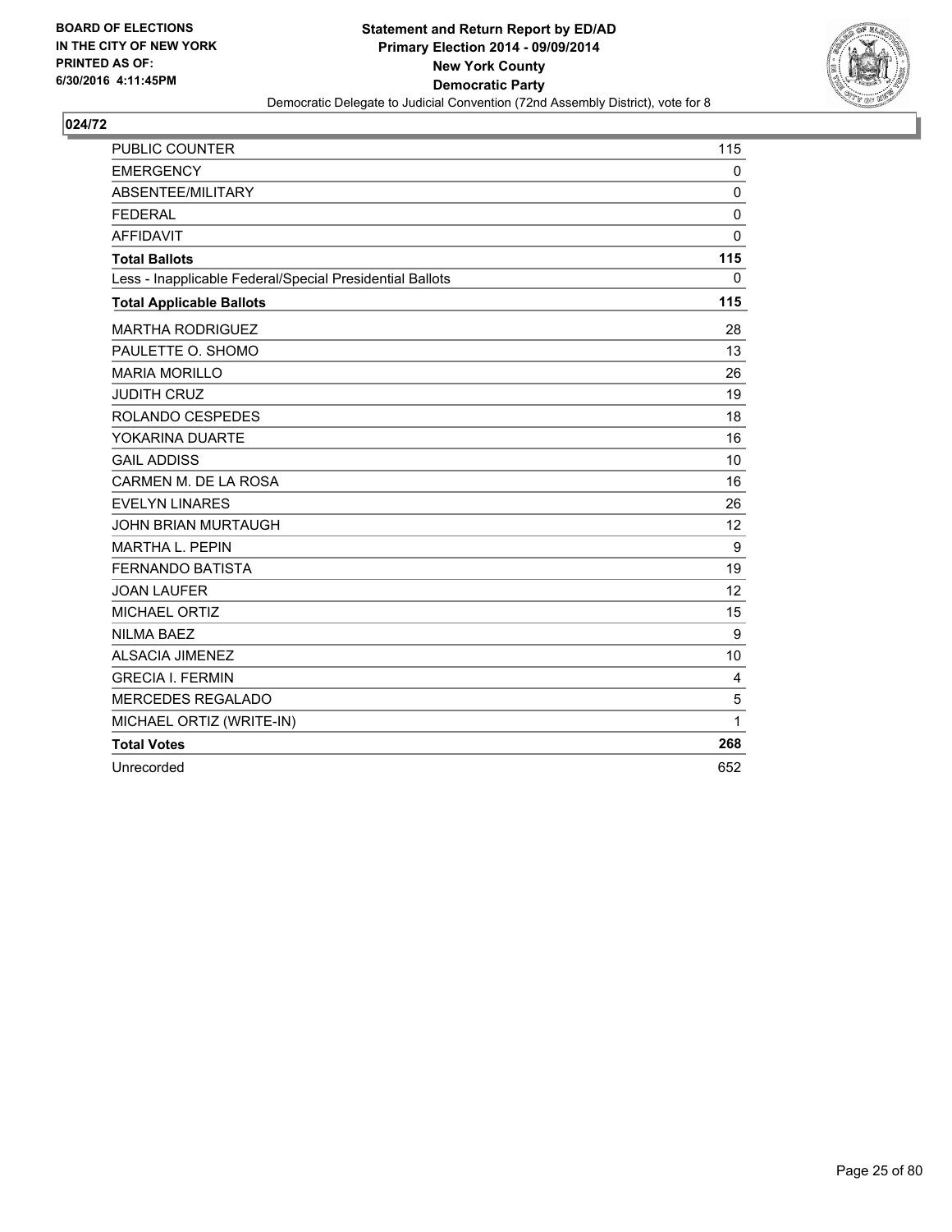**BOARD OF ELECTIONS IN THE CITY OF NEW YORK PRINTED AS OF: 6/30/2016 4:11:45PM**

**Statement and Return Report by ED/AD**
**Primary Election 2014 - 09/09/2014**
**New York County**
**Democratic Party**
Democratic Delegate to Judicial Convention (72nd Assembly District), vote for 8

## 024/72

| | |
|---|---|
| PUBLIC COUNTER | 115 |
| EMERGENCY | 0 |
| ABSENTEE/MILITARY | 0 |
| FEDERAL | 0 |
| AFFIDAVIT | 0 |
| **Total Ballots** | **115** |
| Less - Inapplicable Federal/Special Presidential Ballots | 0 |
| **Total Applicable Ballots** | **115** |
| MARTHA RODRIGUEZ | 28 |
| PAULETTE O. SHOMO | 13 |
| MARIA MORILLO | 26 |
| JUDITH CRUZ | 19 |
| ROLANDO CESPEDES | 18 |
| YOKARINA DUARTE | 16 |
| GAIL ADDISS | 10 |
| CARMEN M. DE LA ROSA | 16 |
| EVELYN LINARES | 26 |
| JOHN BRIAN MURTAUGH | 12 |
| MARTHA L. PEPIN | 9 |
| FERNANDO BATISTA | 19 |
| JOAN LAUFER | 12 |
| MICHAEL ORTIZ | 15 |
| NILMA BAEZ | 9 |
| ALSACIA JIMENEZ | 10 |
| GRECIA I. FERMIN | 4 |
| MERCEDES REGALADO | 5 |
| MICHAEL ORTIZ (WRITE-IN) | 1 |
| **Total Votes** | **268** |
| Unrecorded | 652 |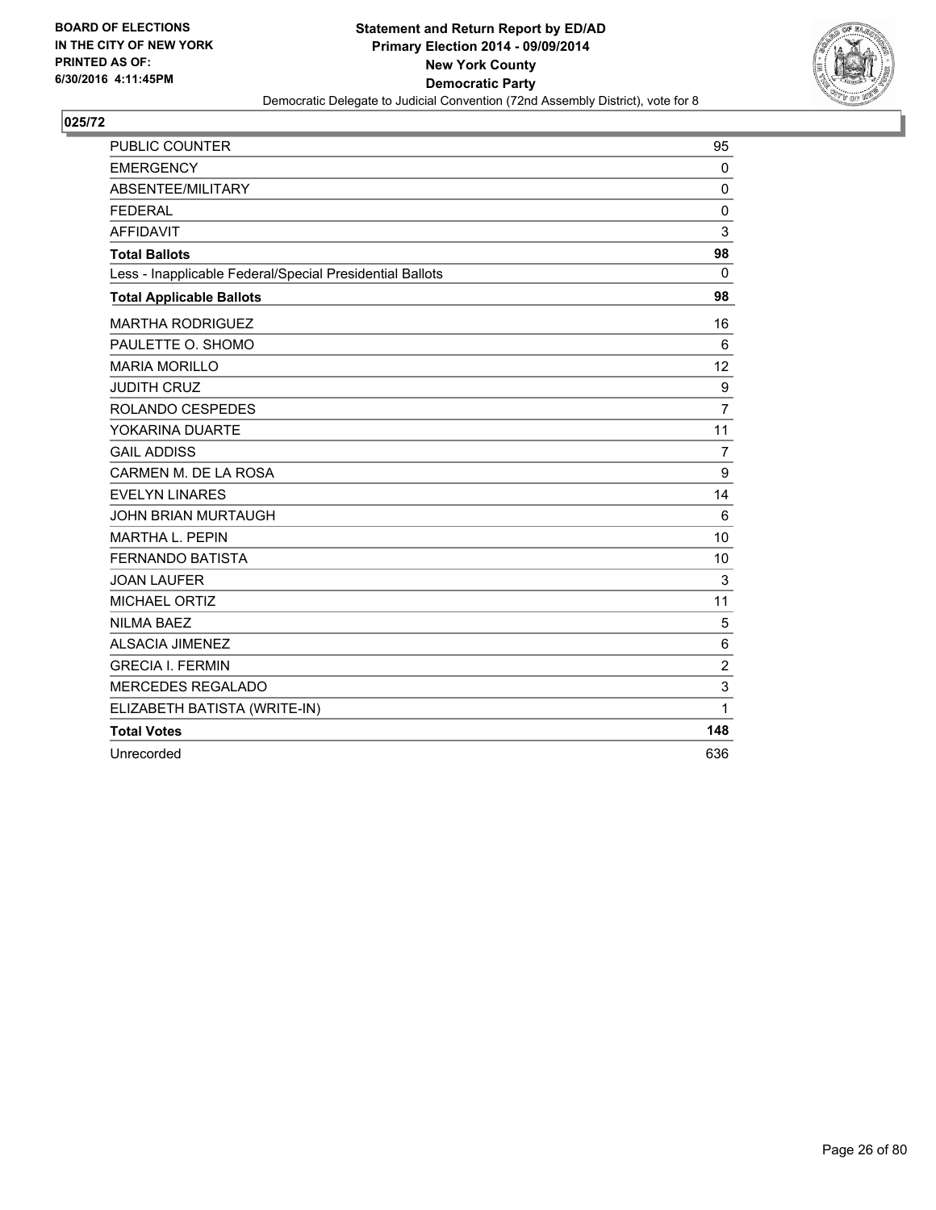BOARD OF ELECTIONS
IN THE CITY OF NEW YORK
PRINTED AS OF:
6/30/2016 4:11:45PM

**Statement and Return Report by ED/AD**
**Primary Election 2014 - 09/09/2014**
**New York County**
**Democratic Party**
Democratic Delegate to Judicial Convention (72nd Assembly District), vote for 8

## 025/72

| | |
|---|---|
| PUBLIC COUNTER | 95 |
| EMERGENCY | 0 |
| ABSENTEE/MILITARY | 0 |
| FEDERAL | 0 |
| AFFIDAVIT | 3 |
| **Total Ballots** | **98** |
| Less - Inapplicable Federal/Special Presidential Ballots | 0 |
| **Total Applicable Ballots** | **98** |
| MARTHA RODRIGUEZ | 16 |
| PAULETTE O. SHOMO | 6 |
| MARIA MORILLO | 12 |
| JUDITH CRUZ | 9 |
| ROLANDO CESPEDES | 7 |
| YOKARINA DUARTE | 11 |
| GAIL ADDISS | 7 |
| CARMEN M. DE LA ROSA | 9 |
| EVELYN LINARES | 14 |
| JOHN BRIAN MURTAUGH | 6 |
| MARTHA L. PEPIN | 10 |
| FERNANDO BATISTA | 10 |
| JOAN LAUFER | 3 |
| MICHAEL ORTIZ | 11 |
| NILMA BAEZ | 5 |
| ALSACIA JIMENEZ | 6 |
| GRECIA I. FERMIN | 2 |
| MERCEDES REGALADO | 3 |
| ELIZABETH BATISTA (WRITE-IN) | 1 |
| **Total Votes** | **148** |
| Unrecorded | 636 |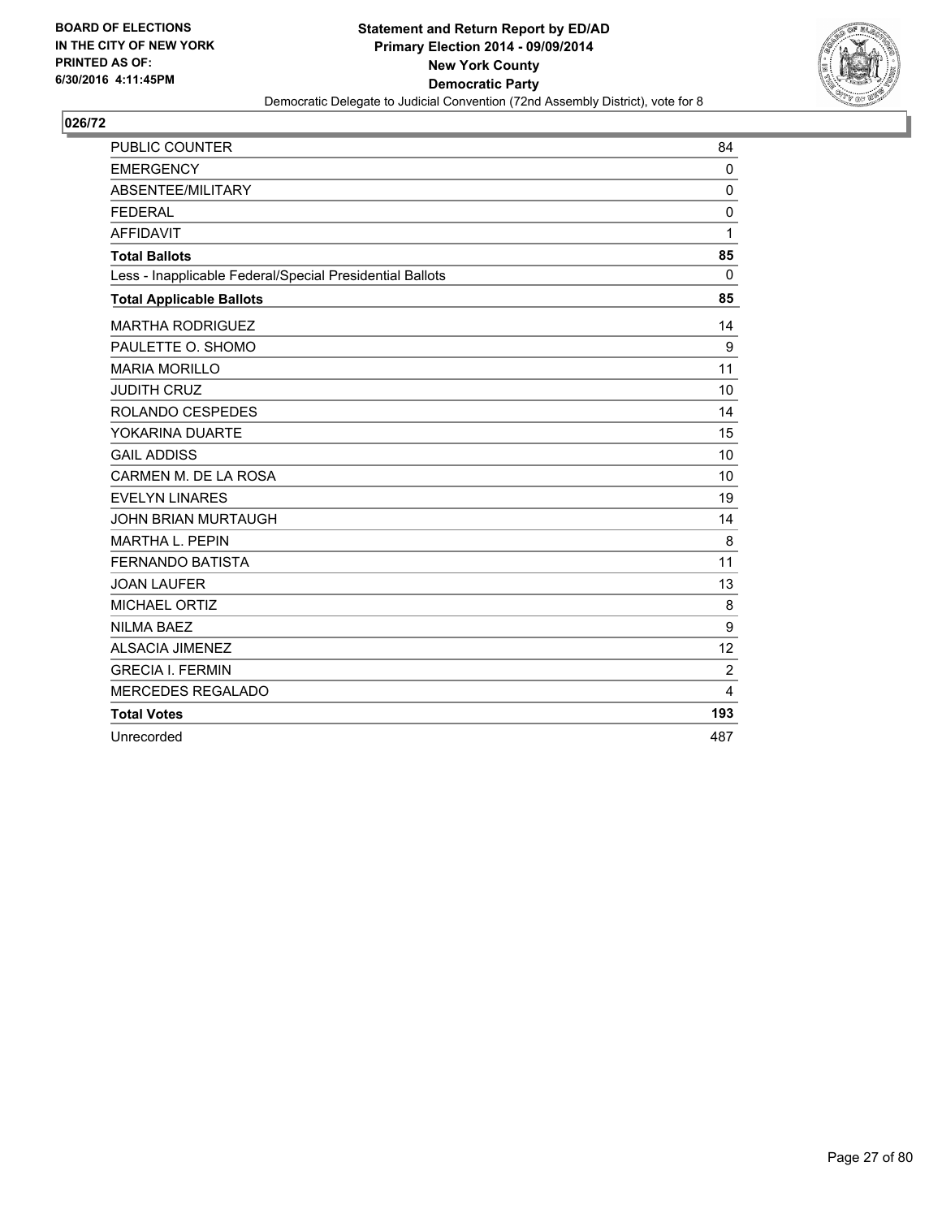**BOARD OF ELECTIONS IN THE CITY OF NEW YORK PRINTED AS OF: 6/30/2016 4:11:45PM**

**Statement and Return Report by ED/AD**
**Primary Election 2014 - 09/09/2014**
**New York County**
**Democratic Party**
Democratic Delegate to Judicial Convention (72nd Assembly District), vote for 8

## 026/72

| | |
|---|---|
| PUBLIC COUNTER | 84 |
| EMERGENCY | 0 |
| ABSENTEE/MILITARY | 0 |
| FEDERAL | 0 |
| AFFIDAVIT | 1 |
| **Total Ballots** | **85** |
| Less - Inapplicable Federal/Special Presidential Ballots | 0 |
| **Total Applicable Ballots** | **85** |
| MARTHA RODRIGUEZ | 14 |
| PAULETTE O. SHOMO | 9 |
| MARIA MORILLO | 11 |
| JUDITH CRUZ | 10 |
| ROLANDO CESPEDES | 14 |
| YOKARINA DUARTE | 15 |
| GAIL ADDISS | 10 |
| CARMEN M. DE LA ROSA | 10 |
| EVELYN LINARES | 19 |
| JOHN BRIAN MURTAUGH | 14 |
| MARTHA L. PEPIN | 8 |
| FERNANDO BATISTA | 11 |
| JOAN LAUFER | 13 |
| MICHAEL ORTIZ | 8 |
| NILMA BAEZ | 9 |
| ALSACIA JIMENEZ | 12 |
| GRECIA I. FERMIN | 2 |
| MERCEDES REGALADO | 4 |
| **Total Votes** | **193** |
| Unrecorded | 487 |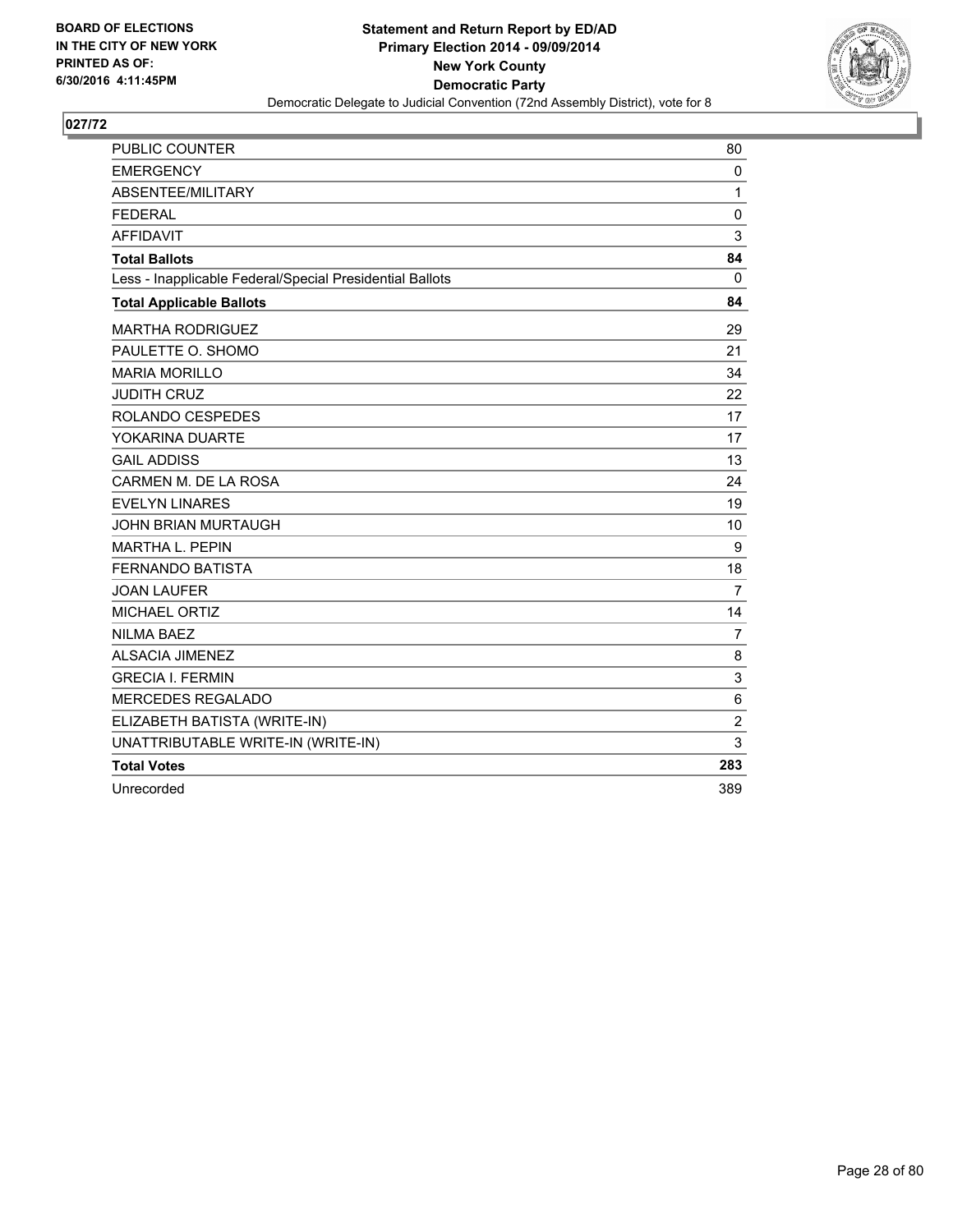BOARD OF ELECTIONS
IN THE CITY OF NEW YORK
PRINTED AS OF:
6/30/2016 4:11:45PM

**Statement and Return Report by ED/AD**
**Primary Election 2014 - 09/09/2014**
**New York County**
**Democratic Party**
Democratic Delegate to Judicial Convention (72nd Assembly District), vote for 8

## 027/72

| | |
|---|---|
| PUBLIC COUNTER | 80 |
| EMERGENCY | 0 |
| ABSENTEE/MILITARY | 1 |
| FEDERAL | 0 |
| AFFIDAVIT | 3 |
| **Total Ballots** | **84** |
| Less - Inapplicable Federal/Special Presidential Ballots | 0 |
| **Total Applicable Ballots** | **84** |
| MARTHA RODRIGUEZ | 29 |
| PAULETTE O. SHOMO | 21 |
| MARIA MORILLO | 34 |
| JUDITH CRUZ | 22 |
| ROLANDO CESPEDES | 17 |
| YOKARINA DUARTE | 17 |
| GAIL ADDISS | 13 |
| CARMEN M. DE LA ROSA | 24 |
| EVELYN LINARES | 19 |
| JOHN BRIAN MURTAUGH | 10 |
| MARTHA L. PEPIN | 9 |
| FERNANDO BATISTA | 18 |
| JOAN LAUFER | 7 |
| MICHAEL ORTIZ | 14 |
| NILMA BAEZ | 7 |
| ALSACIA JIMENEZ | 8 |
| GRECIA I. FERMIN | 3 |
| MERCEDES REGALADO | 6 |
| ELIZABETH BATISTA (WRITE-IN) | 2 |
| UNATTRIBUTABLE WRITE-IN (WRITE-IN) | 3 |
| **Total Votes** | **283** |
| Unrecorded | 389 |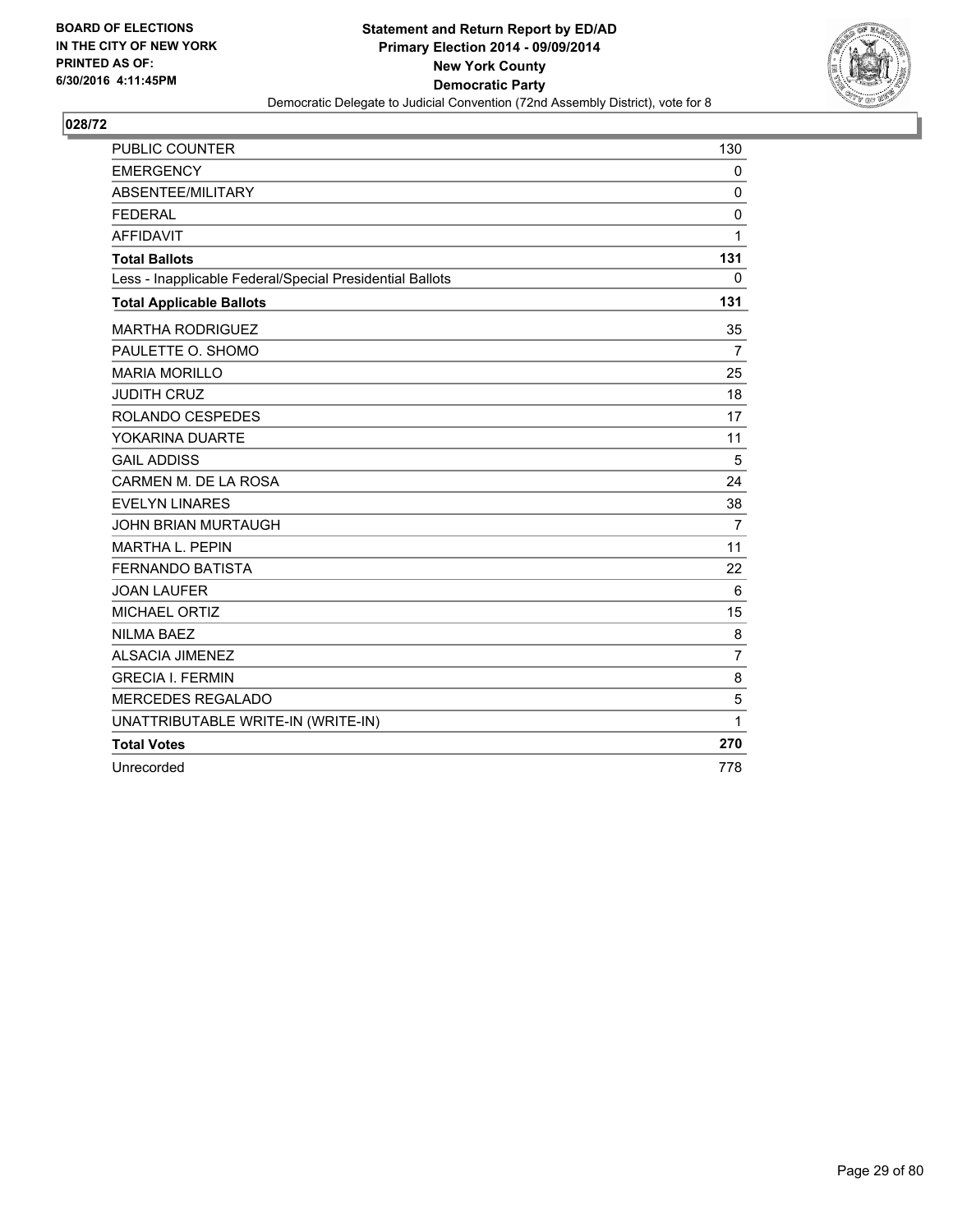**BOARD OF ELECTIONS IN THE CITY OF NEW YORK PRINTED AS OF: 6/30/2016 4:11:45PM**

**Statement and Return Report by ED/AD**
**Primary Election 2014 - 09/09/2014**
**New York County**
**Democratic Party**
Democratic Delegate to Judicial Convention (72nd Assembly District), vote for 8

## 028/72

| | |
|---|---|
| PUBLIC COUNTER | 130 |
| EMERGENCY | 0 |
| ABSENTEE/MILITARY | 0 |
| FEDERAL | 0 |
| AFFIDAVIT | 1 |
| **Total Ballots** | **131** |
| Less - Inapplicable Federal/Special Presidential Ballots | 0 |
| **Total Applicable Ballots** | **131** |
| MARTHA RODRIGUEZ | 35 |
| PAULETTE O. SHOMO | 7 |
| MARIA MORILLO | 25 |
| JUDITH CRUZ | 18 |
| ROLANDO CESPEDES | 17 |
| YOKARINA DUARTE | 11 |
| GAIL ADDISS | 5 |
| CARMEN M. DE LA ROSA | 24 |
| EVELYN LINARES | 38 |
| JOHN BRIAN MURTAUGH | 7 |
| MARTHA L. PEPIN | 11 |
| FERNANDO BATISTA | 22 |
| JOAN LAUFER | 6 |
| MICHAEL ORTIZ | 15 |
| NILMA BAEZ | 8 |
| ALSACIA JIMENEZ | 7 |
| GRECIA I. FERMIN | 8 |
| MERCEDES REGALADO | 5 |
| UNATTRIBUTABLE WRITE-IN (WRITE-IN) | 1 |
| **Total Votes** | **270** |
| Unrecorded | 778 |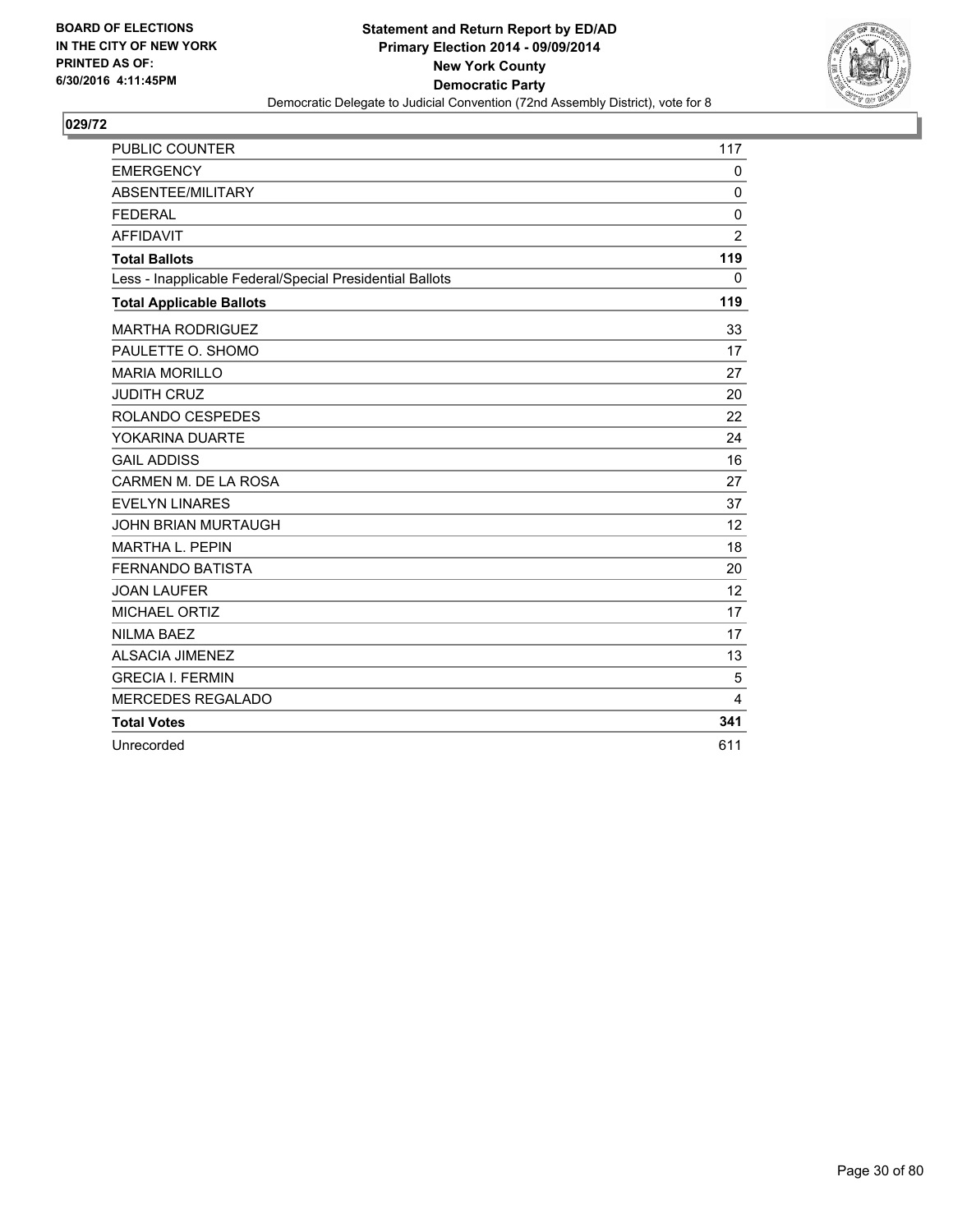BOARD OF ELECTIONS
IN THE CITY OF NEW YORK
PRINTED AS OF:
6/30/2016 4:11:45PM

**Statement and Return Report by ED/AD**
**Primary Election 2014 - 09/09/2014**
**New York County**
**Democratic Party**
Democratic Delegate to Judicial Convention (72nd Assembly District), vote for 8

## 029/72

| | |
|---|---|
| PUBLIC COUNTER | 117 |
| EMERGENCY | 0 |
| ABSENTEE/MILITARY | 0 |
| FEDERAL | 0 |
| AFFIDAVIT | 2 |
| **Total Ballots** | **119** |
| Less - Inapplicable Federal/Special Presidential Ballots | 0 |
| **Total Applicable Ballots** | **119** |
| MARTHA RODRIGUEZ | 33 |
| PAULETTE O. SHOMO | 17 |
| MARIA MORILLO | 27 |
| JUDITH CRUZ | 20 |
| ROLANDO CESPEDES | 22 |
| YOKARINA DUARTE | 24 |
| GAIL ADDISS | 16 |
| CARMEN M. DE LA ROSA | 27 |
| EVELYN LINARES | 37 |
| JOHN BRIAN MURTAUGH | 12 |
| MARTHA L. PEPIN | 18 |
| FERNANDO BATISTA | 20 |
| JOAN LAUFER | 12 |
| MICHAEL ORTIZ | 17 |
| NILMA BAEZ | 17 |
| ALSACIA JIMENEZ | 13 |
| GRECIA I. FERMIN | 5 |
| MERCEDES REGALADO | 4 |
| **Total Votes** | **341** |
| Unrecorded | 611 |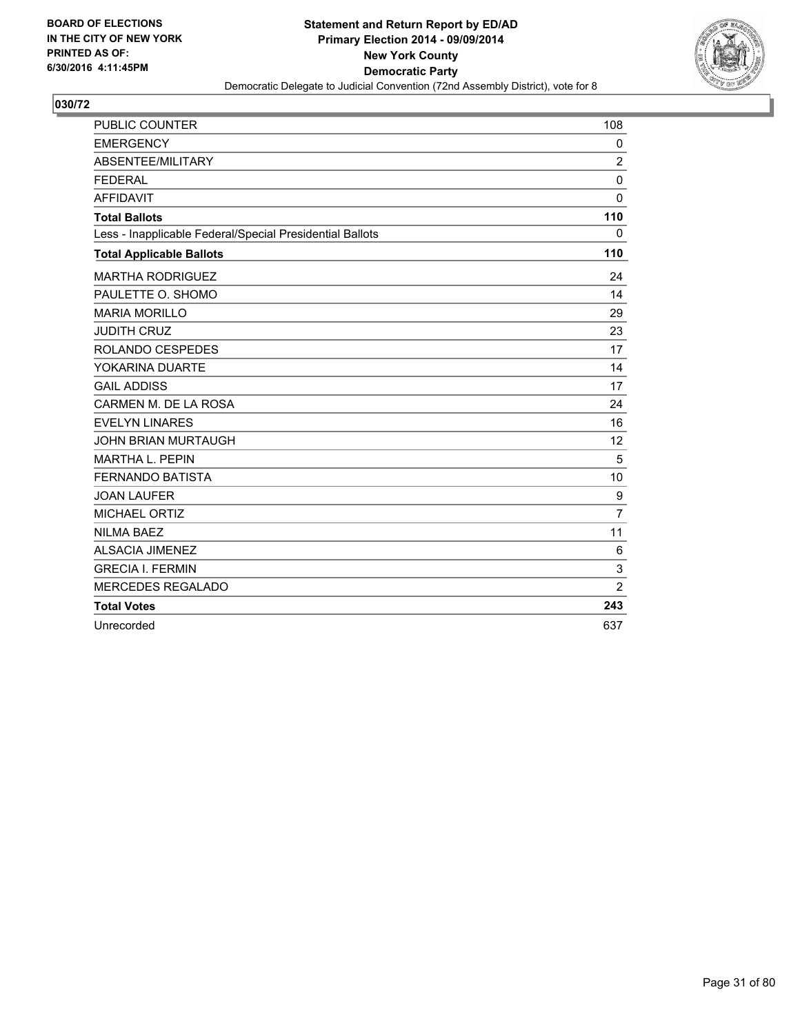**BOARD OF ELECTIONS IN THE CITY OF NEW YORK PRINTED AS OF: 6/30/2016 4:11:45PM**

**Statement and Return Report by ED/AD**
**Primary Election 2014 - 09/09/2014**
**New York County**
**Democratic Party**
Democratic Delegate to Judicial Convention (72nd Assembly District), vote for 8

## 030/72

| | |
|---|---|
| PUBLIC COUNTER | 108 |
| EMERGENCY | 0 |
| ABSENTEE/MILITARY | 2 |
| FEDERAL | 0 |
| AFFIDAVIT | 0 |
| **Total Ballots** | **110** |
| Less - Inapplicable Federal/Special Presidential Ballots | 0 |
| **Total Applicable Ballots** | **110** |
| MARTHA RODRIGUEZ | 24 |
| PAULETTE O. SHOMO | 14 |
| MARIA MORILLO | 29 |
| JUDITH CRUZ | 23 |
| ROLANDO CESPEDES | 17 |
| YOKARINA DUARTE | 14 |
| GAIL ADDISS | 17 |
| CARMEN M. DE LA ROSA | 24 |
| EVELYN LINARES | 16 |
| JOHN BRIAN MURTAUGH | 12 |
| MARTHA L. PEPIN | 5 |
| FERNANDO BATISTA | 10 |
| JOAN LAUFER | 9 |
| MICHAEL ORTIZ | 7 |
| NILMA BAEZ | 11 |
| ALSACIA JIMENEZ | 6 |
| GRECIA I. FERMIN | 3 |
| MERCEDES REGALADO | 2 |
| **Total Votes** | **243** |
| Unrecorded | 637 |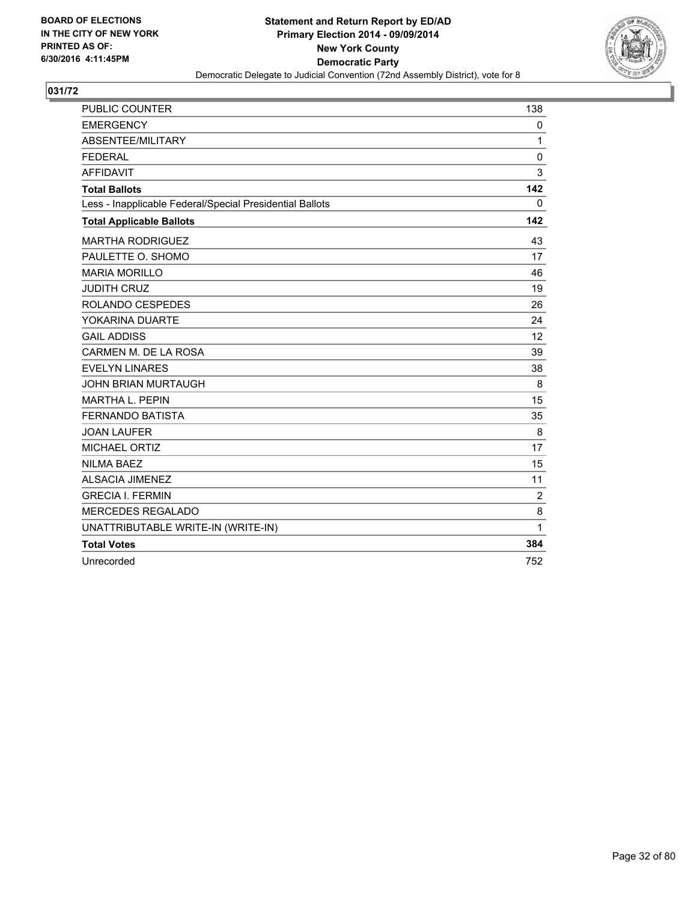**BOARD OF ELECTIONS IN THE CITY OF NEW YORK PRINTED AS OF: 6/30/2016 4:11:45PM**

**Statement and Return Report by ED/AD**
**Primary Election 2014 - 09/09/2014**
**New York County**
**Democratic Party**
Democratic Delegate to Judicial Convention (72nd Assembly District), vote for 8

## 031/72

| | |
|---|---|
| PUBLIC COUNTER | 138 |
| EMERGENCY | 0 |
| ABSENTEE/MILITARY | 1 |
| FEDERAL | 0 |
| AFFIDAVIT | 3 |
| **Total Ballots** | **142** |
| Less - Inapplicable Federal/Special Presidential Ballots | 0 |
| **Total Applicable Ballots** | **142** |
| MARTHA RODRIGUEZ | 43 |
| PAULETTE O. SHOMO | 17 |
| MARIA MORILLO | 46 |
| JUDITH CRUZ | 19 |
| ROLANDO CESPEDES | 26 |
| YOKARINA DUARTE | 24 |
| GAIL ADDISS | 12 |
| CARMEN M. DE LA ROSA | 39 |
| EVELYN LINARES | 38 |
| JOHN BRIAN MURTAUGH | 8 |
| MARTHA L. PEPIN | 15 |
| FERNANDO BATISTA | 35 |
| JOAN LAUFER | 8 |
| MICHAEL ORTIZ | 17 |
| NILMA BAEZ | 15 |
| ALSACIA JIMENEZ | 11 |
| GRECIA I. FERMIN | 2 |
| MERCEDES REGALADO | 8 |
| UNATTRIBUTABLE WRITE-IN (WRITE-IN) | 1 |
| **Total Votes** | **384** |
| Unrecorded | 752 |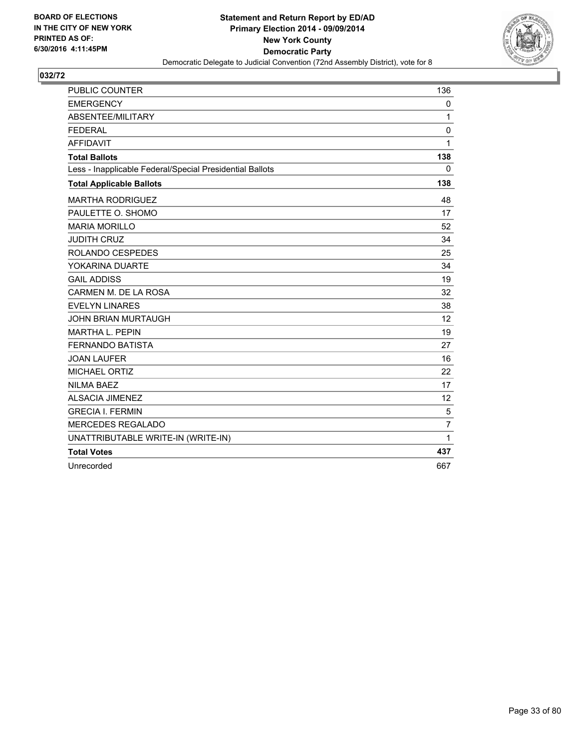BOARD OF ELECTIONS
IN THE CITY OF NEW YORK
PRINTED AS OF:
6/30/2016 4:11:45PM

**Statement and Return Report by ED/AD**
**Primary Election 2014 - 09/09/2014**
**New York County**
**Democratic Party**
Democratic Delegate to Judicial Convention (72nd Assembly District), vote for 8

**032/72**

| | |
|---|---|
| PUBLIC COUNTER | 136 |
| EMERGENCY | 0 |
| ABSENTEE/MILITARY | 1 |
| FEDERAL | 0 |
| AFFIDAVIT | 1 |
| **Total Ballots** | **138** |
| Less - Inapplicable Federal/Special Presidential Ballots | 0 |
| **Total Applicable Ballots** | **138** |
| MARTHA RODRIGUEZ | 48 |
| PAULETTE O. SHOMO | 17 |
| MARIA MORILLO | 52 |
| JUDITH CRUZ | 34 |
| ROLANDO CESPEDES | 25 |
| YOKARINA DUARTE | 34 |
| GAIL ADDISS | 19 |
| CARMEN M. DE LA ROSA | 32 |
| EVELYN LINARES | 38 |
| JOHN BRIAN MURTAUGH | 12 |
| MARTHA L. PEPIN | 19 |
| FERNANDO BATISTA | 27 |
| JOAN LAUFER | 16 |
| MICHAEL ORTIZ | 22 |
| NILMA BAEZ | 17 |
| ALSACIA JIMENEZ | 12 |
| GRECIA I. FERMIN | 5 |
| MERCEDES REGALADO | 7 |
| UNATTRIBUTABLE WRITE-IN (WRITE-IN) | 1 |
| **Total Votes** | **437** |
| Unrecorded | 667 |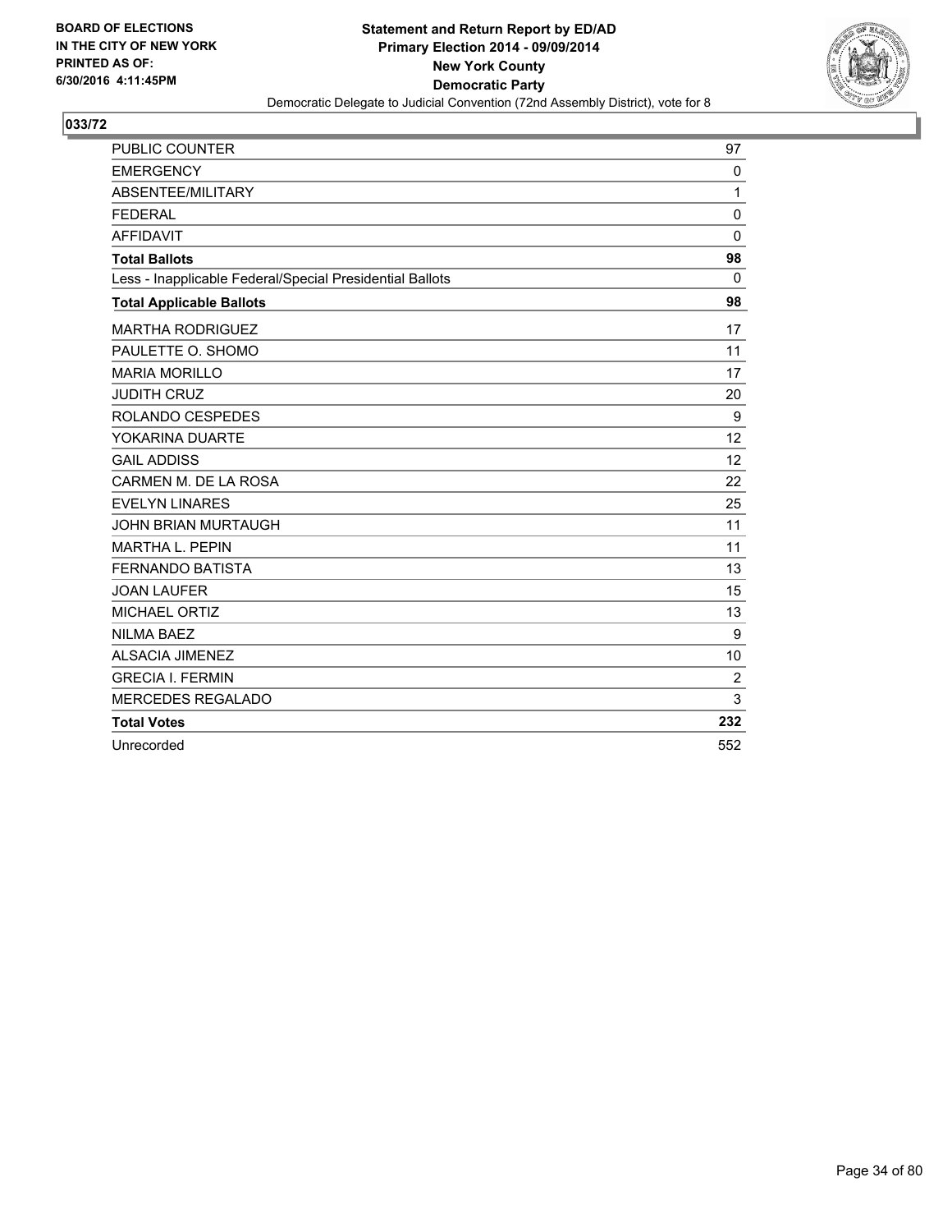BOARD OF ELECTIONS
IN THE CITY OF NEW YORK
PRINTED AS OF:
6/30/2016 4:11:45PM

**Statement and Return Report by ED/AD**
**Primary Election 2014 - 09/09/2014**
**New York County**
**Democratic Party**
Democratic Delegate to Judicial Convention (72nd Assembly District), vote for 8

## 033/72

| | |
|---|---|
| PUBLIC COUNTER | 97 |
| EMERGENCY | 0 |
| ABSENTEE/MILITARY | 1 |
| FEDERAL | 0 |
| AFFIDAVIT | 0 |
| **Total Ballots** | **98** |
| Less - Inapplicable Federal/Special Presidential Ballots | 0 |
| **Total Applicable Ballots** | **98** |
| MARTHA RODRIGUEZ | 17 |
| PAULETTE O. SHOMO | 11 |
| MARIA MORILLO | 17 |
| JUDITH CRUZ | 20 |
| ROLANDO CESPEDES | 9 |
| YOKARINA DUARTE | 12 |
| GAIL ADDISS | 12 |
| CARMEN M. DE LA ROSA | 22 |
| EVELYN LINARES | 25 |
| JOHN BRIAN MURTAUGH | 11 |
| MARTHA L. PEPIN | 11 |
| FERNANDO BATISTA | 13 |
| JOAN LAUFER | 15 |
| MICHAEL ORTIZ | 13 |
| NILMA BAEZ | 9 |
| ALSACIA JIMENEZ | 10 |
| GRECIA I. FERMIN | 2 |
| MERCEDES REGALADO | 3 |
| **Total Votes** | **232** |
| Unrecorded | 552 |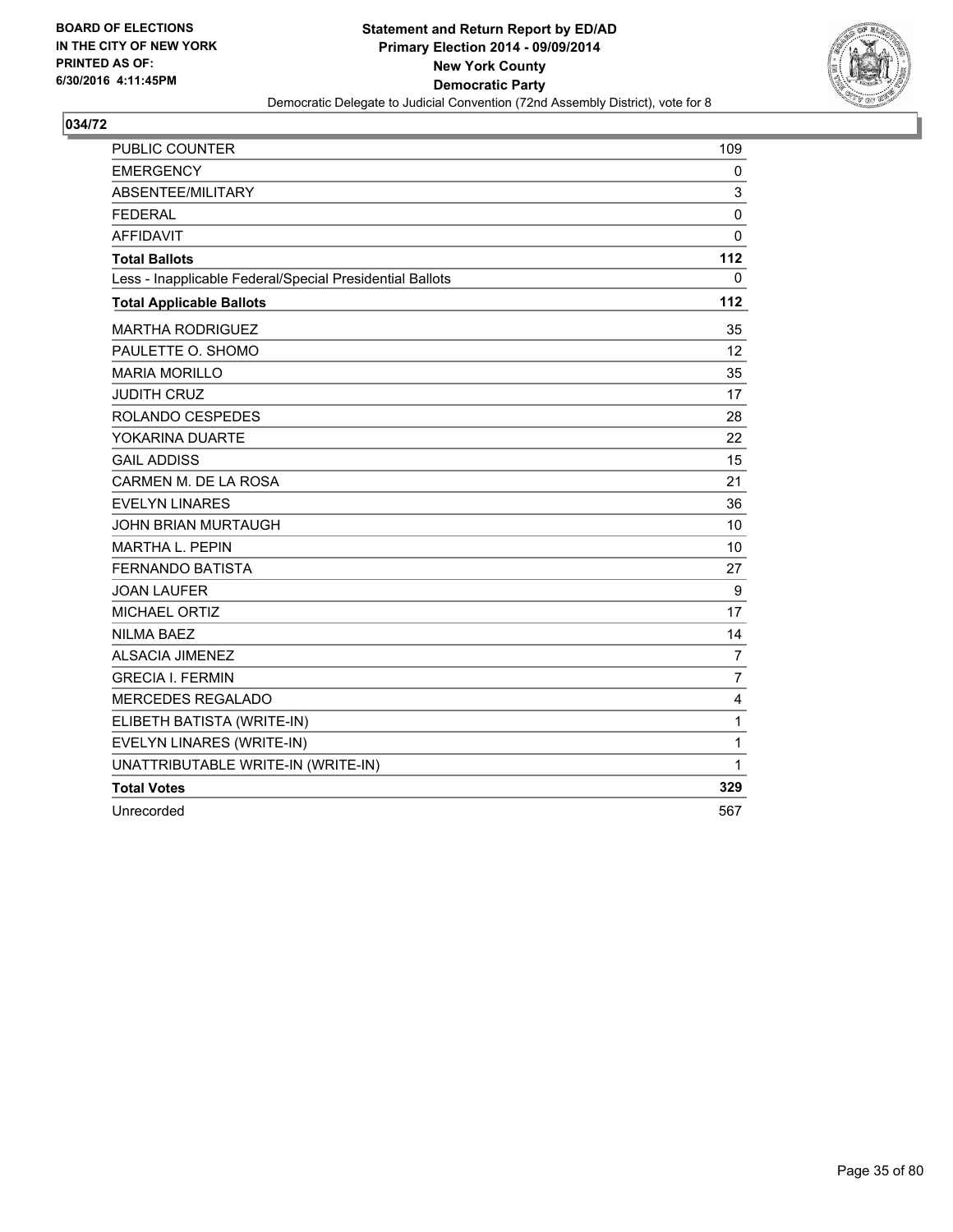BOARD OF ELECTIONS
IN THE CITY OF NEW YORK
PRINTED AS OF:
6/30/2016 4:11:45PM

**Statement and Return Report by ED/AD**
**Primary Election 2014 - 09/09/2014**
**New York County**
**Democratic Party**
Democratic Delegate to Judicial Convention (72nd Assembly District), vote for 8

**034/72**

| | |
|---|---|
| PUBLIC COUNTER | 109 |
| EMERGENCY | 0 |
| ABSENTEE/MILITARY | 3 |
| FEDERAL | 0 |
| AFFIDAVIT | 0 |
| **Total Ballots** | **112** |
| Less - Inapplicable Federal/Special Presidential Ballots | 0 |
| **Total Applicable Ballots** | **112** |
| MARTHA RODRIGUEZ | 35 |
| PAULETTE O. SHOMO | 12 |
| MARIA MORILLO | 35 |
| JUDITH CRUZ | 17 |
| ROLANDO CESPEDES | 28 |
| YOKARINA DUARTE | 22 |
| GAIL ADDISS | 15 |
| CARMEN M. DE LA ROSA | 21 |
| EVELYN LINARES | 36 |
| JOHN BRIAN MURTAUGH | 10 |
| MARTHA L. PEPIN | 10 |
| FERNANDO BATISTA | 27 |
| JOAN LAUFER | 9 |
| MICHAEL ORTIZ | 17 |
| NILMA BAEZ | 14 |
| ALSACIA JIMENEZ | 7 |
| GRECIA I. FERMIN | 7 |
| MERCEDES REGALADO | 4 |
| ELIBETH BATISTA (WRITE-IN) | 1 |
| EVELYN LINARES (WRITE-IN) | 1 |
| UNATTRIBUTABLE WRITE-IN (WRITE-IN) | 1 |
| **Total Votes** | **329** |
| Unrecorded | 567 |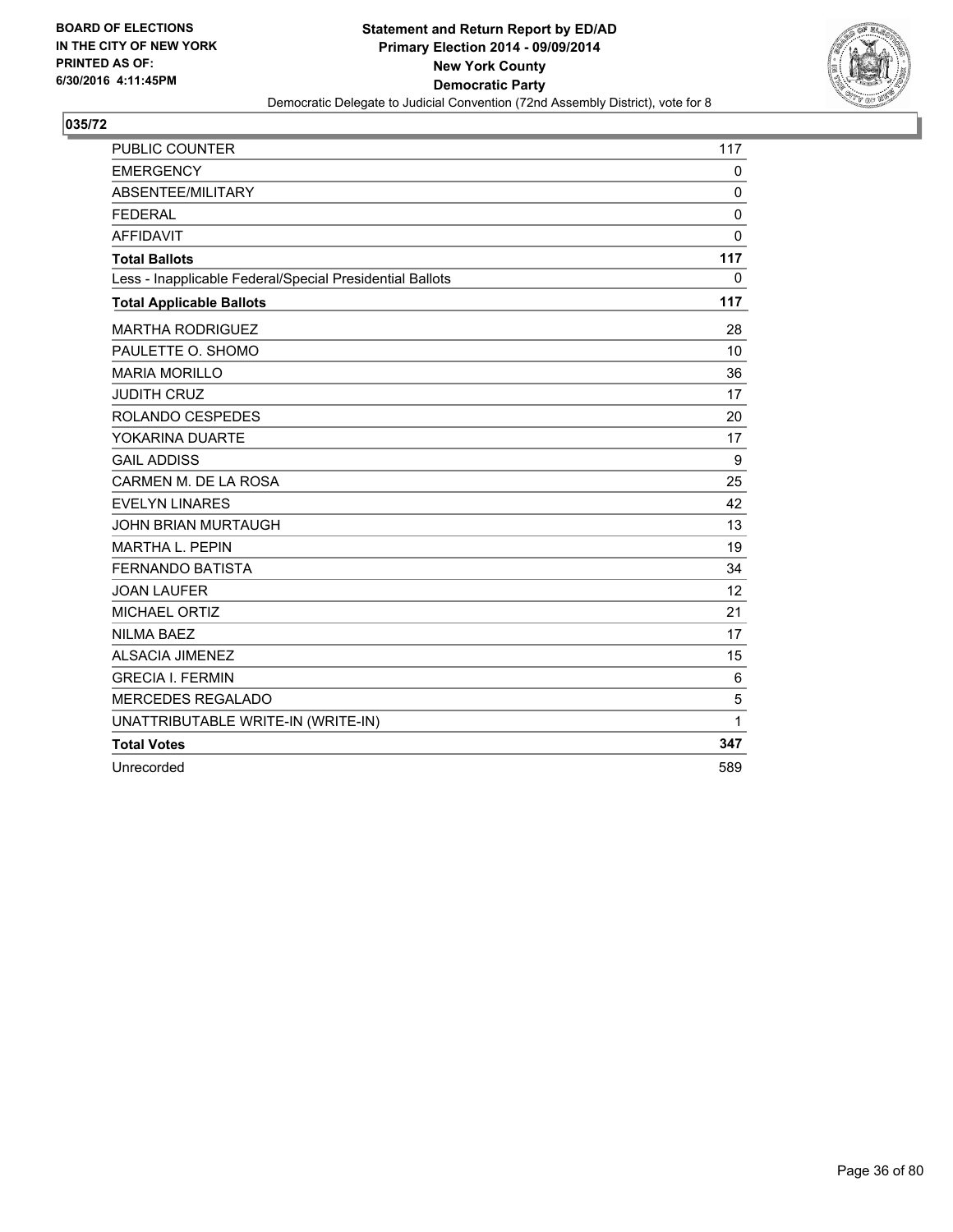**BOARD OF ELECTIONS IN THE CITY OF NEW YORK PRINTED AS OF: 6/30/2016 4:11:45PM**

**Statement and Return Report by ED/AD**
**Primary Election 2014 - 09/09/2014**
**New York County**
**Democratic Party**
Democratic Delegate to Judicial Convention (72nd Assembly District), vote for 8

## 035/72

| | |
|---|---|
| PUBLIC COUNTER | 117 |
| EMERGENCY | 0 |
| ABSENTEE/MILITARY | 0 |
| FEDERAL | 0 |
| AFFIDAVIT | 0 |
| **Total Ballots** | **117** |
| Less - Inapplicable Federal/Special Presidential Ballots | 0 |
| **Total Applicable Ballots** | **117** |
| MARTHA RODRIGUEZ | 28 |
| PAULETTE O. SHOMO | 10 |
| MARIA MORILLO | 36 |
| JUDITH CRUZ | 17 |
| ROLANDO CESPEDES | 20 |
| YOKARINA DUARTE | 17 |
| GAIL ADDISS | 9 |
| CARMEN M. DE LA ROSA | 25 |
| EVELYN LINARES | 42 |
| JOHN BRIAN MURTAUGH | 13 |
| MARTHA L. PEPIN | 19 |
| FERNANDO BATISTA | 34 |
| JOAN LAUFER | 12 |
| MICHAEL ORTIZ | 21 |
| NILMA BAEZ | 17 |
| ALSACIA JIMENEZ | 15 |
| GRECIA I. FERMIN | 6 |
| MERCEDES REGALADO | 5 |
| UNATTRIBUTABLE WRITE-IN (WRITE-IN) | 1 |
| **Total Votes** | **347** |
| Unrecorded | 589 |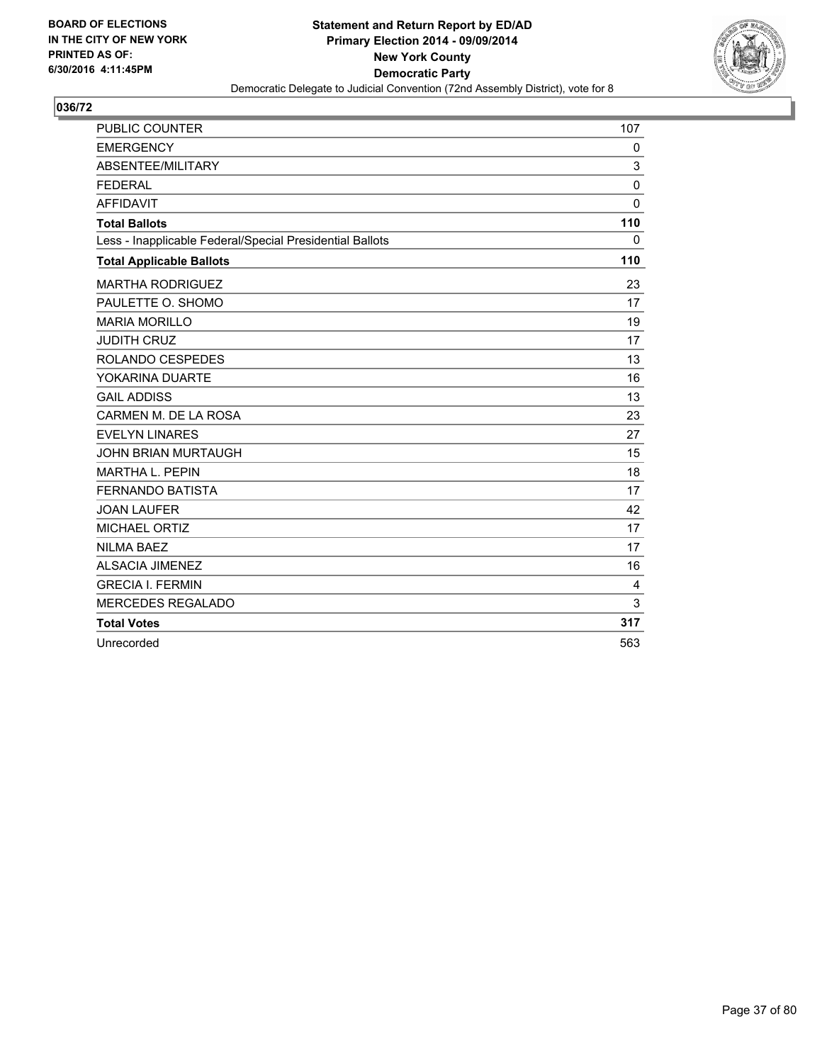**BOARD OF ELECTIONS**
**IN THE CITY OF NEW YORK**
**PRINTED AS OF:**
**6/30/2016 4:11:45PM**

**Statement and Return Report by ED/AD**
**Primary Election 2014 - 09/09/2014**
**New York County**
**Democratic Party**
Democratic Delegate to Judicial Convention (72nd Assembly District), vote for 8

**036/72**

| | |
|---|---|
| PUBLIC COUNTER | 107 |
| EMERGENCY | 0 |
| ABSENTEE/MILITARY | 3 |
| FEDERAL | 0 |
| AFFIDAVIT | 0 |
| **Total Ballots** | **110** |
| Less - Inapplicable Federal/Special Presidential Ballots | 0 |
| **Total Applicable Ballots** | **110** |
| MARTHA RODRIGUEZ | 23 |
| PAULETTE O. SHOMO | 17 |
| MARIA MORILLO | 19 |
| JUDITH CRUZ | 17 |
| ROLANDO CESPEDES | 13 |
| YOKARINA DUARTE | 16 |
| GAIL ADDISS | 13 |
| CARMEN M. DE LA ROSA | 23 |
| EVELYN LINARES | 27 |
| JOHN BRIAN MURTAUGH | 15 |
| MARTHA L. PEPIN | 18 |
| FERNANDO BATISTA | 17 |
| JOAN LAUFER | 42 |
| MICHAEL ORTIZ | 17 |
| NILMA BAEZ | 17 |
| ALSACIA JIMENEZ | 16 |
| GRECIA I. FERMIN | 4 |
| MERCEDES REGALADO | 3 |
| **Total Votes** | **317** |
| Unrecorded | 563 |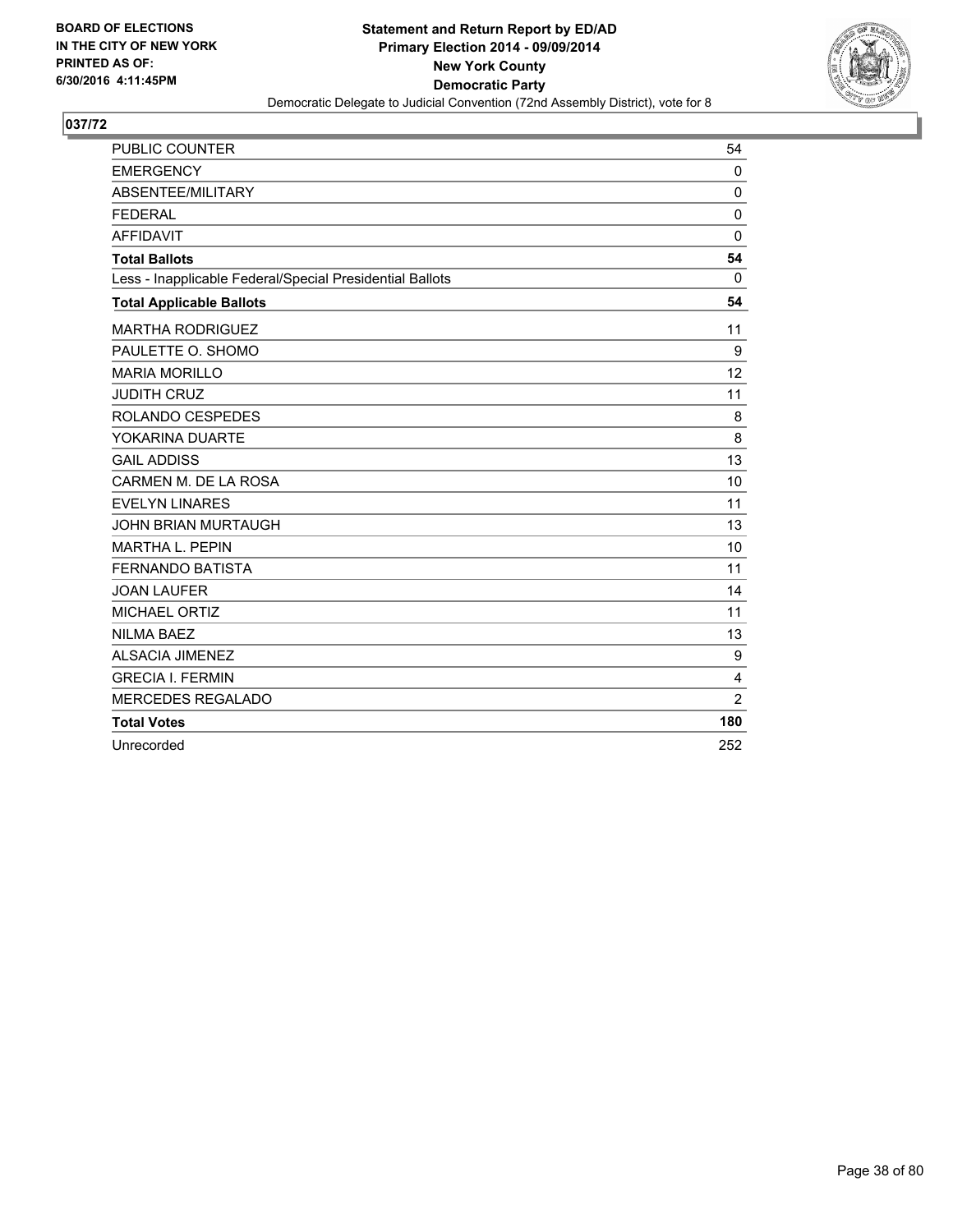**BOARD OF ELECTIONS IN THE CITY OF NEW YORK PRINTED AS OF: 6/30/2016 4:11:45PM**

**Statement and Return Report by ED/AD**
**Primary Election 2014 - 09/09/2014**
**New York County**
**Democratic Party**
Democratic Delegate to Judicial Convention (72nd Assembly District), vote for 8

## 037/72

| | |
|---|---|
| PUBLIC COUNTER | 54 |
| EMERGENCY | 0 |
| ABSENTEE/MILITARY | 0 |
| FEDERAL | 0 |
| AFFIDAVIT | 0 |
| **Total Ballots** | **54** |
| Less - Inapplicable Federal/Special Presidential Ballots | 0 |
| **Total Applicable Ballots** | **54** |
| MARTHA RODRIGUEZ | 11 |
| PAULETTE O. SHOMO | 9 |
| MARIA MORILLO | 12 |
| JUDITH CRUZ | 11 |
| ROLANDO CESPEDES | 8 |
| YOKARINA DUARTE | 8 |
| GAIL ADDISS | 13 |
| CARMEN M. DE LA ROSA | 10 |
| EVELYN LINARES | 11 |
| JOHN BRIAN MURTAUGH | 13 |
| MARTHA L. PEPIN | 10 |
| FERNANDO BATISTA | 11 |
| JOAN LAUFER | 14 |
| MICHAEL ORTIZ | 11 |
| NILMA BAEZ | 13 |
| ALSACIA JIMENEZ | 9 |
| GRECIA I. FERMIN | 4 |
| MERCEDES REGALADO | 2 |
| **Total Votes** | **180** |
| Unrecorded | 252 |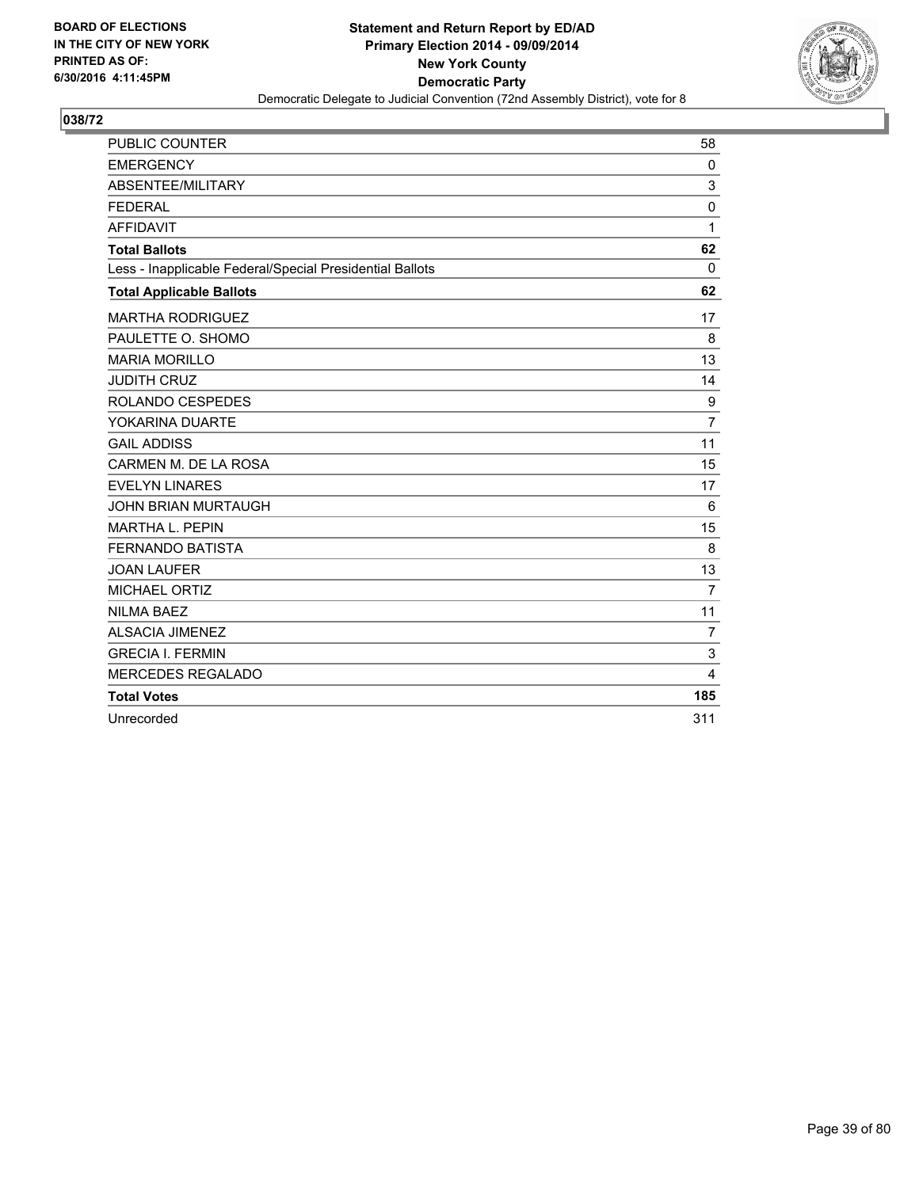BOARD OF ELECTIONS
IN THE CITY OF NEW YORK
PRINTED AS OF:
6/30/2016 4:11:45PM

**Statement and Return Report by ED/AD**
**Primary Election 2014 - 09/09/2014**
**New York County**
**Democratic Party**
Democratic Delegate to Judicial Convention (72nd Assembly District), vote for 8

## 038/72

| | |
|---|---|
| PUBLIC COUNTER | 58 |
| EMERGENCY | 0 |
| ABSENTEE/MILITARY | 3 |
| FEDERAL | 0 |
| AFFIDAVIT | 1 |
| **Total Ballots** | **62** |
| Less - Inapplicable Federal/Special Presidential Ballots | 0 |
| **Total Applicable Ballots** | **62** |
| MARTHA RODRIGUEZ | 17 |
| PAULETTE O. SHOMO | 8 |
| MARIA MORILLO | 13 |
| JUDITH CRUZ | 14 |
| ROLANDO CESPEDES | 9 |
| YOKARINA DUARTE | 7 |
| GAIL ADDISS | 11 |
| CARMEN M. DE LA ROSA | 15 |
| EVELYN LINARES | 17 |
| JOHN BRIAN MURTAUGH | 6 |
| MARTHA L. PEPIN | 15 |
| FERNANDO BATISTA | 8 |
| JOAN LAUFER | 13 |
| MICHAEL ORTIZ | 7 |
| NILMA BAEZ | 11 |
| ALSACIA JIMENEZ | 7 |
| GRECIA I. FERMIN | 3 |
| MERCEDES REGALADO | 4 |
| **Total Votes** | **185** |
| Unrecorded | 311 |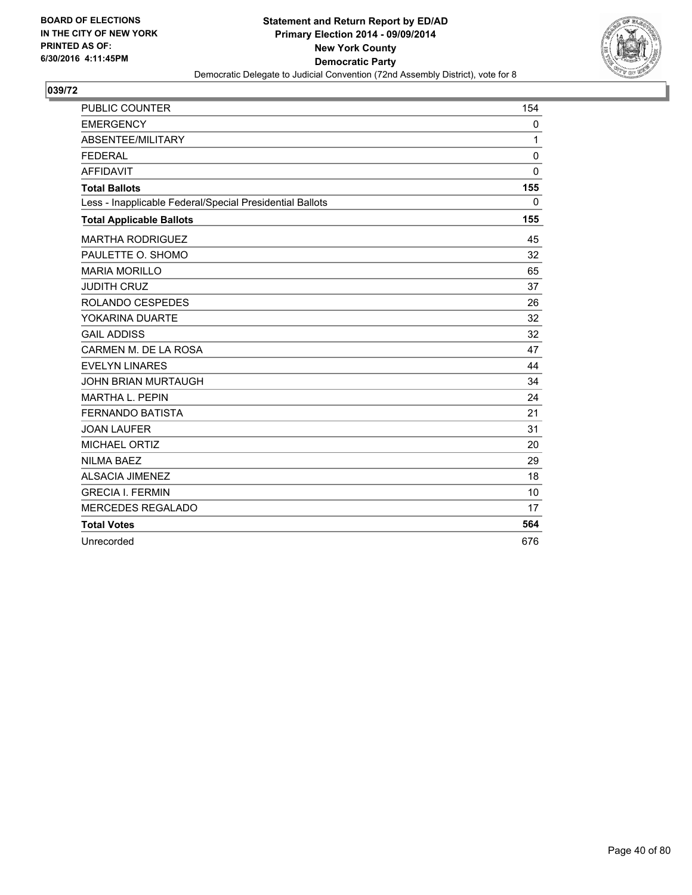**BOARD OF ELECTIONS IN THE CITY OF NEW YORK PRINTED AS OF: 6/30/2016 4:11:45PM**

**Statement and Return Report by ED/AD**
**Primary Election 2014 - 09/09/2014**
**New York County**
**Democratic Party**
Democratic Delegate to Judicial Convention (72nd Assembly District), vote for 8

## 039/72

| | |
|---|---|
| PUBLIC COUNTER | 154 |
| EMERGENCY | 0 |
| ABSENTEE/MILITARY | 1 |
| FEDERAL | 0 |
| AFFIDAVIT | 0 |
| **Total Ballots** | **155** |
| Less - Inapplicable Federal/Special Presidential Ballots | 0 |
| **Total Applicable Ballots** | **155** |
| MARTHA RODRIGUEZ | 45 |
| PAULETTE O. SHOMO | 32 |
| MARIA MORILLO | 65 |
| JUDITH CRUZ | 37 |
| ROLANDO CESPEDES | 26 |
| YOKARINA DUARTE | 32 |
| GAIL ADDISS | 32 |
| CARMEN M. DE LA ROSA | 47 |
| EVELYN LINARES | 44 |
| JOHN BRIAN MURTAUGH | 34 |
| MARTHA L. PEPIN | 24 |
| FERNANDO BATISTA | 21 |
| JOAN LAUFER | 31 |
| MICHAEL ORTIZ | 20 |
| NILMA BAEZ | 29 |
| ALSACIA JIMENEZ | 18 |
| GRECIA I. FERMIN | 10 |
| MERCEDES REGALADO | 17 |
| **Total Votes** | **564** |
| Unrecorded | 676 |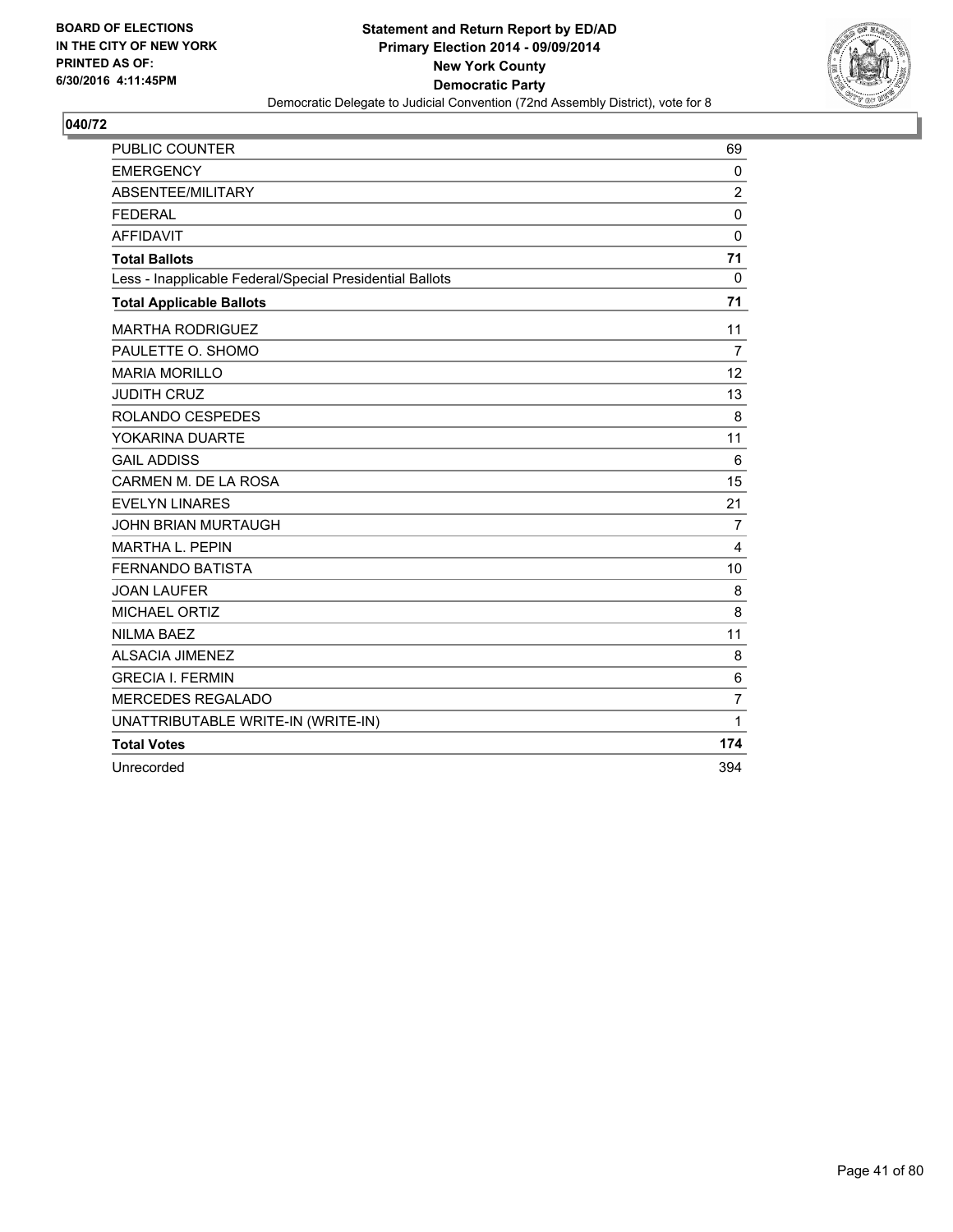BOARD OF ELECTIONS
IN THE CITY OF NEW YORK
PRINTED AS OF:
6/30/2016 4:11:45PM

**Statement and Return Report by ED/AD**
**Primary Election 2014 - 09/09/2014**
**New York County**
**Democratic Party**
Democratic Delegate to Judicial Convention (72nd Assembly District), vote for 8

## 040/72

| | |
|---|---|
| PUBLIC COUNTER | 69 |
| EMERGENCY | 0 |
| ABSENTEE/MILITARY | 2 |
| FEDERAL | 0 |
| AFFIDAVIT | 0 |
| **Total Ballots** | **71** |
| Less - Inapplicable Federal/Special Presidential Ballots | 0 |
| **Total Applicable Ballots** | **71** |
| MARTHA RODRIGUEZ | 11 |
| PAULETTE O. SHOMO | 7 |
| MARIA MORILLO | 12 |
| JUDITH CRUZ | 13 |
| ROLANDO CESPEDES | 8 |
| YOKARINA DUARTE | 11 |
| GAIL ADDISS | 6 |
| CARMEN M. DE LA ROSA | 15 |
| EVELYN LINARES | 21 |
| JOHN BRIAN MURTAUGH | 7 |
| MARTHA L. PEPIN | 4 |
| FERNANDO BATISTA | 10 |
| JOAN LAUFER | 8 |
| MICHAEL ORTIZ | 8 |
| NILMA BAEZ | 11 |
| ALSACIA JIMENEZ | 8 |
| GRECIA I. FERMIN | 6 |
| MERCEDES REGALADO | 7 |
| UNATTRIBUTABLE WRITE-IN (WRITE-IN) | 1 |
| **Total Votes** | **174** |
| Unrecorded | 394 |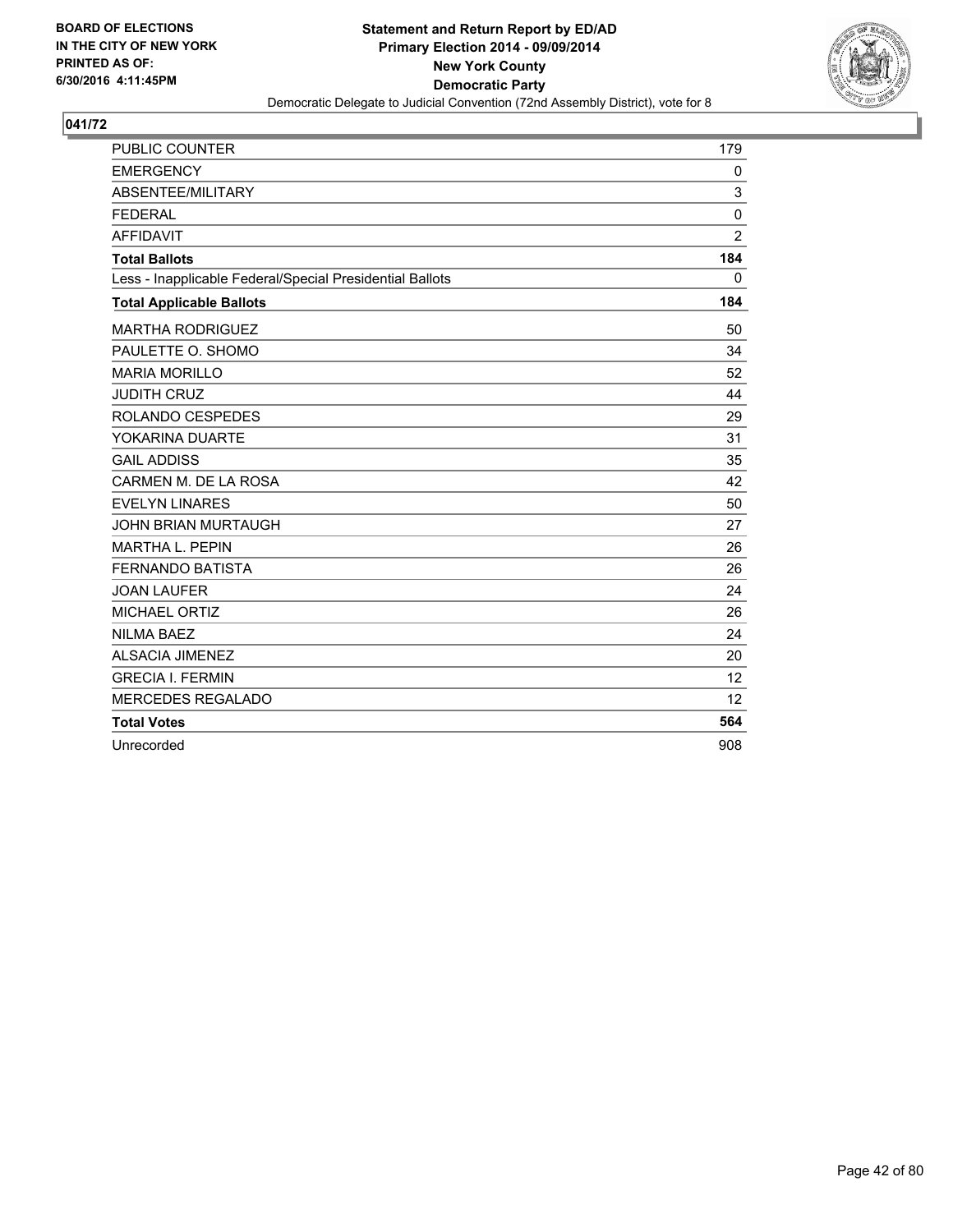BOARD OF ELECTIONS
IN THE CITY OF NEW YORK
PRINTED AS OF:
6/30/2016 4:11:45PM

**Statement and Return Report by ED/AD**
**Primary Election 2014 - 09/09/2014**
**New York County**
**Democratic Party**
Democratic Delegate to Judicial Convention (72nd Assembly District), vote for 8

## 041/72

| | |
|---|---|
| PUBLIC COUNTER | 179 |
| EMERGENCY | 0 |
| ABSENTEE/MILITARY | 3 |
| FEDERAL | 0 |
| AFFIDAVIT | 2 |
| **Total Ballots** | **184** |
| Less - Inapplicable Federal/Special Presidential Ballots | 0 |
| **Total Applicable Ballots** | **184** |
| MARTHA RODRIGUEZ | 50 |
| PAULETTE O. SHOMO | 34 |
| MARIA MORILLO | 52 |
| JUDITH CRUZ | 44 |
| ROLANDO CESPEDES | 29 |
| YOKARINA DUARTE | 31 |
| GAIL ADDISS | 35 |
| CARMEN M. DE LA ROSA | 42 |
| EVELYN LINARES | 50 |
| JOHN BRIAN MURTAUGH | 27 |
| MARTHA L. PEPIN | 26 |
| FERNANDO BATISTA | 26 |
| JOAN LAUFER | 24 |
| MICHAEL ORTIZ | 26 |
| NILMA BAEZ | 24 |
| ALSACIA JIMENEZ | 20 |
| GRECIA I. FERMIN | 12 |
| MERCEDES REGALADO | 12 |
| **Total Votes** | **564** |
| Unrecorded | 908 |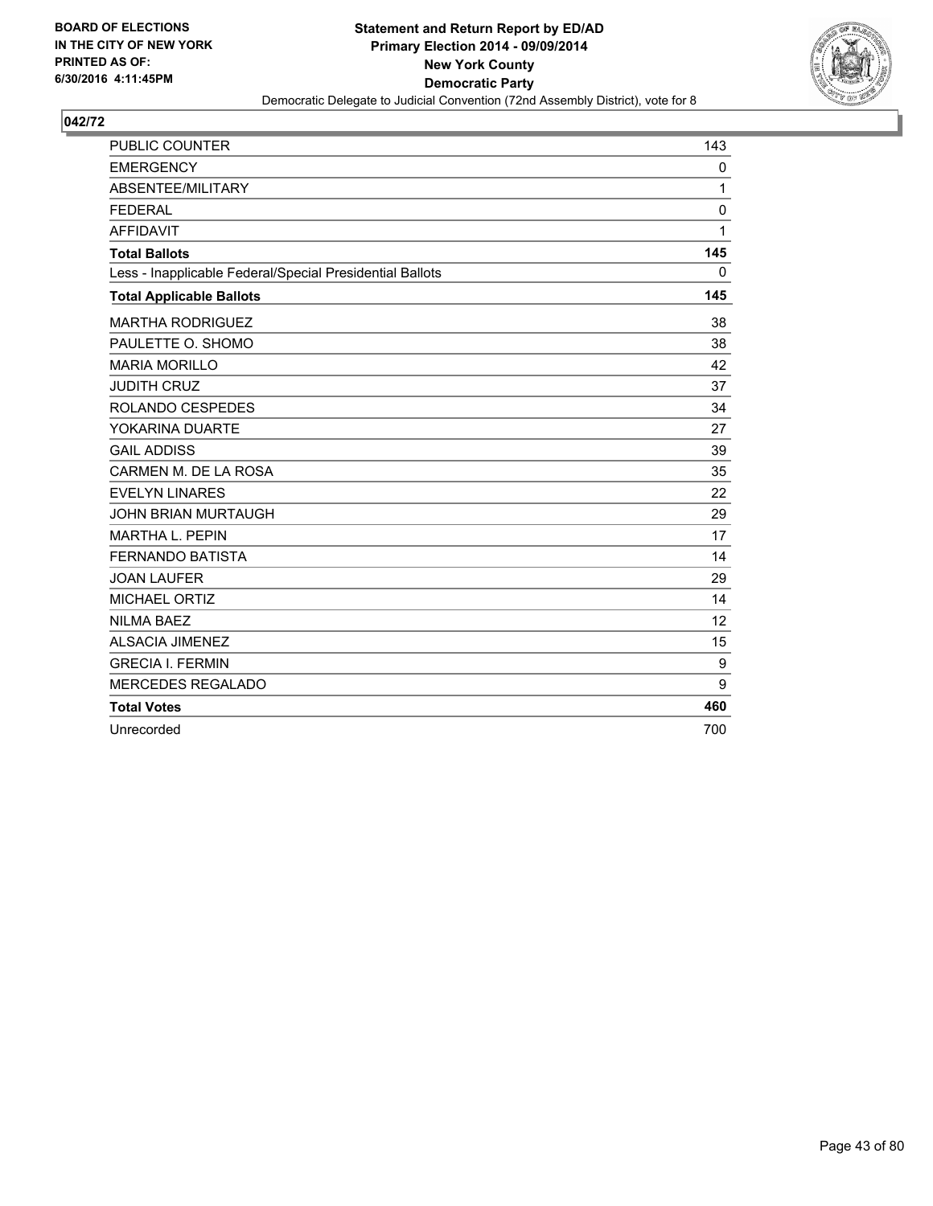BOARD OF ELECTIONS
IN THE CITY OF NEW YORK
PRINTED AS OF:
6/30/2016 4:11:45PM

**Statement and Return Report by ED/AD**
**Primary Election 2014 - 09/09/2014**
**New York County**
**Democratic Party**
Democratic Delegate to Judicial Convention (72nd Assembly District), vote for 8

## 042/72

| | |
|---|---|
| PUBLIC COUNTER | 143 |
| EMERGENCY | 0 |
| ABSENTEE/MILITARY | 1 |
| FEDERAL | 0 |
| AFFIDAVIT | 1 |
| **Total Ballots** | **145** |
| Less - Inapplicable Federal/Special Presidential Ballots | 0 |
| **Total Applicable Ballots** | **145** |
| MARTHA RODRIGUEZ | 38 |
| PAULETTE O. SHOMO | 38 |
| MARIA MORILLO | 42 |
| JUDITH CRUZ | 37 |
| ROLANDO CESPEDES | 34 |
| YOKARINA DUARTE | 27 |
| GAIL ADDISS | 39 |
| CARMEN M. DE LA ROSA | 35 |
| EVELYN LINARES | 22 |
| JOHN BRIAN MURTAUGH | 29 |
| MARTHA L. PEPIN | 17 |
| FERNANDO BATISTA | 14 |
| JOAN LAUFER | 29 |
| MICHAEL ORTIZ | 14 |
| NILMA BAEZ | 12 |
| ALSACIA JIMENEZ | 15 |
| GRECIA I. FERMIN | 9 |
| MERCEDES REGALADO | 9 |
| **Total Votes** | **460** |
| Unrecorded | 700 |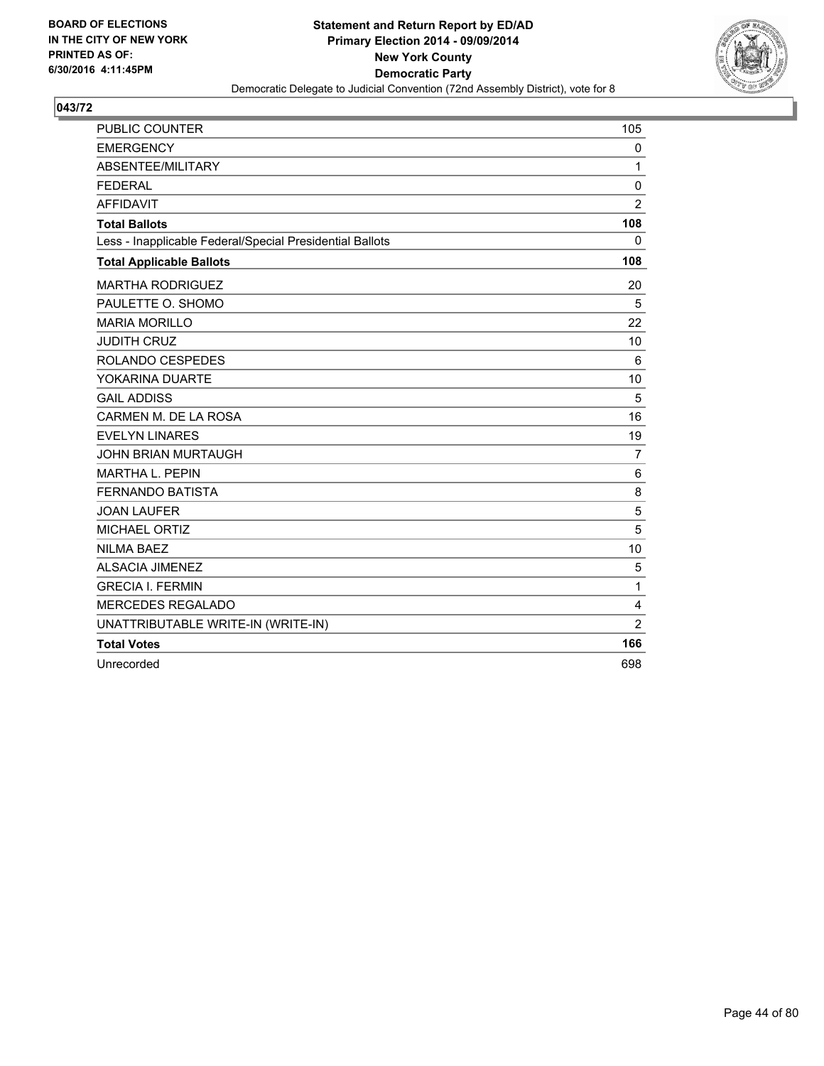**BOARD OF ELECTIONS IN THE CITY OF NEW YORK PRINTED AS OF: 6/30/2016 4:11:45PM**

**Statement and Return Report by ED/AD**
**Primary Election 2014 - 09/09/2014**
**New York County**
**Democratic Party**
Democratic Delegate to Judicial Convention (72nd Assembly District), vote for 8

## 043/72

| | |
|---|---|
| PUBLIC COUNTER | 105 |
| EMERGENCY | 0 |
| ABSENTEE/MILITARY | 1 |
| FEDERAL | 0 |
| AFFIDAVIT | 2 |
| **Total Ballots** | **108** |
| Less - Inapplicable Federal/Special Presidential Ballots | 0 |
| **Total Applicable Ballots** | **108** |
| MARTHA RODRIGUEZ | 20 |
| PAULETTE O. SHOMO | 5 |
| MARIA MORILLO | 22 |
| JUDITH CRUZ | 10 |
| ROLANDO CESPEDES | 6 |
| YOKARINA DUARTE | 10 |
| GAIL ADDISS | 5 |
| CARMEN M. DE LA ROSA | 16 |
| EVELYN LINARES | 19 |
| JOHN BRIAN MURTAUGH | 7 |
| MARTHA L. PEPIN | 6 |
| FERNANDO BATISTA | 8 |
| JOAN LAUFER | 5 |
| MICHAEL ORTIZ | 5 |
| NILMA BAEZ | 10 |
| ALSACIA JIMENEZ | 5 |
| GRECIA I. FERMIN | 1 |
| MERCEDES REGALADO | 4 |
| UNATTRIBUTABLE WRITE-IN (WRITE-IN) | 2 |
| **Total Votes** | **166** |
| Unrecorded | 698 |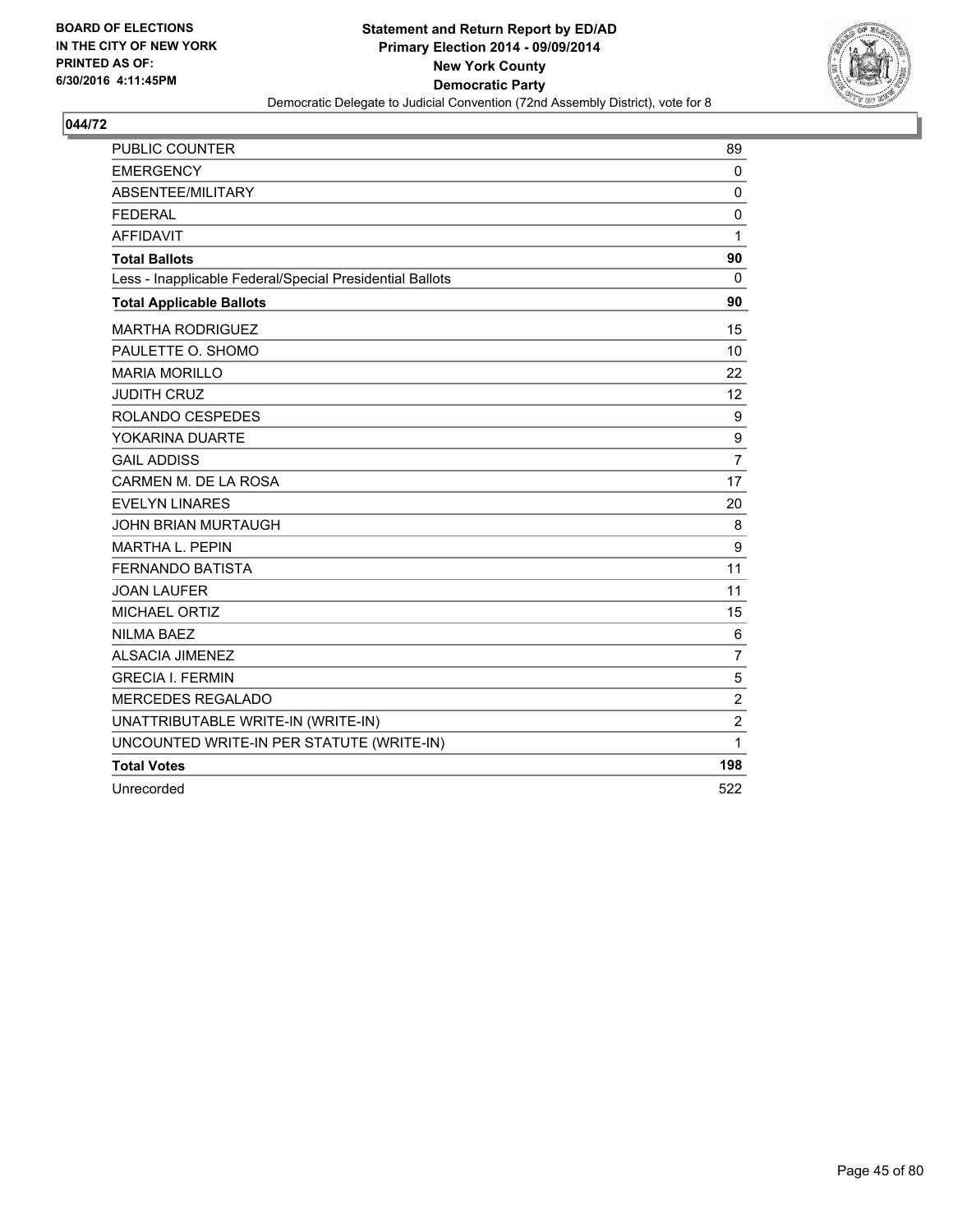**BOARD OF ELECTIONS IN THE CITY OF NEW YORK PRINTED AS OF: 6/30/2016 4:11:45PM**

**Statement and Return Report by ED/AD**
**Primary Election 2014 - 09/09/2014**
**New York County**
**Democratic Party**
Democratic Delegate to Judicial Convention (72nd Assembly District), vote for 8

## 044/72

| | |
|---|---|
| PUBLIC COUNTER | 89 |
| EMERGENCY | 0 |
| ABSENTEE/MILITARY | 0 |
| FEDERAL | 0 |
| AFFIDAVIT | 1 |
| **Total Ballots** | **90** |
| Less - Inapplicable Federal/Special Presidential Ballots | 0 |
| **Total Applicable Ballots** | **90** |
| MARTHA RODRIGUEZ | 15 |
| PAULETTE O. SHOMO | 10 |
| MARIA MORILLO | 22 |
| JUDITH CRUZ | 12 |
| ROLANDO CESPEDES | 9 |
| YOKARINA DUARTE | 9 |
| GAIL ADDISS | 7 |
| CARMEN M. DE LA ROSA | 17 |
| EVELYN LINARES | 20 |
| JOHN BRIAN MURTAUGH | 8 |
| MARTHA L. PEPIN | 9 |
| FERNANDO BATISTA | 11 |
| JOAN LAUFER | 11 |
| MICHAEL ORTIZ | 15 |
| NILMA BAEZ | 6 |
| ALSACIA JIMENEZ | 7 |
| GRECIA I. FERMIN | 5 |
| MERCEDES REGALADO | 2 |
| UNATTRIBUTABLE WRITE-IN (WRITE-IN) | 2 |
| UNCOUNTED WRITE-IN PER STATUTE (WRITE-IN) | 1 |
| **Total Votes** | **198** |
| Unrecorded | 522 |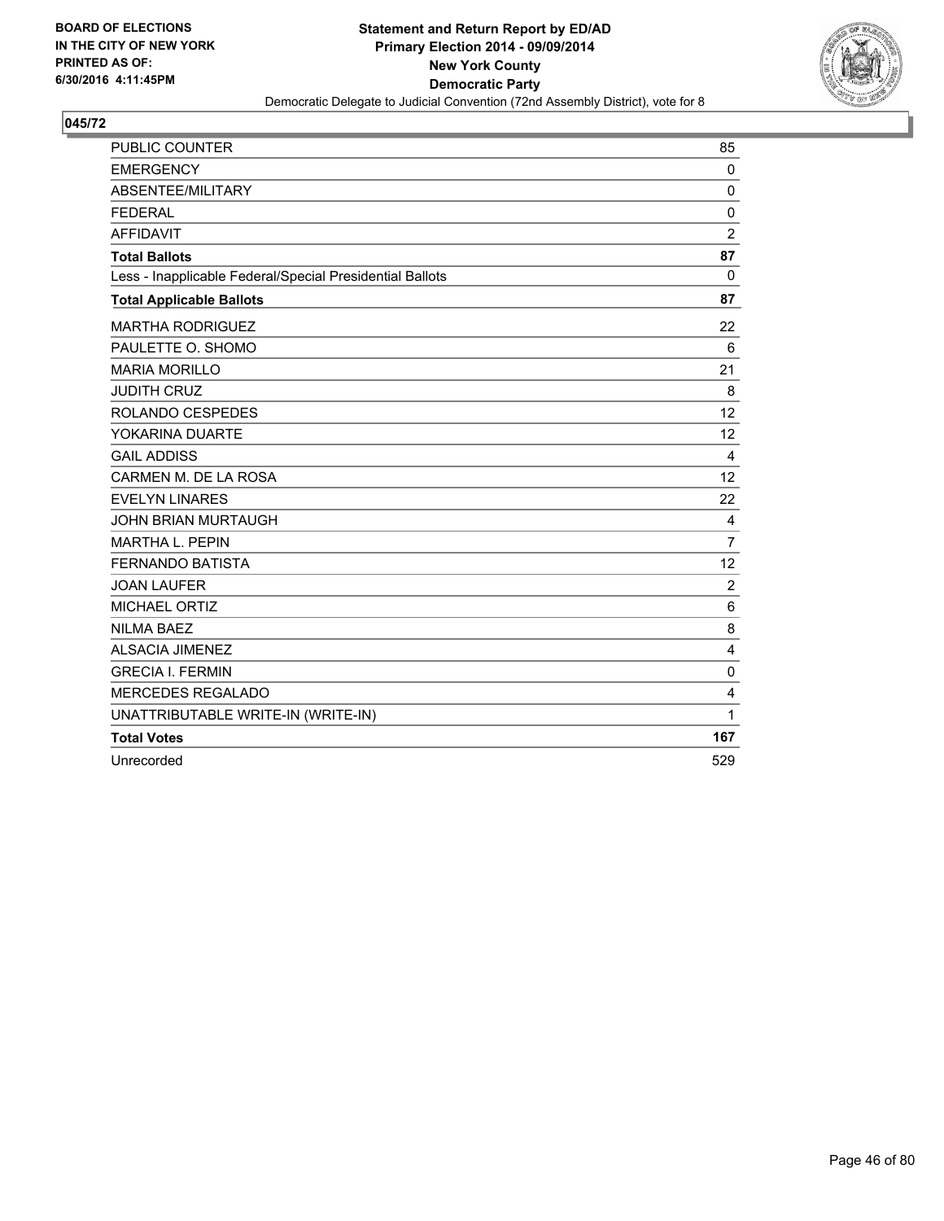**BOARD OF ELECTIONS IN THE CITY OF NEW YORK PRINTED AS OF: 6/30/2016 4:11:45PM**

**Statement and Return Report by ED/AD**
**Primary Election 2014 - 09/09/2014**
**New York County**
**Democratic Party**
Democratic Delegate to Judicial Convention (72nd Assembly District), vote for 8

**045/72**

| | |
|---|---|
| PUBLIC COUNTER | 85 |
| EMERGENCY | 0 |
| ABSENTEE/MILITARY | 0 |
| FEDERAL | 0 |
| AFFIDAVIT | 2 |
| **Total Ballots** | **87** |
| Less - Inapplicable Federal/Special Presidential Ballots | 0 |
| **Total Applicable Ballots** | **87** |
| MARTHA RODRIGUEZ | 22 |
| PAULETTE O. SHOMO | 6 |
| MARIA MORILLO | 21 |
| JUDITH CRUZ | 8 |
| ROLANDO CESPEDES | 12 |
| YOKARINA DUARTE | 12 |
| GAIL ADDISS | 4 |
| CARMEN M. DE LA ROSA | 12 |
| EVELYN LINARES | 22 |
| JOHN BRIAN MURTAUGH | 4 |
| MARTHA L. PEPIN | 7 |
| FERNANDO BATISTA | 12 |
| JOAN LAUFER | 2 |
| MICHAEL ORTIZ | 6 |
| NILMA BAEZ | 8 |
| ALSACIA JIMENEZ | 4 |
| GRECIA I. FERMIN | 0 |
| MERCEDES REGALADO | 4 |
| UNATTRIBUTABLE WRITE-IN (WRITE-IN) | 1 |
| **Total Votes** | **167** |
| Unrecorded | 529 |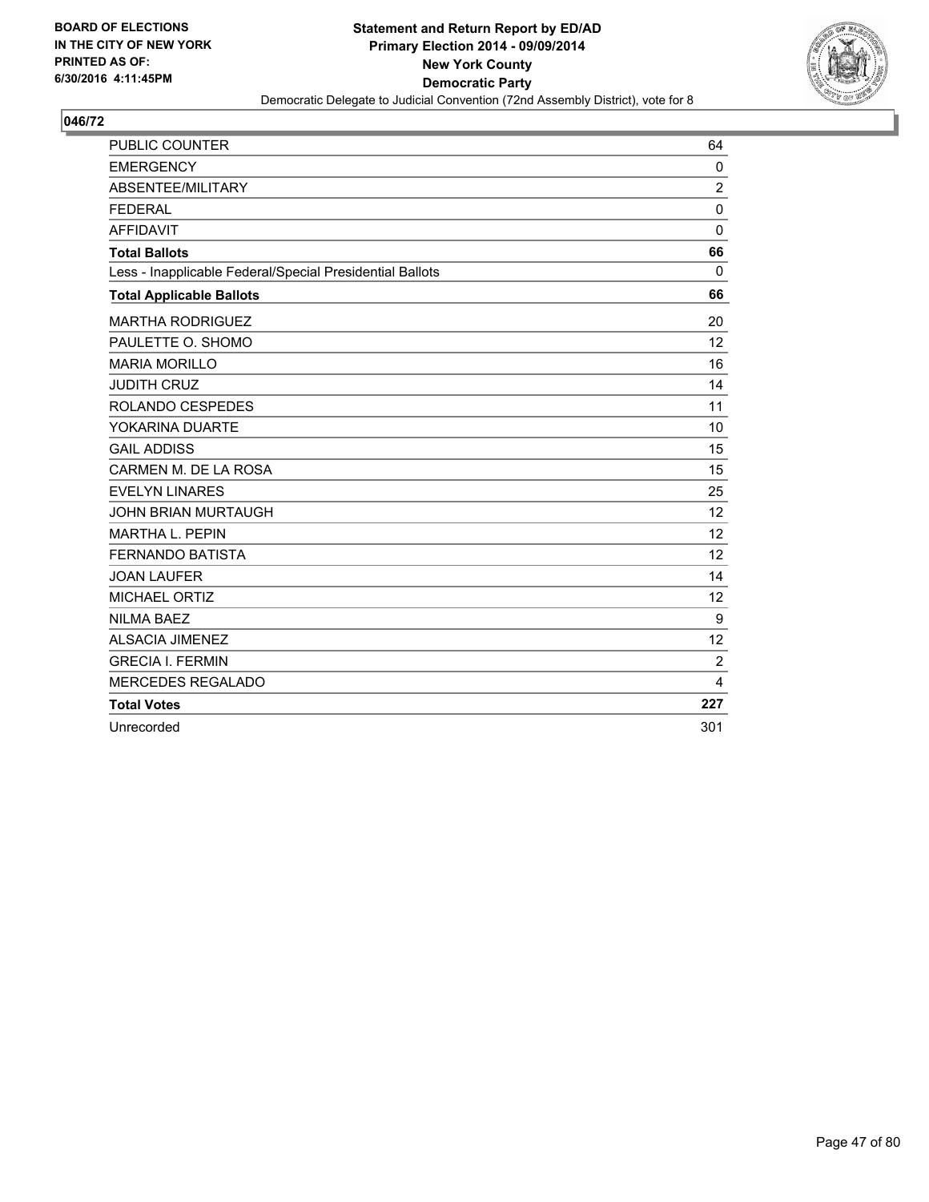BOARD OF ELECTIONS
IN THE CITY OF NEW YORK
PRINTED AS OF:
6/30/2016 4:11:45PM

**Statement and Return Report by ED/AD**
**Primary Election 2014 - 09/09/2014**
**New York County**
**Democratic Party**
Democratic Delegate to Judicial Convention (72nd Assembly District), vote for 8

## 046/72

| | |
|---|---|
| PUBLIC COUNTER | 64 |
| EMERGENCY | 0 |
| ABSENTEE/MILITARY | 2 |
| FEDERAL | 0 |
| AFFIDAVIT | 0 |
| **Total Ballots** | **66** |
| Less - Inapplicable Federal/Special Presidential Ballots | 0 |
| **Total Applicable Ballots** | **66** |
| MARTHA RODRIGUEZ | 20 |
| PAULETTE O. SHOMO | 12 |
| MARIA MORILLO | 16 |
| JUDITH CRUZ | 14 |
| ROLANDO CESPEDES | 11 |
| YOKARINA DUARTE | 10 |
| GAIL ADDISS | 15 |
| CARMEN M. DE LA ROSA | 15 |
| EVELYN LINARES | 25 |
| JOHN BRIAN MURTAUGH | 12 |
| MARTHA L. PEPIN | 12 |
| FERNANDO BATISTA | 12 |
| JOAN LAUFER | 14 |
| MICHAEL ORTIZ | 12 |
| NILMA BAEZ | 9 |
| ALSACIA JIMENEZ | 12 |
| GRECIA I. FERMIN | 2 |
| MERCEDES REGALADO | 4 |
| **Total Votes** | **227** |
| Unrecorded | 301 |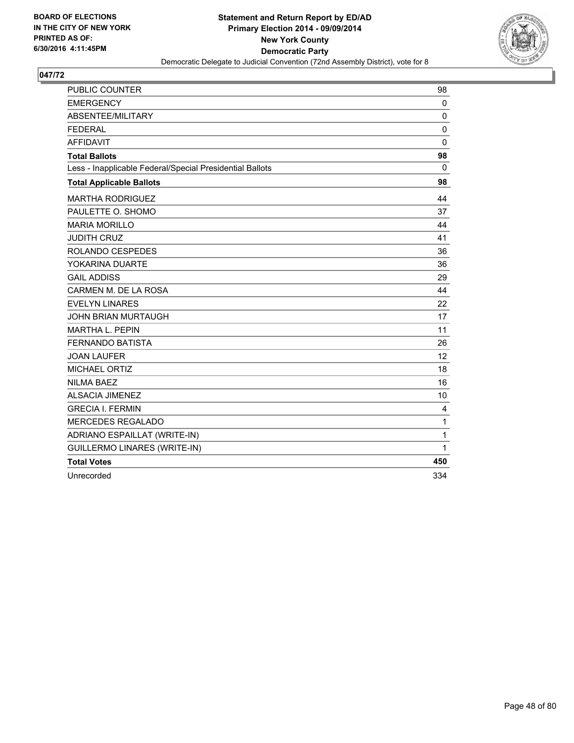BOARD OF ELECTIONS
IN THE CITY OF NEW YORK
PRINTED AS OF:
6/30/2016 4:11:45PM

**Statement and Return Report by ED/AD**
**Primary Election 2014 - 09/09/2014**
**New York County**
**Democratic Party**
Democratic Delegate to Judicial Convention (72nd Assembly District), vote for 8

## 047/72

| | |
|---|---|
| PUBLIC COUNTER | 98 |
| EMERGENCY | 0 |
| ABSENTEE/MILITARY | 0 |
| FEDERAL | 0 |
| AFFIDAVIT | 0 |
| **Total Ballots** | **98** |
| Less - Inapplicable Federal/Special Presidential Ballots | 0 |
| **Total Applicable Ballots** | **98** |
| MARTHA RODRIGUEZ | 44 |
| PAULETTE O. SHOMO | 37 |
| MARIA MORILLO | 44 |
| JUDITH CRUZ | 41 |
| ROLANDO CESPEDES | 36 |
| YOKARINA DUARTE | 36 |
| GAIL ADDISS | 29 |
| CARMEN M. DE LA ROSA | 44 |
| EVELYN LINARES | 22 |
| JOHN BRIAN MURTAUGH | 17 |
| MARTHA L. PEPIN | 11 |
| FERNANDO BATISTA | 26 |
| JOAN LAUFER | 12 |
| MICHAEL ORTIZ | 18 |
| NILMA BAEZ | 16 |
| ALSACIA JIMENEZ | 10 |
| GRECIA I. FERMIN | 4 |
| MERCEDES REGALADO | 1 |
| ADRIANO ESPAILLAT (WRITE-IN) | 1 |
| GUILLERMO LINARES (WRITE-IN) | 1 |
| **Total Votes** | **450** |
| Unrecorded | 334 |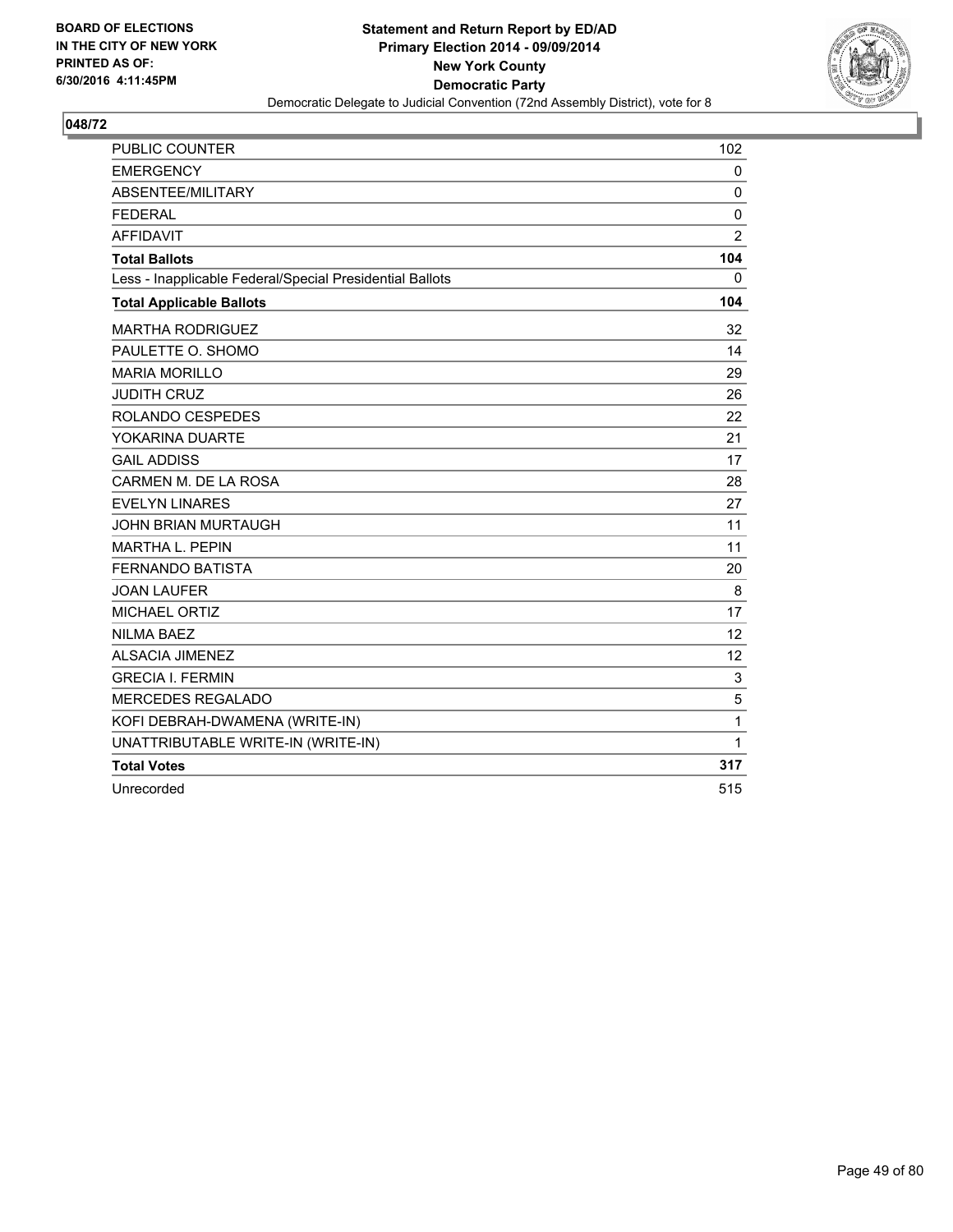BOARD OF ELECTIONS
IN THE CITY OF NEW YORK
PRINTED AS OF:
6/30/2016 4:11:45PM

**Statement and Return Report by ED/AD**
**Primary Election 2014 - 09/09/2014**
**New York County**
**Democratic Party**
Democratic Delegate to Judicial Convention (72nd Assembly District), vote for 8

## 048/72

| | |
|---|---|
| PUBLIC COUNTER | 102 |
| EMERGENCY | 0 |
| ABSENTEE/MILITARY | 0 |
| FEDERAL | 0 |
| AFFIDAVIT | 2 |
| **Total Ballots** | **104** |
| Less - Inapplicable Federal/Special Presidential Ballots | 0 |
| **Total Applicable Ballots** | **104** |
| MARTHA RODRIGUEZ | 32 |
| PAULETTE O. SHOMO | 14 |
| MARIA MORILLO | 29 |
| JUDITH CRUZ | 26 |
| ROLANDO CESPEDES | 22 |
| YOKARINA DUARTE | 21 |
| GAIL ADDISS | 17 |
| CARMEN M. DE LA ROSA | 28 |
| EVELYN LINARES | 27 |
| JOHN BRIAN MURTAUGH | 11 |
| MARTHA L. PEPIN | 11 |
| FERNANDO BATISTA | 20 |
| JOAN LAUFER | 8 |
| MICHAEL ORTIZ | 17 |
| NILMA BAEZ | 12 |
| ALSACIA JIMENEZ | 12 |
| GRECIA I. FERMIN | 3 |
| MERCEDES REGALADO | 5 |
| KOFI DEBRAH-DWAMENA (WRITE-IN) | 1 |
| UNATTRIBUTABLE WRITE-IN (WRITE-IN) | 1 |
| **Total Votes** | **317** |
| Unrecorded | 515 |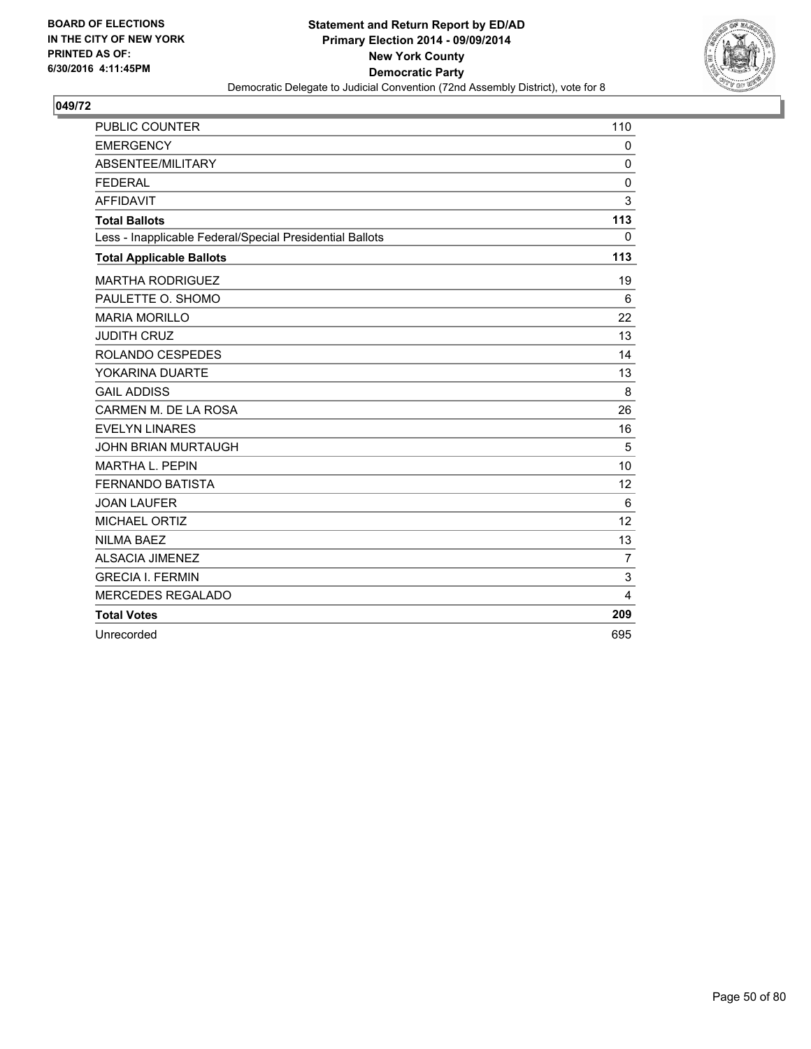BOARD OF ELECTIONS
IN THE CITY OF NEW YORK
PRINTED AS OF:
6/30/2016 4:11:45PM

**Statement and Return Report by ED/AD**
**Primary Election 2014 - 09/09/2014**
**New York County**
**Democratic Party**
Democratic Delegate to Judicial Convention (72nd Assembly District), vote for 8

## 049/72

| | |
|---|---|
| PUBLIC COUNTER | 110 |
| EMERGENCY | 0 |
| ABSENTEE/MILITARY | 0 |
| FEDERAL | 0 |
| AFFIDAVIT | 3 |
| **Total Ballots** | **113** |
| Less - Inapplicable Federal/Special Presidential Ballots | 0 |
| **Total Applicable Ballots** | **113** |
| MARTHA RODRIGUEZ | 19 |
| PAULETTE O. SHOMO | 6 |
| MARIA MORILLO | 22 |
| JUDITH CRUZ | 13 |
| ROLANDO CESPEDES | 14 |
| YOKARINA DUARTE | 13 |
| GAIL ADDISS | 8 |
| CARMEN M. DE LA ROSA | 26 |
| EVELYN LINARES | 16 |
| JOHN BRIAN MURTAUGH | 5 |
| MARTHA L. PEPIN | 10 |
| FERNANDO BATISTA | 12 |
| JOAN LAUFER | 6 |
| MICHAEL ORTIZ | 12 |
| NILMA BAEZ | 13 |
| ALSACIA JIMENEZ | 7 |
| GRECIA I. FERMIN | 3 |
| MERCEDES REGALADO | 4 |
| **Total Votes** | **209** |
| Unrecorded | 695 |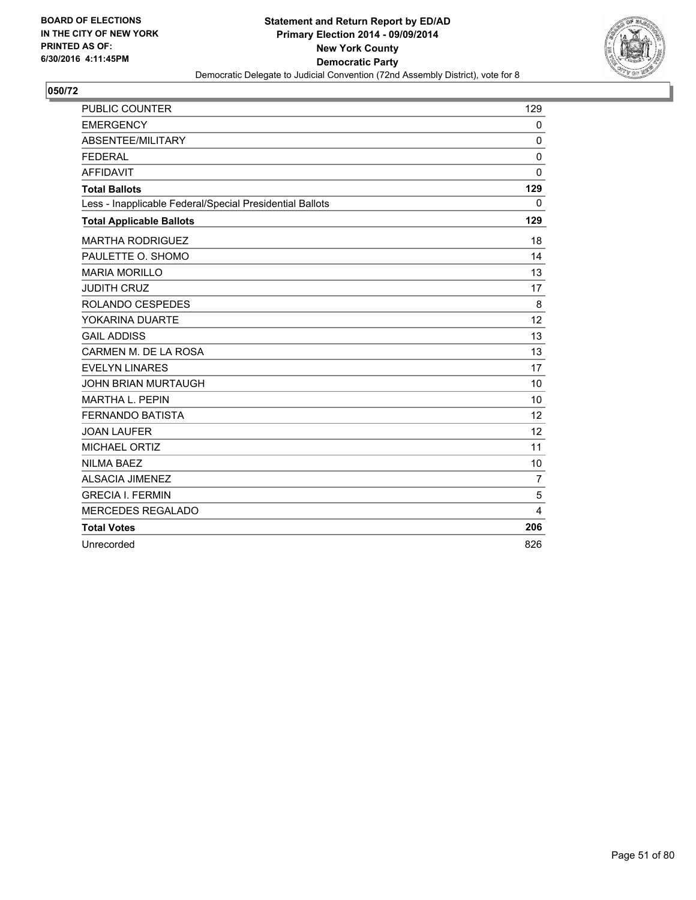**BOARD OF ELECTIONS IN THE CITY OF NEW YORK PRINTED AS OF: 6/30/2016 4:11:45PM**

**Statement and Return Report by ED/AD**
**Primary Election 2014 - 09/09/2014**
**New York County**
**Democratic Party**
Democratic Delegate to Judicial Convention (72nd Assembly District), vote for 8

**050/72**

| | |
|---|---|
| PUBLIC COUNTER | 129 |
| EMERGENCY | 0 |
| ABSENTEE/MILITARY | 0 |
| FEDERAL | 0 |
| AFFIDAVIT | 0 |
| **Total Ballots** | **129** |
| Less - Inapplicable Federal/Special Presidential Ballots | 0 |
| **Total Applicable Ballots** | **129** |
| MARTHA RODRIGUEZ | 18 |
| PAULETTE O. SHOMO | 14 |
| MARIA MORILLO | 13 |
| JUDITH CRUZ | 17 |
| ROLANDO CESPEDES | 8 |
| YOKARINA DUARTE | 12 |
| GAIL ADDISS | 13 |
| CARMEN M. DE LA ROSA | 13 |
| EVELYN LINARES | 17 |
| JOHN BRIAN MURTAUGH | 10 |
| MARTHA L. PEPIN | 10 |
| FERNANDO BATISTA | 12 |
| JOAN LAUFER | 12 |
| MICHAEL ORTIZ | 11 |
| NILMA BAEZ | 10 |
| ALSACIA JIMENEZ | 7 |
| GRECIA I. FERMIN | 5 |
| MERCEDES REGALADO | 4 |
| **Total Votes** | **206** |
| Unrecorded | 826 |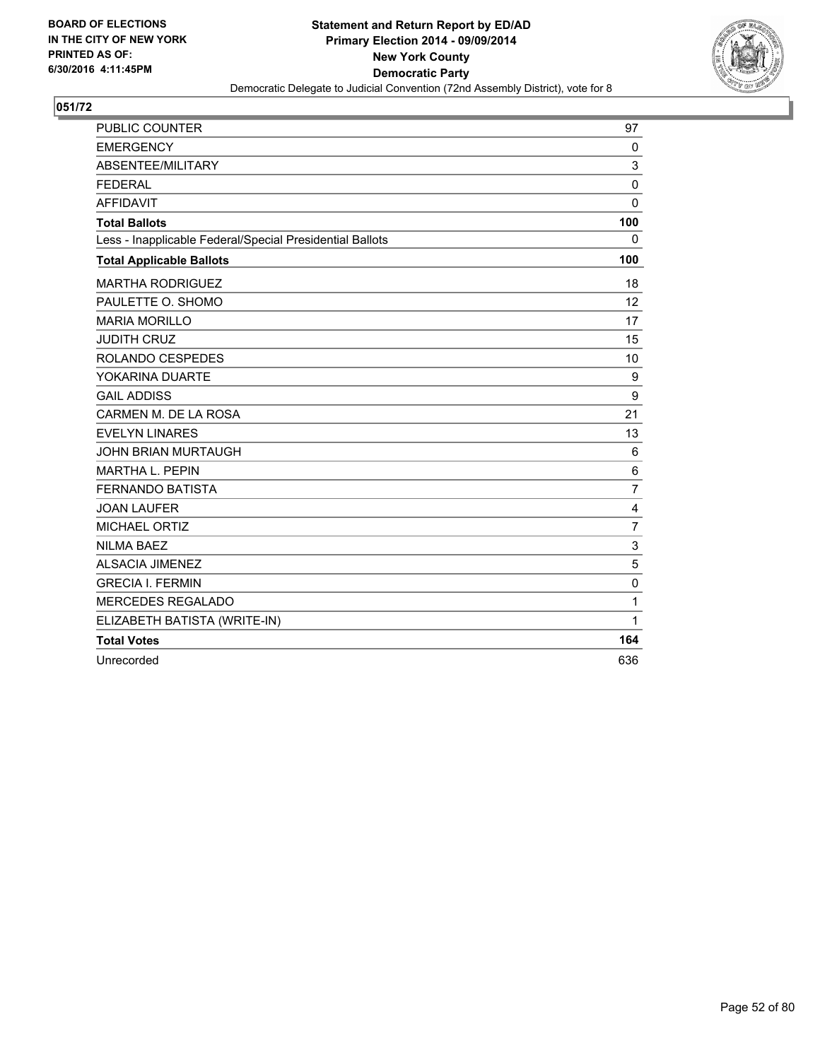BOARD OF ELECTIONS
IN THE CITY OF NEW YORK
PRINTED AS OF:
6/30/2016 4:11:45PM

**Statement and Return Report by ED/AD**
**Primary Election 2014 - 09/09/2014**
**New York County**
**Democratic Party**
Democratic Delegate to Judicial Convention (72nd Assembly District), vote for 8

**051/72**

| | |
|---|---|
| PUBLIC COUNTER | 97 |
| EMERGENCY | 0 |
| ABSENTEE/MILITARY | 3 |
| FEDERAL | 0 |
| AFFIDAVIT | 0 |
| **Total Ballots** | **100** |
| Less - Inapplicable Federal/Special Presidential Ballots | 0 |
| **Total Applicable Ballots** | **100** |
| MARTHA RODRIGUEZ | 18 |
| PAULETTE O. SHOMO | 12 |
| MARIA MORILLO | 17 |
| JUDITH CRUZ | 15 |
| ROLANDO CESPEDES | 10 |
| YOKARINA DUARTE | 9 |
| GAIL ADDISS | 9 |
| CARMEN M. DE LA ROSA | 21 |
| EVELYN LINARES | 13 |
| JOHN BRIAN MURTAUGH | 6 |
| MARTHA L. PEPIN | 6 |
| FERNANDO BATISTA | 7 |
| JOAN LAUFER | 4 |
| MICHAEL ORTIZ | 7 |
| NILMA BAEZ | 3 |
| ALSACIA JIMENEZ | 5 |
| GRECIA I. FERMIN | 0 |
| MERCEDES REGALADO | 1 |
| ELIZABETH BATISTA (WRITE-IN) | 1 |
| **Total Votes** | **164** |
| Unrecorded | 636 |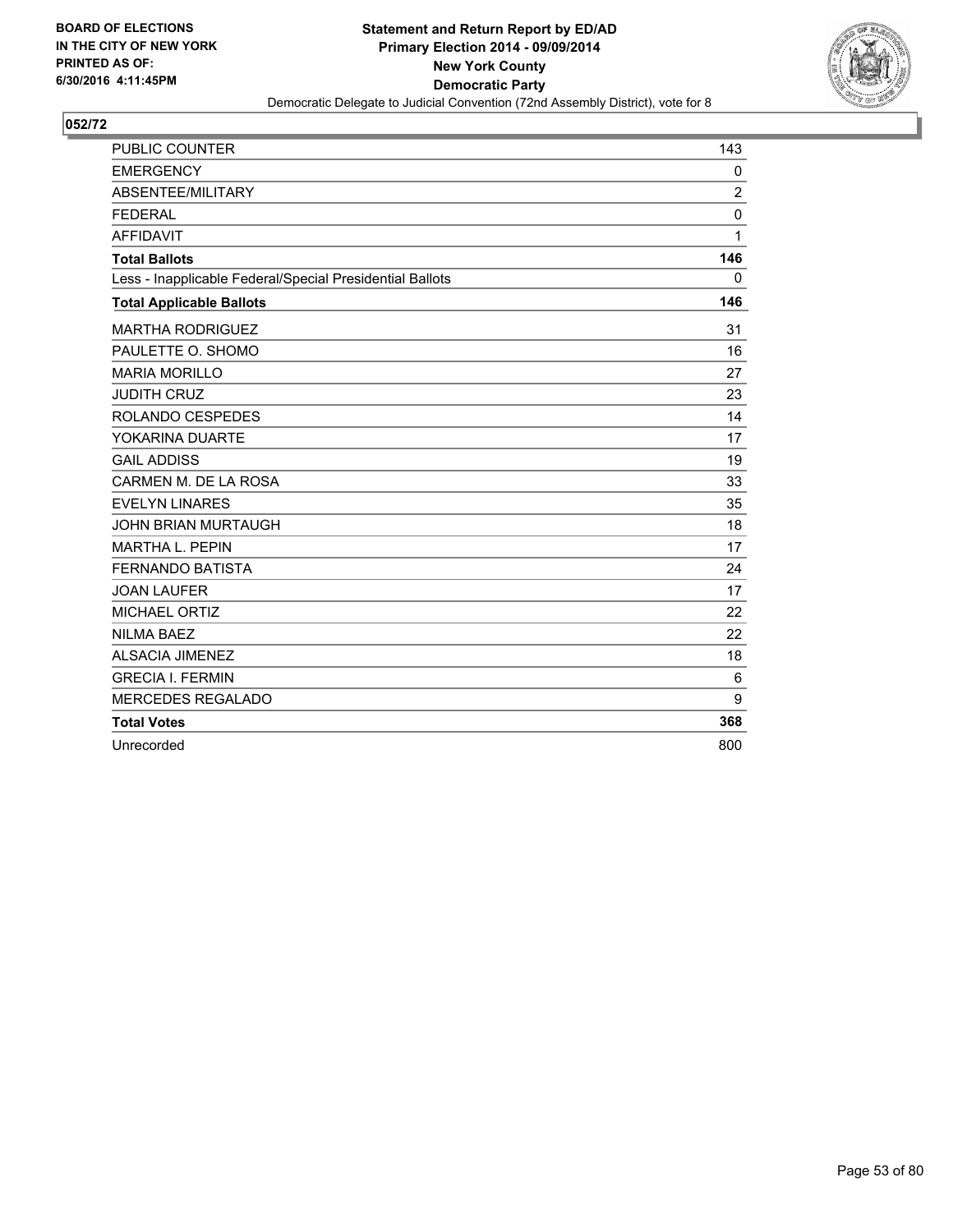**BOARD OF ELECTIONS IN THE CITY OF NEW YORK PRINTED AS OF: 6/30/2016 4:11:45PM**

**Statement and Return Report by ED/AD**
**Primary Election 2014 - 09/09/2014**
**New York County**
**Democratic Party**
Democratic Delegate to Judicial Convention (72nd Assembly District), vote for 8

## 052/72

| | |
|---|---|
| PUBLIC COUNTER | 143 |
| EMERGENCY | 0 |
| ABSENTEE/MILITARY | 2 |
| FEDERAL | 0 |
| AFFIDAVIT | 1 |
| **Total Ballots** | **146** |
| Less - Inapplicable Federal/Special Presidential Ballots | 0 |
| **Total Applicable Ballots** | **146** |
| MARTHA RODRIGUEZ | 31 |
| PAULETTE O. SHOMO | 16 |
| MARIA MORILLO | 27 |
| JUDITH CRUZ | 23 |
| ROLANDO CESPEDES | 14 |
| YOKARINA DUARTE | 17 |
| GAIL ADDISS | 19 |
| CARMEN M. DE LA ROSA | 33 |
| EVELYN LINARES | 35 |
| JOHN BRIAN MURTAUGH | 18 |
| MARTHA L. PEPIN | 17 |
| FERNANDO BATISTA | 24 |
| JOAN LAUFER | 17 |
| MICHAEL ORTIZ | 22 |
| NILMA BAEZ | 22 |
| ALSACIA JIMENEZ | 18 |
| GRECIA I. FERMIN | 6 |
| MERCEDES REGALADO | 9 |
| **Total Votes** | **368** |
| Unrecorded | 800 |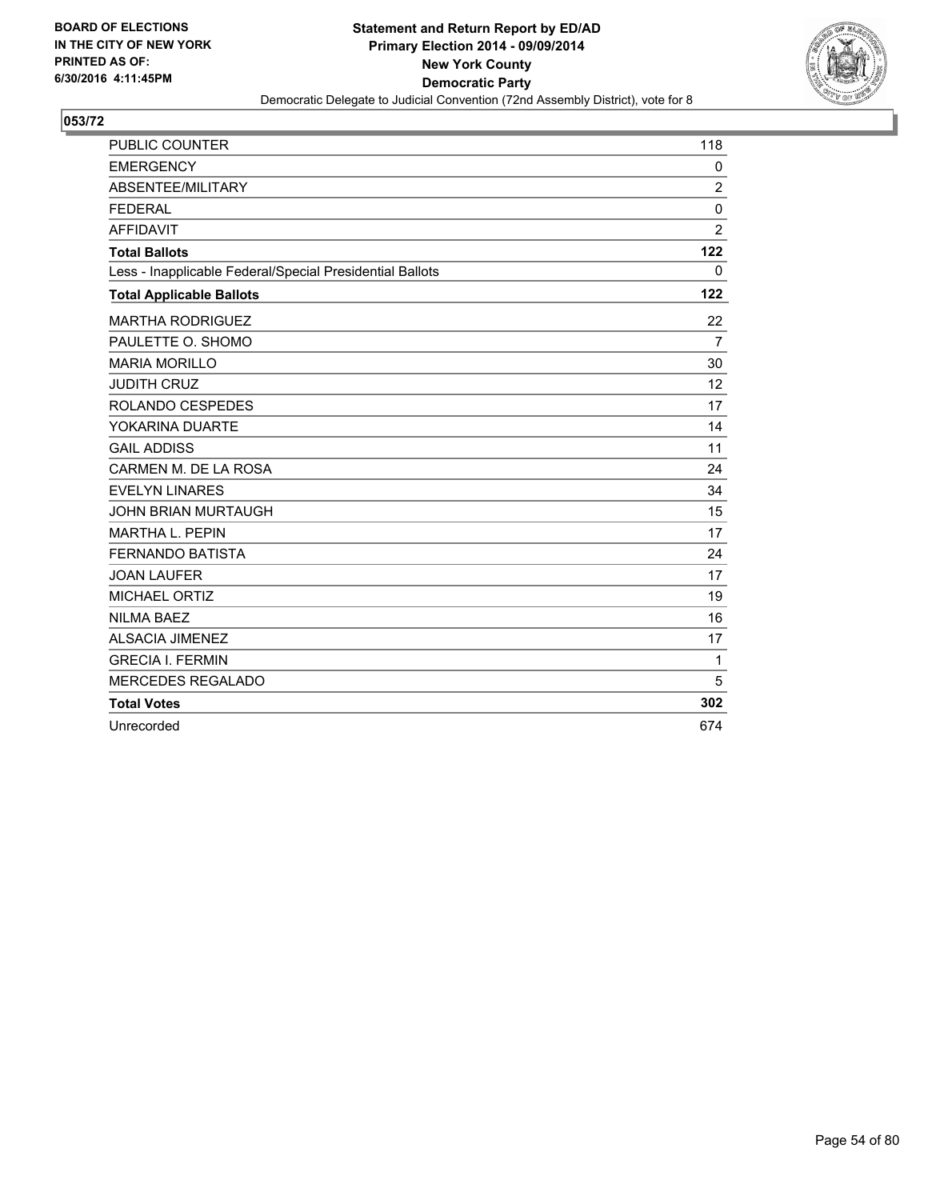**BOARD OF ELECTIONS IN THE CITY OF NEW YORK PRINTED AS OF: 6/30/2016 4:11:45PM**

**Statement and Return Report by ED/AD**
**Primary Election 2014 - 09/09/2014**
**New York County**
**Democratic Party**
Democratic Delegate to Judicial Convention (72nd Assembly District), vote for 8

## 053/72

| | |
|---|---|
| PUBLIC COUNTER | 118 |
| EMERGENCY | 0 |
| ABSENTEE/MILITARY | 2 |
| FEDERAL | 0 |
| AFFIDAVIT | 2 |
| **Total Ballots** | **122** |
| Less - Inapplicable Federal/Special Presidential Ballots | 0 |
| **Total Applicable Ballots** | **122** |
| MARTHA RODRIGUEZ | 22 |
| PAULETTE O. SHOMO | 7 |
| MARIA MORILLO | 30 |
| JUDITH CRUZ | 12 |
| ROLANDO CESPEDES | 17 |
| YOKARINA DUARTE | 14 |
| GAIL ADDISS | 11 |
| CARMEN M. DE LA ROSA | 24 |
| EVELYN LINARES | 34 |
| JOHN BRIAN MURTAUGH | 15 |
| MARTHA L. PEPIN | 17 |
| FERNANDO BATISTA | 24 |
| JOAN LAUFER | 17 |
| MICHAEL ORTIZ | 19 |
| NILMA BAEZ | 16 |
| ALSACIA JIMENEZ | 17 |
| GRECIA I. FERMIN | 1 |
| MERCEDES REGALADO | 5 |
| **Total Votes** | **302** |
| Unrecorded | 674 |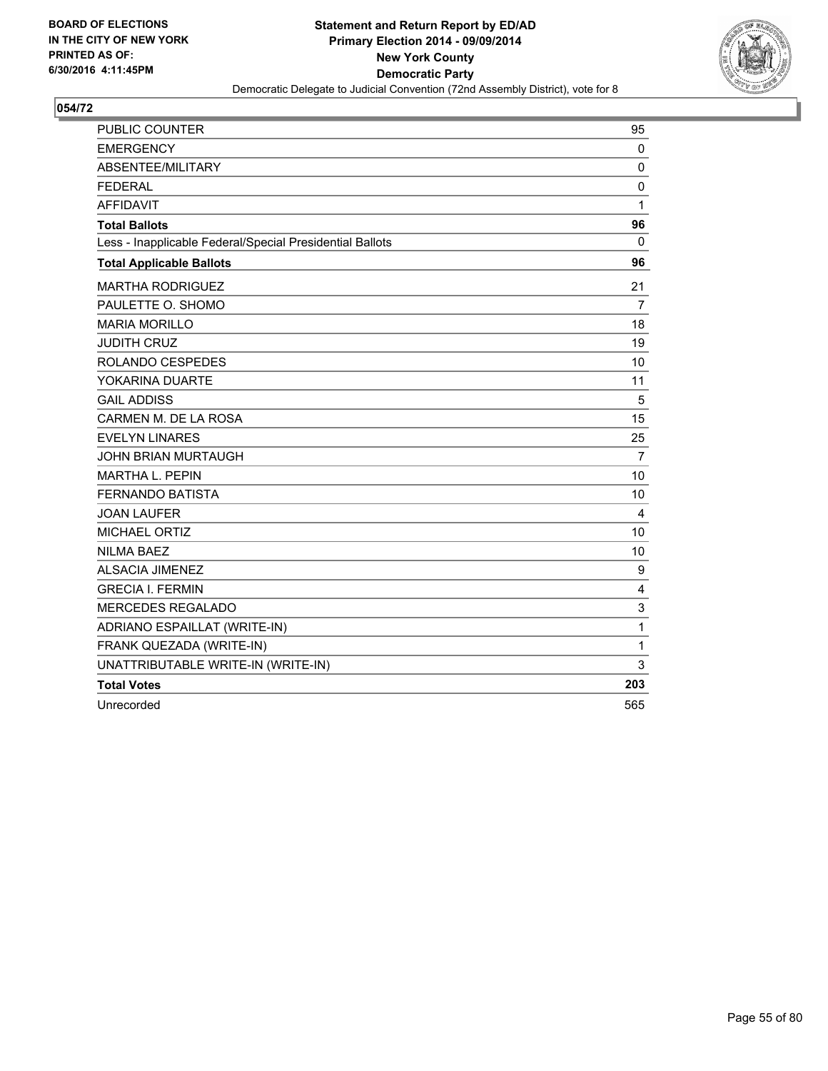BOARD OF ELECTIONS
IN THE CITY OF NEW YORK
PRINTED AS OF:
6/30/2016 4:11:45PM

**Statement and Return Report by ED/AD**
**Primary Election 2014 - 09/09/2014**
**New York County**
**Democratic Party**
Democratic Delegate to Judicial Convention (72nd Assembly District), vote for 8

## 054/72

| | |
|---|---|
| PUBLIC COUNTER | 95 |
| EMERGENCY | 0 |
| ABSENTEE/MILITARY | 0 |
| FEDERAL | 0 |
| AFFIDAVIT | 1 |
| **Total Ballots** | **96** |
| Less - Inapplicable Federal/Special Presidential Ballots | 0 |
| **Total Applicable Ballots** | **96** |
| MARTHA RODRIGUEZ | 21 |
| PAULETTE O. SHOMO | 7 |
| MARIA MORILLO | 18 |
| JUDITH CRUZ | 19 |
| ROLANDO CESPEDES | 10 |
| YOKARINA DUARTE | 11 |
| GAIL ADDISS | 5 |
| CARMEN M. DE LA ROSA | 15 |
| EVELYN LINARES | 25 |
| JOHN BRIAN MURTAUGH | 7 |
| MARTHA L. PEPIN | 10 |
| FERNANDO BATISTA | 10 |
| JOAN LAUFER | 4 |
| MICHAEL ORTIZ | 10 |
| NILMA BAEZ | 10 |
| ALSACIA JIMENEZ | 9 |
| GRECIA I. FERMIN | 4 |
| MERCEDES REGALADO | 3 |
| ADRIANO ESPAILLAT (WRITE-IN) | 1 |
| FRANK QUEZADA (WRITE-IN) | 1 |
| UNATTRIBUTABLE WRITE-IN (WRITE-IN) | 3 |
| **Total Votes** | **203** |
| Unrecorded | 565 |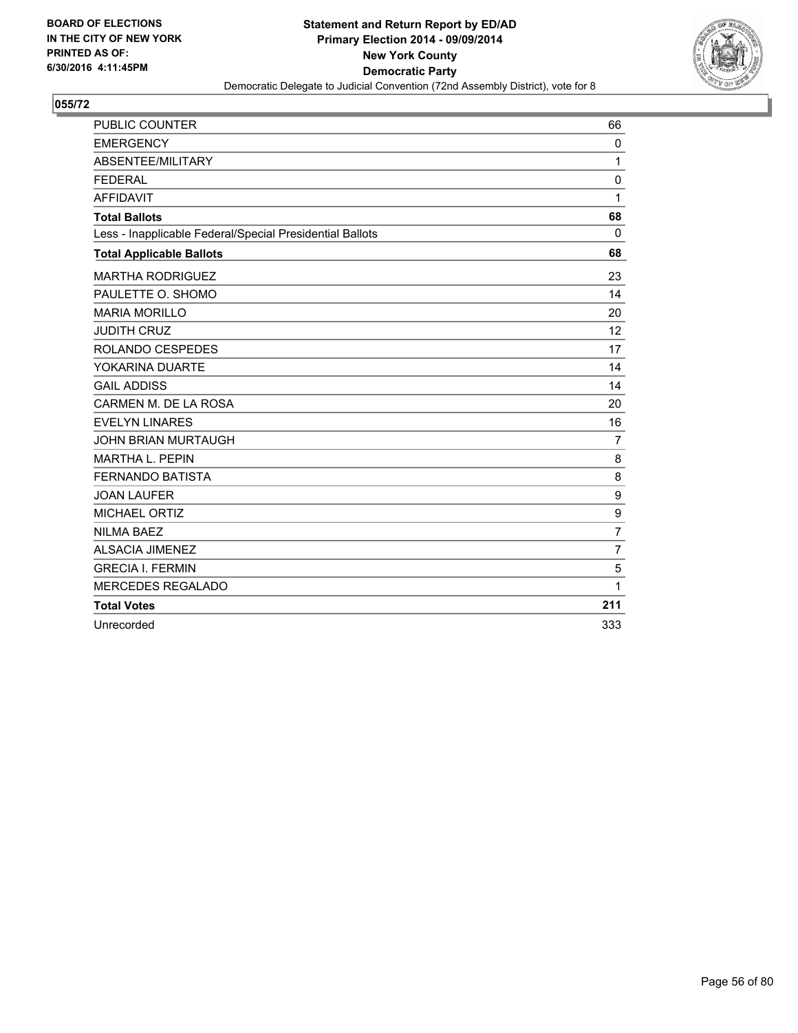**BOARD OF ELECTIONS IN THE CITY OF NEW YORK PRINTED AS OF: 6/30/2016 4:11:45PM**

**Statement and Return Report by ED/AD**
**Primary Election 2014 - 09/09/2014**
**New York County**
**Democratic Party**
Democratic Delegate to Judicial Convention (72nd Assembly District), vote for 8

## 055/72

| | |
|---|---|
| PUBLIC COUNTER | 66 |
| EMERGENCY | 0 |
| ABSENTEE/MILITARY | 1 |
| FEDERAL | 0 |
| AFFIDAVIT | 1 |
| **Total Ballots** | **68** |
| Less - Inapplicable Federal/Special Presidential Ballots | 0 |
| **Total Applicable Ballots** | **68** |
| MARTHA RODRIGUEZ | 23 |
| PAULETTE O. SHOMO | 14 |
| MARIA MORILLO | 20 |
| JUDITH CRUZ | 12 |
| ROLANDO CESPEDES | 17 |
| YOKARINA DUARTE | 14 |
| GAIL ADDISS | 14 |
| CARMEN M. DE LA ROSA | 20 |
| EVELYN LINARES | 16 |
| JOHN BRIAN MURTAUGH | 7 |
| MARTHA L. PEPIN | 8 |
| FERNANDO BATISTA | 8 |
| JOAN LAUFER | 9 |
| MICHAEL ORTIZ | 9 |
| NILMA BAEZ | 7 |
| ALSACIA JIMENEZ | 7 |
| GRECIA I. FERMIN | 5 |
| MERCEDES REGALADO | 1 |
| **Total Votes** | **211** |
| Unrecorded | 333 |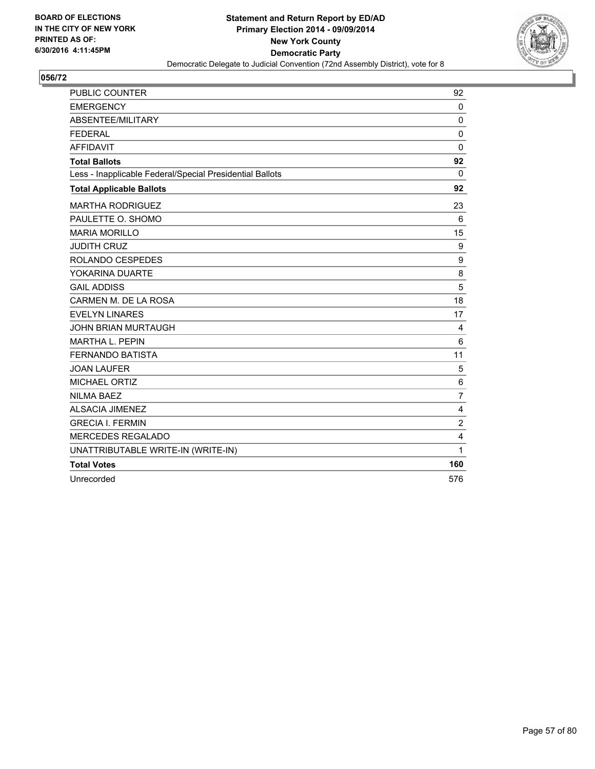**BOARD OF ELECTIONS IN THE CITY OF NEW YORK PRINTED AS OF: 6/30/2016 4:11:45PM**

**Statement and Return Report by ED/AD**
**Primary Election 2014 - 09/09/2014**
**New York County**
**Democratic Party**
Democratic Delegate to Judicial Convention (72nd Assembly District), vote for 8

## 056/72

| | |
|---|---|
| PUBLIC COUNTER | 92 |
| EMERGENCY | 0 |
| ABSENTEE/MILITARY | 0 |
| FEDERAL | 0 |
| AFFIDAVIT | 0 |
| **Total Ballots** | **92** |
| Less - Inapplicable Federal/Special Presidential Ballots | 0 |
| **Total Applicable Ballots** | **92** |
| MARTHA RODRIGUEZ | 23 |
| PAULETTE O. SHOMO | 6 |
| MARIA MORILLO | 15 |
| JUDITH CRUZ | 9 |
| ROLANDO CESPEDES | 9 |
| YOKARINA DUARTE | 8 |
| GAIL ADDISS | 5 |
| CARMEN M. DE LA ROSA | 18 |
| EVELYN LINARES | 17 |
| JOHN BRIAN MURTAUGH | 4 |
| MARTHA L. PEPIN | 6 |
| FERNANDO BATISTA | 11 |
| JOAN LAUFER | 5 |
| MICHAEL ORTIZ | 6 |
| NILMA BAEZ | 7 |
| ALSACIA JIMENEZ | 4 |
| GRECIA I. FERMIN | 2 |
| MERCEDES REGALADO | 4 |
| UNATTRIBUTABLE WRITE-IN (WRITE-IN) | 1 |
| **Total Votes** | **160** |
| Unrecorded | 576 |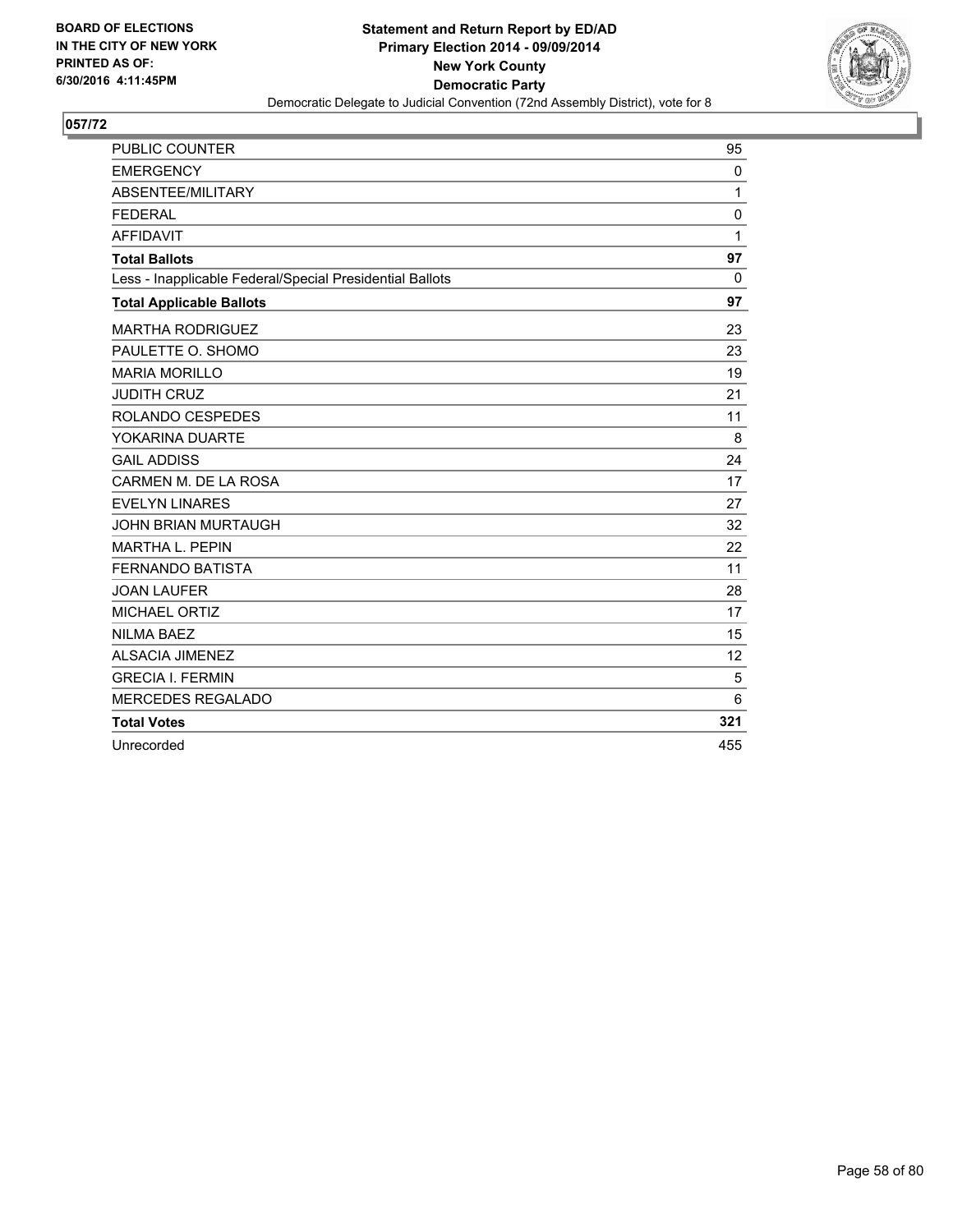**BOARD OF ELECTIONS IN THE CITY OF NEW YORK PRINTED AS OF: 6/30/2016 4:11:45PM**

**Statement and Return Report by ED/AD**
**Primary Election 2014 - 09/09/2014**
**New York County**
**Democratic Party**
Democratic Delegate to Judicial Convention (72nd Assembly District), vote for 8

## 057/72

| | |
|---|---|
| PUBLIC COUNTER | 95 |
| EMERGENCY | 0 |
| ABSENTEE/MILITARY | 1 |
| FEDERAL | 0 |
| AFFIDAVIT | 1 |
| **Total Ballots** | **97** |
| Less - Inapplicable Federal/Special Presidential Ballots | 0 |
| **Total Applicable Ballots** | **97** |
| MARTHA RODRIGUEZ | 23 |
| PAULETTE O. SHOMO | 23 |
| MARIA MORILLO | 19 |
| JUDITH CRUZ | 21 |
| ROLANDO CESPEDES | 11 |
| YOKARINA DUARTE | 8 |
| GAIL ADDISS | 24 |
| CARMEN M. DE LA ROSA | 17 |
| EVELYN LINARES | 27 |
| JOHN BRIAN MURTAUGH | 32 |
| MARTHA L. PEPIN | 22 |
| FERNANDO BATISTA | 11 |
| JOAN LAUFER | 28 |
| MICHAEL ORTIZ | 17 |
| NILMA BAEZ | 15 |
| ALSACIA JIMENEZ | 12 |
| GRECIA I. FERMIN | 5 |
| MERCEDES REGALADO | 6 |
| **Total Votes** | **321** |
| Unrecorded | 455 |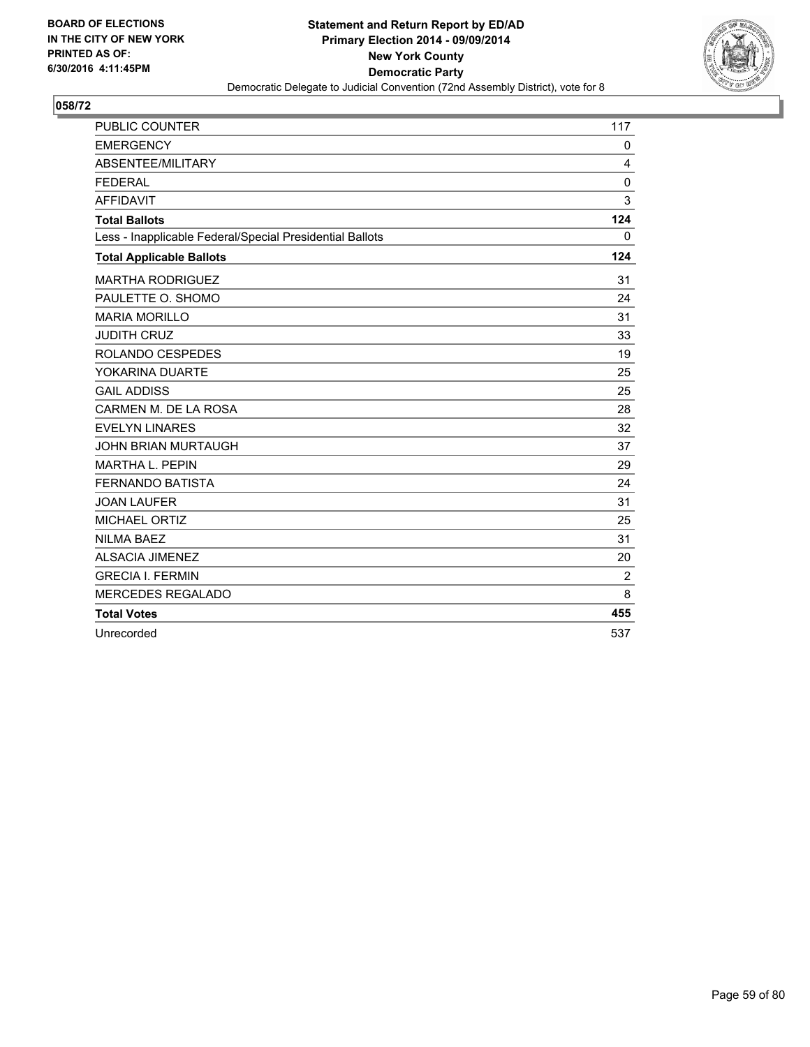BOARD OF ELECTIONS
IN THE CITY OF NEW YORK
PRINTED AS OF:
6/30/2016 4:11:45PM

**Statement and Return Report by ED/AD**
**Primary Election 2014 - 09/09/2014**
**New York County**
**Democratic Party**
Democratic Delegate to Judicial Convention (72nd Assembly District), vote for 8

## 058/72

| | |
|---|---|
| PUBLIC COUNTER | 117 |
| EMERGENCY | 0 |
| ABSENTEE/MILITARY | 4 |
| FEDERAL | 0 |
| AFFIDAVIT | 3 |
| **Total Ballots** | **124** |
| Less - Inapplicable Federal/Special Presidential Ballots | 0 |
| **Total Applicable Ballots** | **124** |
| MARTHA RODRIGUEZ | 31 |
| PAULETTE O. SHOMO | 24 |
| MARIA MORILLO | 31 |
| JUDITH CRUZ | 33 |
| ROLANDO CESPEDES | 19 |
| YOKARINA DUARTE | 25 |
| GAIL ADDISS | 25 |
| CARMEN M. DE LA ROSA | 28 |
| EVELYN LINARES | 32 |
| JOHN BRIAN MURTAUGH | 37 |
| MARTHA L. PEPIN | 29 |
| FERNANDO BATISTA | 24 |
| JOAN LAUFER | 31 |
| MICHAEL ORTIZ | 25 |
| NILMA BAEZ | 31 |
| ALSACIA JIMENEZ | 20 |
| GRECIA I. FERMIN | 2 |
| MERCEDES REGALADO | 8 |
| **Total Votes** | **455** |
| Unrecorded | 537 |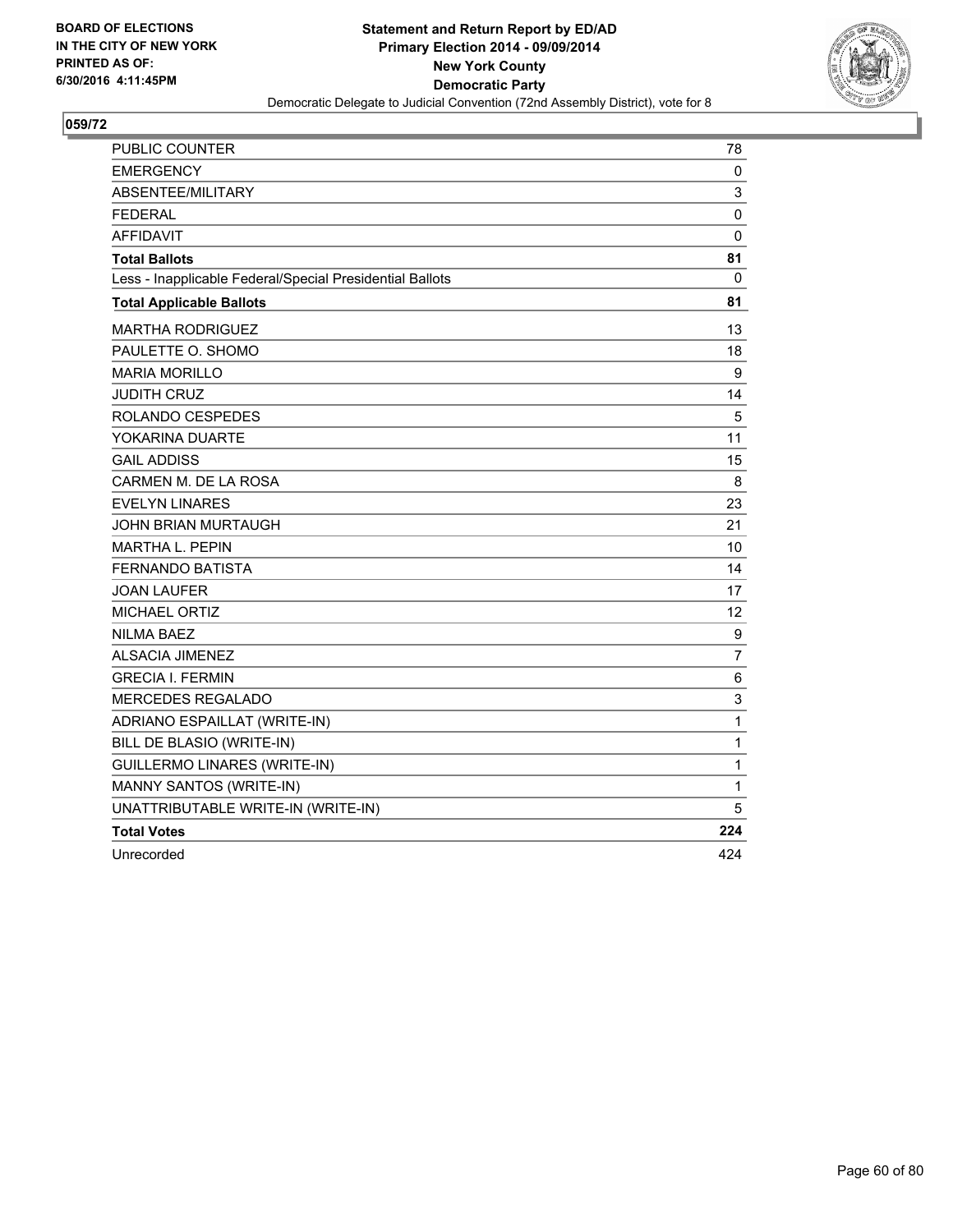**BOARD OF ELECTIONS IN THE CITY OF NEW YORK PRINTED AS OF: 6/30/2016 4:11:45PM**

**Statement and Return Report by ED/AD**
**Primary Election 2014 - 09/09/2014**
**New York County**
**Democratic Party**
Democratic Delegate to Judicial Convention (72nd Assembly District), vote for 8

## 059/72

| | |
|---|---|
| PUBLIC COUNTER | 78 |
| EMERGENCY | 0 |
| ABSENTEE/MILITARY | 3 |
| FEDERAL | 0 |
| AFFIDAVIT | 0 |
| **Total Ballots** | **81** |
| Less - Inapplicable Federal/Special Presidential Ballots | 0 |
| **Total Applicable Ballots** | **81** |
| MARTHA RODRIGUEZ | 13 |
| PAULETTE O. SHOMO | 18 |
| MARIA MORILLO | 9 |
| JUDITH CRUZ | 14 |
| ROLANDO CESPEDES | 5 |
| YOKARINA DUARTE | 11 |
| GAIL ADDISS | 15 |
| CARMEN M. DE LA ROSA | 8 |
| EVELYN LINARES | 23 |
| JOHN BRIAN MURTAUGH | 21 |
| MARTHA L. PEPIN | 10 |
| FERNANDO BATISTA | 14 |
| JOAN LAUFER | 17 |
| MICHAEL ORTIZ | 12 |
| NILMA BAEZ | 9 |
| ALSACIA JIMENEZ | 7 |
| GRECIA I. FERMIN | 6 |
| MERCEDES REGALADO | 3 |
| ADRIANO ESPAILLAT (WRITE-IN) | 1 |
| BILL DE BLASIO (WRITE-IN) | 1 |
| GUILLERMO LINARES (WRITE-IN) | 1 |
| MANNY SANTOS (WRITE-IN) | 1 |
| UNATTRIBUTABLE WRITE-IN (WRITE-IN) | 5 |
| **Total Votes** | **224** |
| Unrecorded | 424 |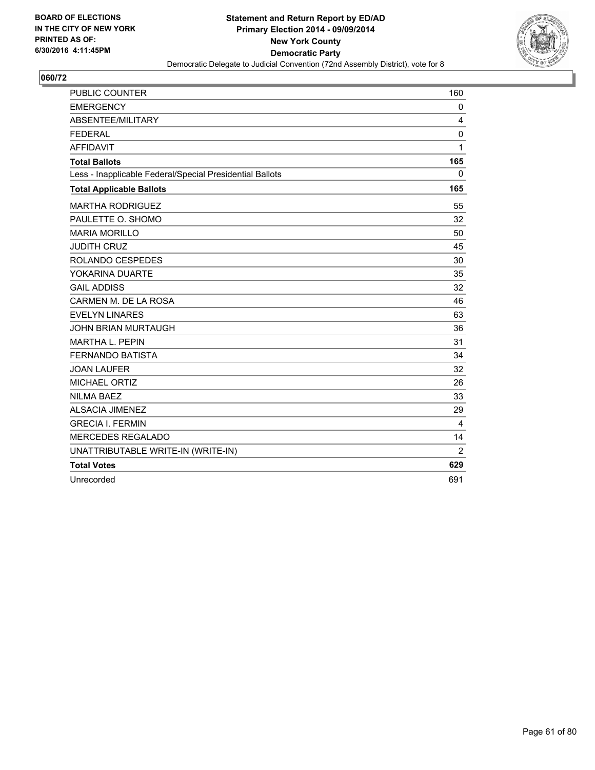**BOARD OF ELECTIONS IN THE CITY OF NEW YORK PRINTED AS OF: 6/30/2016 4:11:45PM**

**Statement and Return Report by ED/AD**
**Primary Election 2014 - 09/09/2014**
**New York County**
**Democratic Party**
Democratic Delegate to Judicial Convention (72nd Assembly District), vote for 8

**060/72**

| | |
|---|---|
| PUBLIC COUNTER | 160 |
| EMERGENCY | 0 |
| ABSENTEE/MILITARY | 4 |
| FEDERAL | 0 |
| AFFIDAVIT | 1 |
| **Total Ballots** | **165** |
| Less - Inapplicable Federal/Special Presidential Ballots | 0 |
| **Total Applicable Ballots** | **165** |
| MARTHA RODRIGUEZ | 55 |
| PAULETTE O. SHOMO | 32 |
| MARIA MORILLO | 50 |
| JUDITH CRUZ | 45 |
| ROLANDO CESPEDES | 30 |
| YOKARINA DUARTE | 35 |
| GAIL ADDISS | 32 |
| CARMEN M. DE LA ROSA | 46 |
| EVELYN LINARES | 63 |
| JOHN BRIAN MURTAUGH | 36 |
| MARTHA L. PEPIN | 31 |
| FERNANDO BATISTA | 34 |
| JOAN LAUFER | 32 |
| MICHAEL ORTIZ | 26 |
| NILMA BAEZ | 33 |
| ALSACIA JIMENEZ | 29 |
| GRECIA I. FERMIN | 4 |
| MERCEDES REGALADO | 14 |
| UNATTRIBUTABLE WRITE-IN (WRITE-IN) | 2 |
| **Total Votes** | **629** |
| Unrecorded | 691 |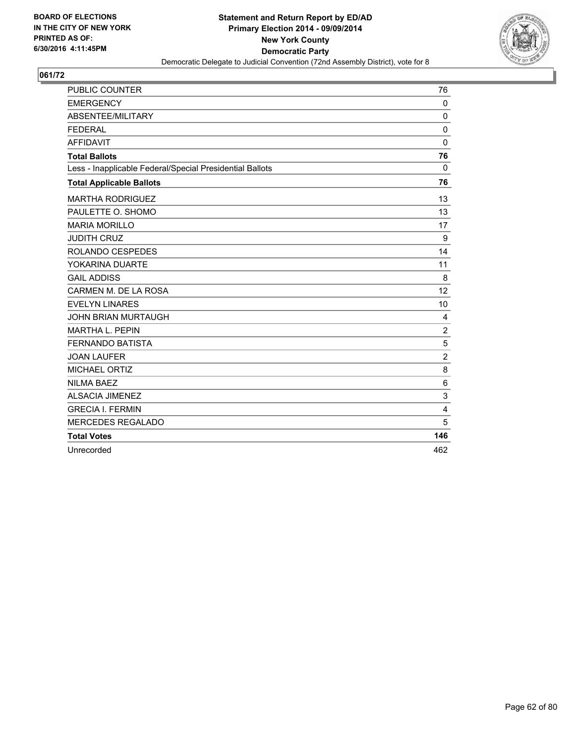**BOARD OF ELECTIONS IN THE CITY OF NEW YORK PRINTED AS OF: 6/30/2016 4:11:45PM**

**Statement and Return Report by ED/AD**
**Primary Election 2014 - 09/09/2014**
**New York County**
**Democratic Party**
Democratic Delegate to Judicial Convention (72nd Assembly District), vote for 8

## 061/72

| | |
|---|---|
| PUBLIC COUNTER | 76 |
| EMERGENCY | 0 |
| ABSENTEE/MILITARY | 0 |
| FEDERAL | 0 |
| AFFIDAVIT | 0 |
| **Total Ballots** | **76** |
| Less - Inapplicable Federal/Special Presidential Ballots | 0 |
| **Total Applicable Ballots** | **76** |
| MARTHA RODRIGUEZ | 13 |
| PAULETTE O. SHOMO | 13 |
| MARIA MORILLO | 17 |
| JUDITH CRUZ | 9 |
| ROLANDO CESPEDES | 14 |
| YOKARINA DUARTE | 11 |
| GAIL ADDISS | 8 |
| CARMEN M. DE LA ROSA | 12 |
| EVELYN LINARES | 10 |
| JOHN BRIAN MURTAUGH | 4 |
| MARTHA L. PEPIN | 2 |
| FERNANDO BATISTA | 5 |
| JOAN LAUFER | 2 |
| MICHAEL ORTIZ | 8 |
| NILMA BAEZ | 6 |
| ALSACIA JIMENEZ | 3 |
| GRECIA I. FERMIN | 4 |
| MERCEDES REGALADO | 5 |
| **Total Votes** | **146** |
| Unrecorded | 462 |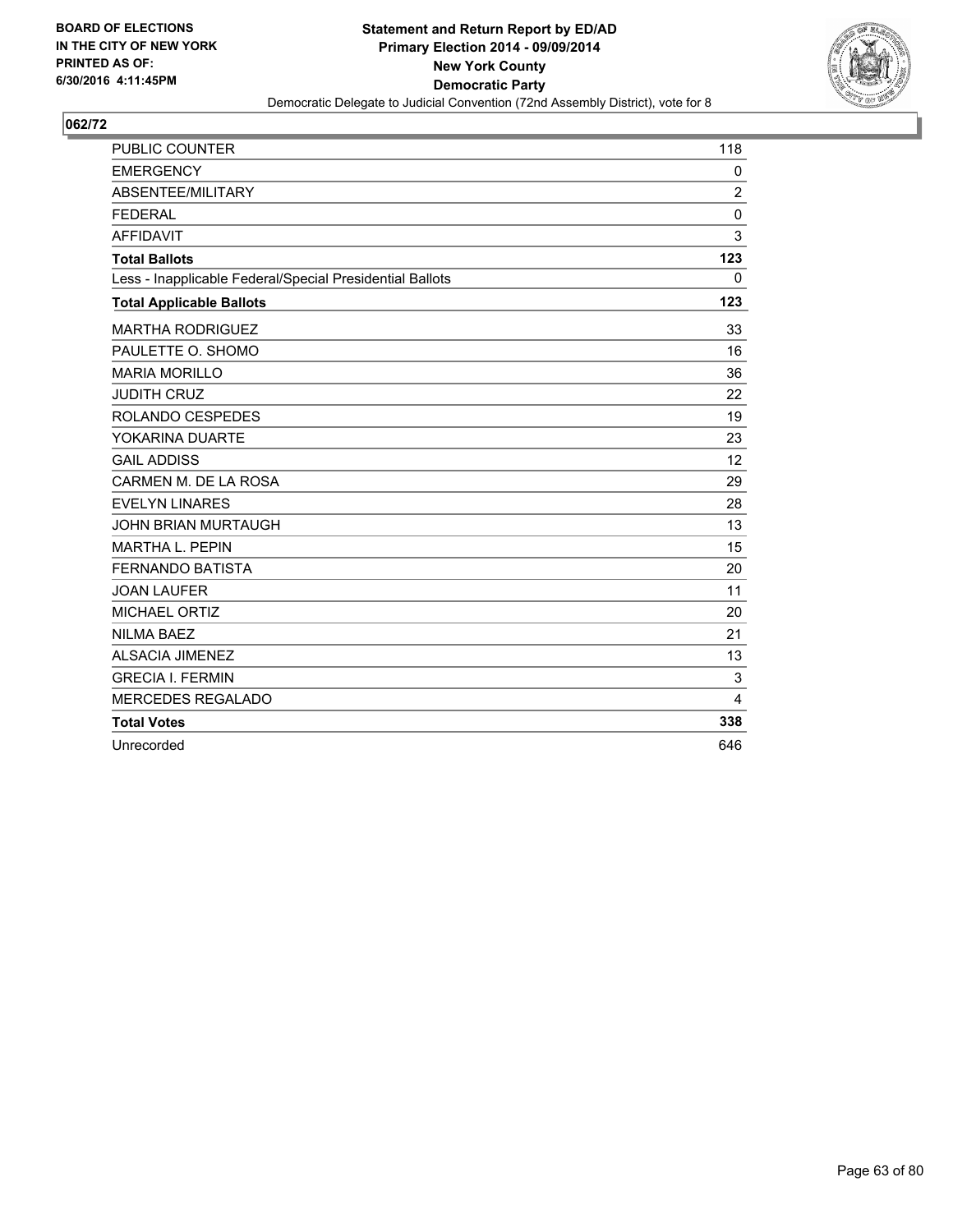**BOARD OF ELECTIONS**
**IN THE CITY OF NEW YORK**
**PRINTED AS OF:**
**6/30/2016 4:11:45PM**

**Statement and Return Report by ED/AD**
**Primary Election 2014 - 09/09/2014**
**New York County**
**Democratic Party**
Democratic Delegate to Judicial Convention (72nd Assembly District), vote for 8

## 062/72

| | |
|---|---|
| PUBLIC COUNTER | 118 |
| EMERGENCY | 0 |
| ABSENTEE/MILITARY | 2 |
| FEDERAL | 0 |
| AFFIDAVIT | 3 |
| **Total Ballots** | **123** |
| Less - Inapplicable Federal/Special Presidential Ballots | 0 |
| **Total Applicable Ballots** | **123** |
| MARTHA RODRIGUEZ | 33 |
| PAULETTE O. SHOMO | 16 |
| MARIA MORILLO | 36 |
| JUDITH CRUZ | 22 |
| ROLANDO CESPEDES | 19 |
| YOKARINA DUARTE | 23 |
| GAIL ADDISS | 12 |
| CARMEN M. DE LA ROSA | 29 |
| EVELYN LINARES | 28 |
| JOHN BRIAN MURTAUGH | 13 |
| MARTHA L. PEPIN | 15 |
| FERNANDO BATISTA | 20 |
| JOAN LAUFER | 11 |
| MICHAEL ORTIZ | 20 |
| NILMA BAEZ | 21 |
| ALSACIA JIMENEZ | 13 |
| GRECIA I. FERMIN | 3 |
| MERCEDES REGALADO | 4 |
| **Total Votes** | **338** |
| Unrecorded | 646 |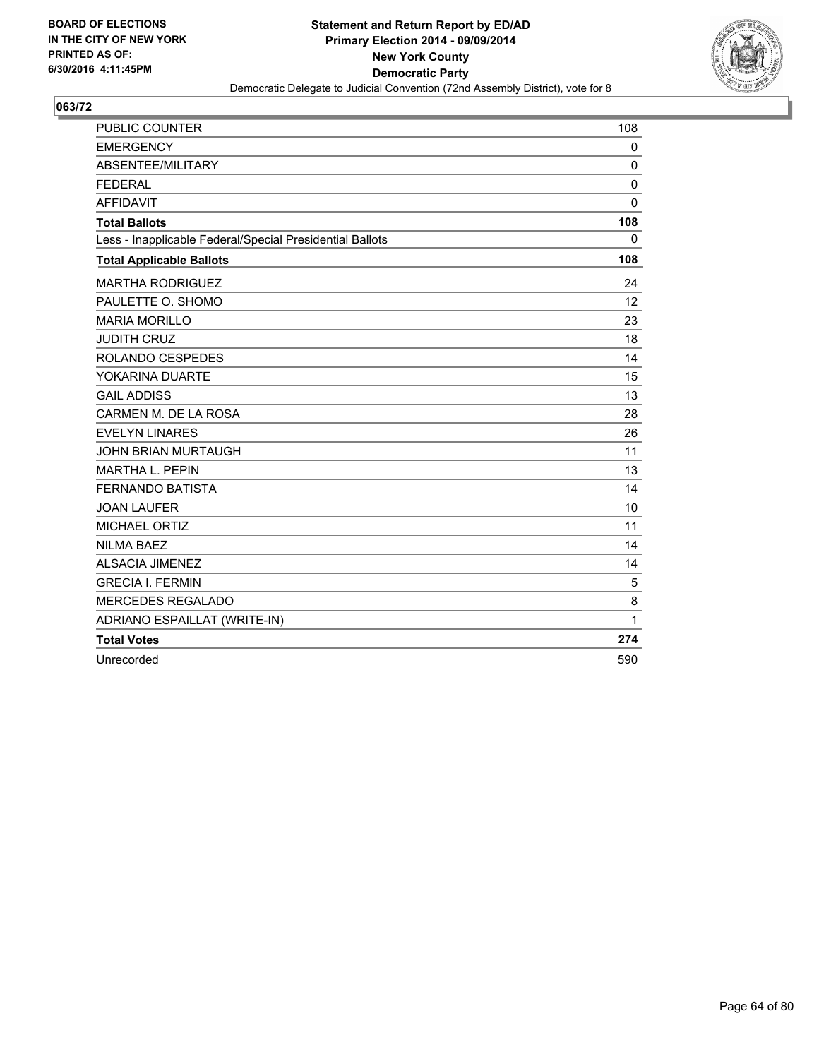BOARD OF ELECTIONS
IN THE CITY OF NEW YORK
PRINTED AS OF:
6/30/2016 4:11:45PM

**Statement and Return Report by ED/AD**
**Primary Election 2014 - 09/09/2014**
**New York County**
**Democratic Party**
Democratic Delegate to Judicial Convention (72nd Assembly District), vote for 8

## 063/72

| | |
|---|---|
| PUBLIC COUNTER | 108 |
| EMERGENCY | 0 |
| ABSENTEE/MILITARY | 0 |
| FEDERAL | 0 |
| AFFIDAVIT | 0 |
| **Total Ballots** | **108** |
| Less - Inapplicable Federal/Special Presidential Ballots | 0 |
| **Total Applicable Ballots** | **108** |
| MARTHA RODRIGUEZ | 24 |
| PAULETTE O. SHOMO | 12 |
| MARIA MORILLO | 23 |
| JUDITH CRUZ | 18 |
| ROLANDO CESPEDES | 14 |
| YOKARINA DUARTE | 15 |
| GAIL ADDISS | 13 |
| CARMEN M. DE LA ROSA | 28 |
| EVELYN LINARES | 26 |
| JOHN BRIAN MURTAUGH | 11 |
| MARTHA L. PEPIN | 13 |
| FERNANDO BATISTA | 14 |
| JOAN LAUFER | 10 |
| MICHAEL ORTIZ | 11 |
| NILMA BAEZ | 14 |
| ALSACIA JIMENEZ | 14 |
| GRECIA I. FERMIN | 5 |
| MERCEDES REGALADO | 8 |
| ADRIANO ESPAILLAT (WRITE-IN) | 1 |
| **Total Votes** | **274** |
| Unrecorded | 590 |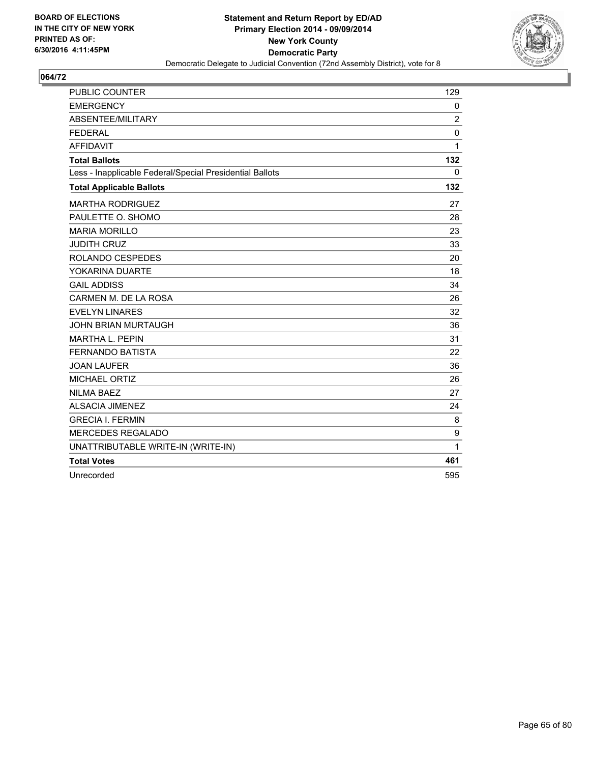BOARD OF ELECTIONS
IN THE CITY OF NEW YORK
PRINTED AS OF:
6/30/2016 4:11:45PM

**Statement and Return Report by ED/AD**
**Primary Election 2014 - 09/09/2014**
**New York County**
**Democratic Party**
Democratic Delegate to Judicial Convention (72nd Assembly District), vote for 8

## 064/72

| | |
|---|---|
| PUBLIC COUNTER | 129 |
| EMERGENCY | 0 |
| ABSENTEE/MILITARY | 2 |
| FEDERAL | 0 |
| AFFIDAVIT | 1 |
| **Total Ballots** | **132** |
| Less - Inapplicable Federal/Special Presidential Ballots | 0 |
| **Total Applicable Ballots** | **132** |
| MARTHA RODRIGUEZ | 27 |
| PAULETTE O. SHOMO | 28 |
| MARIA MORILLO | 23 |
| JUDITH CRUZ | 33 |
| ROLANDO CESPEDES | 20 |
| YOKARINA DUARTE | 18 |
| GAIL ADDISS | 34 |
| CARMEN M. DE LA ROSA | 26 |
| EVELYN LINARES | 32 |
| JOHN BRIAN MURTAUGH | 36 |
| MARTHA L. PEPIN | 31 |
| FERNANDO BATISTA | 22 |
| JOAN LAUFER | 36 |
| MICHAEL ORTIZ | 26 |
| NILMA BAEZ | 27 |
| ALSACIA JIMENEZ | 24 |
| GRECIA I. FERMIN | 8 |
| MERCEDES REGALADO | 9 |
| UNATTRIBUTABLE WRITE-IN (WRITE-IN) | 1 |
| **Total Votes** | **461** |
| Unrecorded | 595 |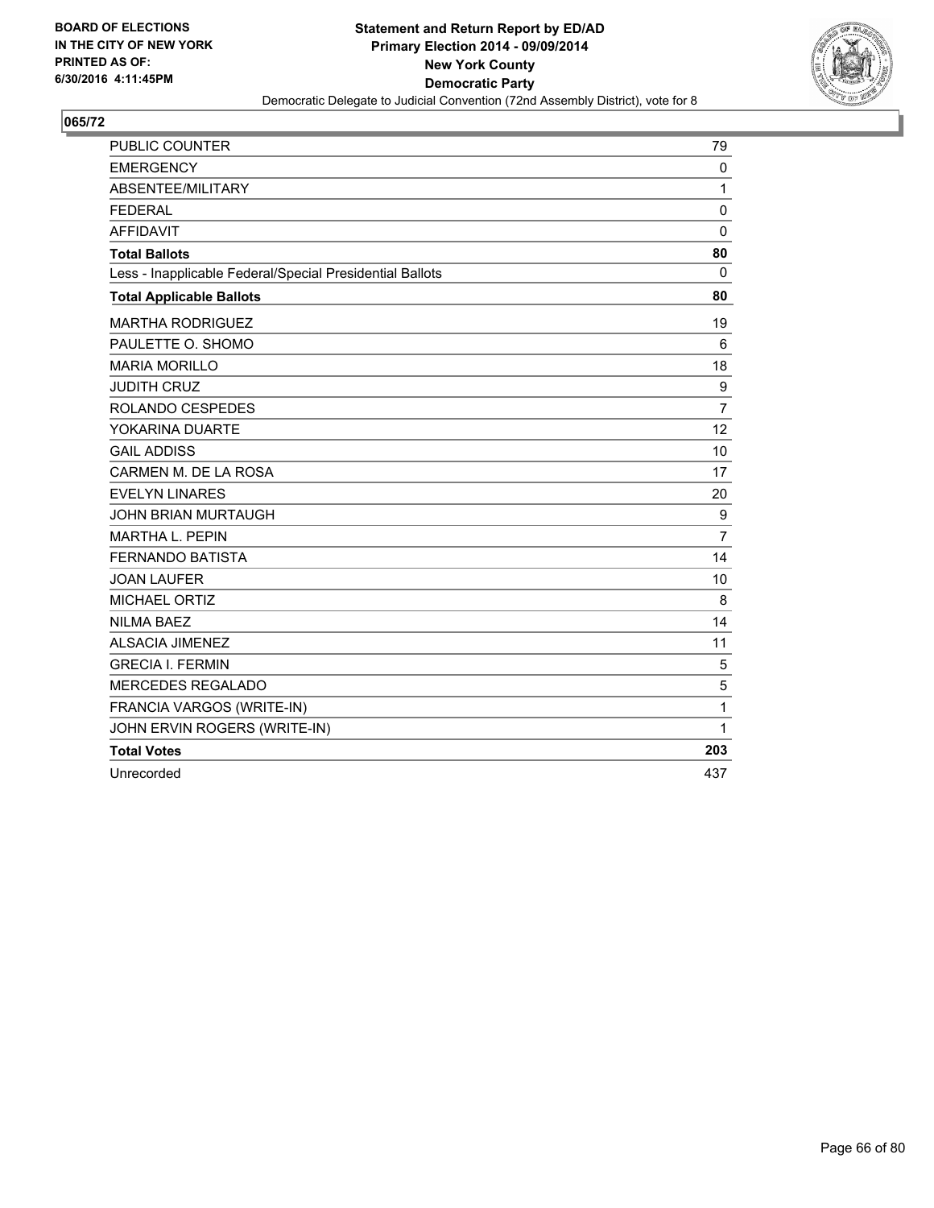BOARD OF ELECTIONS
IN THE CITY OF NEW YORK
PRINTED AS OF:
6/30/2016 4:11:45PM

**Statement and Return Report by ED/AD**
**Primary Election 2014 - 09/09/2014**
**New York County**
**Democratic Party**
Democratic Delegate to Judicial Convention (72nd Assembly District), vote for 8

## 065/72

| | |
|---|---|
| PUBLIC COUNTER | 79 |
| EMERGENCY | 0 |
| ABSENTEE/MILITARY | 1 |
| FEDERAL | 0 |
| AFFIDAVIT | 0 |
| **Total Ballots** | **80** |
| Less - Inapplicable Federal/Special Presidential Ballots | 0 |
| **Total Applicable Ballots** | **80** |
| MARTHA RODRIGUEZ | 19 |
| PAULETTE O. SHOMO | 6 |
| MARIA MORILLO | 18 |
| JUDITH CRUZ | 9 |
| ROLANDO CESPEDES | 7 |
| YOKARINA DUARTE | 12 |
| GAIL ADDISS | 10 |
| CARMEN M. DE LA ROSA | 17 |
| EVELYN LINARES | 20 |
| JOHN BRIAN MURTAUGH | 9 |
| MARTHA L. PEPIN | 7 |
| FERNANDO BATISTA | 14 |
| JOAN LAUFER | 10 |
| MICHAEL ORTIZ | 8 |
| NILMA BAEZ | 14 |
| ALSACIA JIMENEZ | 11 |
| GRECIA I. FERMIN | 5 |
| MERCEDES REGALADO | 5 |
| FRANCIA VARGOS (WRITE-IN) | 1 |
| JOHN ERVIN ROGERS (WRITE-IN) | 1 |
| **Total Votes** | **203** |
| Unrecorded | 437 |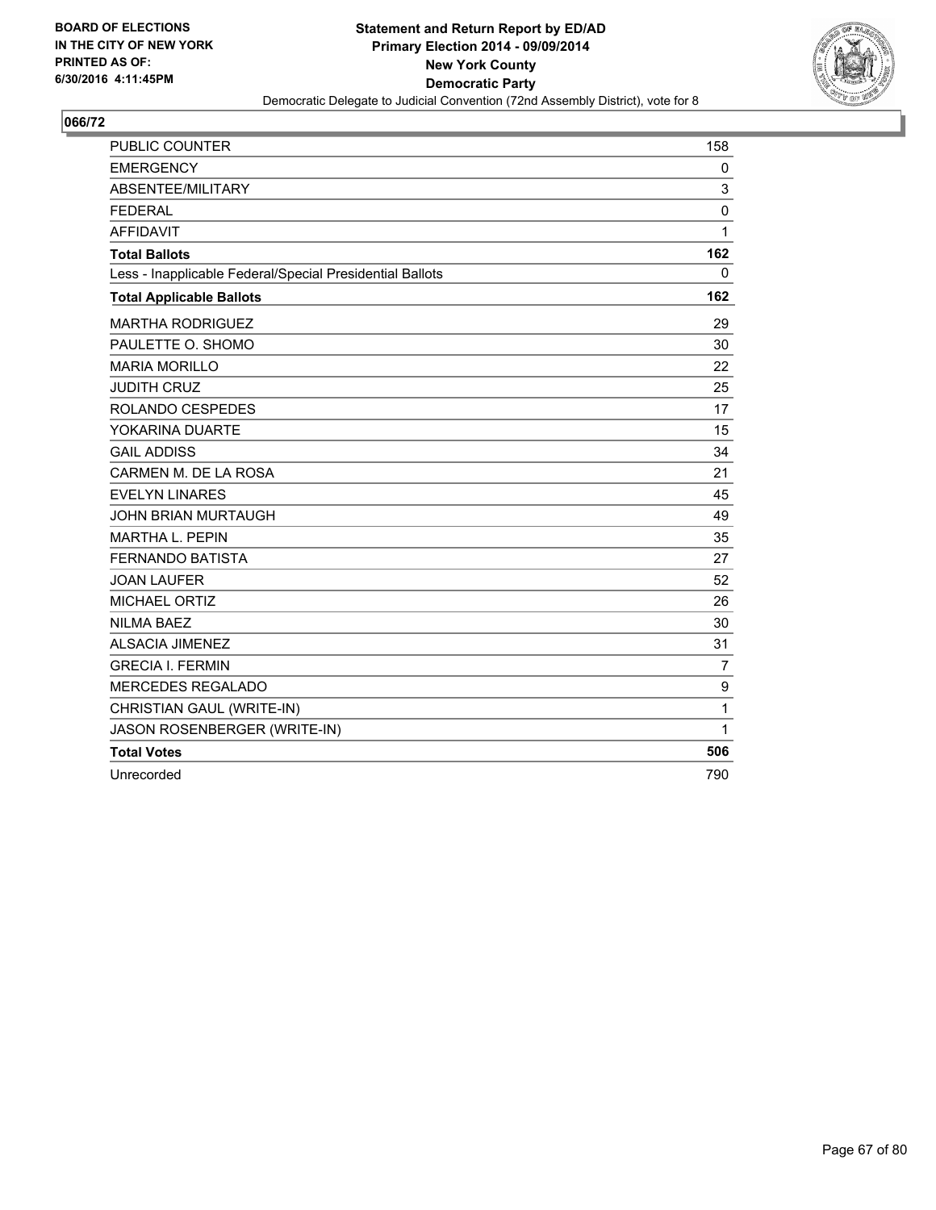**BOARD OF ELECTIONS IN THE CITY OF NEW YORK PRINTED AS OF: 6/30/2016 4:11:45PM**

**Statement and Return Report by ED/AD**
**Primary Election 2014 - 09/09/2014**
**New York County**
**Democratic Party**
Democratic Delegate to Judicial Convention (72nd Assembly District), vote for 8

**066/72**

| | |
|---|---|
| PUBLIC COUNTER | 158 |
| EMERGENCY | 0 |
| ABSENTEE/MILITARY | 3 |
| FEDERAL | 0 |
| AFFIDAVIT | 1 |
| **Total Ballots** | **162** |
| Less - Inapplicable Federal/Special Presidential Ballots | 0 |
| **Total Applicable Ballots** | **162** |
| MARTHA RODRIGUEZ | 29 |
| PAULETTE O. SHOMO | 30 |
| MARIA MORILLO | 22 |
| JUDITH CRUZ | 25 |
| ROLANDO CESPEDES | 17 |
| YOKARINA DUARTE | 15 |
| GAIL ADDISS | 34 |
| CARMEN M. DE LA ROSA | 21 |
| EVELYN LINARES | 45 |
| JOHN BRIAN MURTAUGH | 49 |
| MARTHA L. PEPIN | 35 |
| FERNANDO BATISTA | 27 |
| JOAN LAUFER | 52 |
| MICHAEL ORTIZ | 26 |
| NILMA BAEZ | 30 |
| ALSACIA JIMENEZ | 31 |
| GRECIA I. FERMIN | 7 |
| MERCEDES REGALADO | 9 |
| CHRISTIAN GAUL (WRITE-IN) | 1 |
| JASON ROSENBERGER (WRITE-IN) | 1 |
| **Total Votes** | **506** |
| Unrecorded | 790 |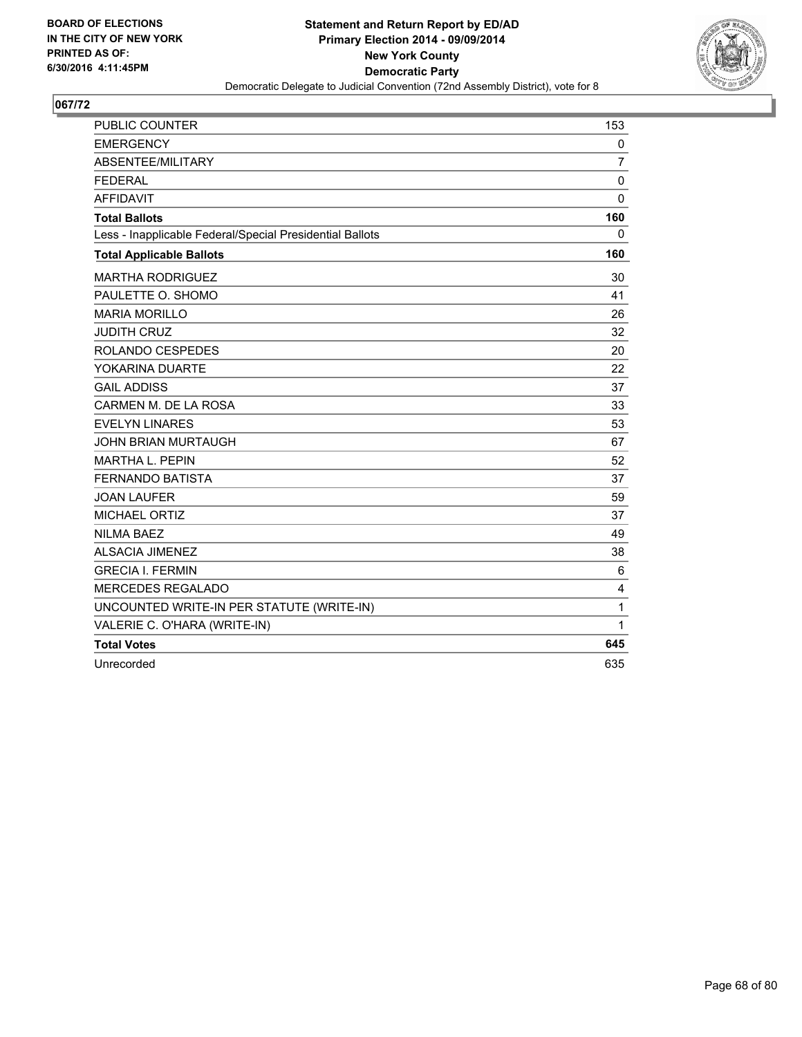**BOARD OF ELECTIONS IN THE CITY OF NEW YORK PRINTED AS OF: 6/30/2016 4:11:45PM**

**Statement and Return Report by ED/AD**
**Primary Election 2014 - 09/09/2014**
**New York County**
**Democratic Party**
Democratic Delegate to Judicial Convention (72nd Assembly District), vote for 8

## 067/72

| | |
|---|---|
| PUBLIC COUNTER | 153 |
| EMERGENCY | 0 |
| ABSENTEE/MILITARY | 7 |
| FEDERAL | 0 |
| AFFIDAVIT | 0 |
| **Total Ballots** | **160** |
| Less - Inapplicable Federal/Special Presidential Ballots | 0 |
| **Total Applicable Ballots** | **160** |
| MARTHA RODRIGUEZ | 30 |
| PAULETTE O. SHOMO | 41 |
| MARIA MORILLO | 26 |
| JUDITH CRUZ | 32 |
| ROLANDO CESPEDES | 20 |
| YOKARINA DUARTE | 22 |
| GAIL ADDISS | 37 |
| CARMEN M. DE LA ROSA | 33 |
| EVELYN LINARES | 53 |
| JOHN BRIAN MURTAUGH | 67 |
| MARTHA L. PEPIN | 52 |
| FERNANDO BATISTA | 37 |
| JOAN LAUFER | 59 |
| MICHAEL ORTIZ | 37 |
| NILMA BAEZ | 49 |
| ALSACIA JIMENEZ | 38 |
| GRECIA I. FERMIN | 6 |
| MERCEDES REGALADO | 4 |
| UNCOUNTED WRITE-IN PER STATUTE (WRITE-IN) | 1 |
| VALERIE C. O'HARA (WRITE-IN) | 1 |
| **Total Votes** | **645** |
| Unrecorded | 635 |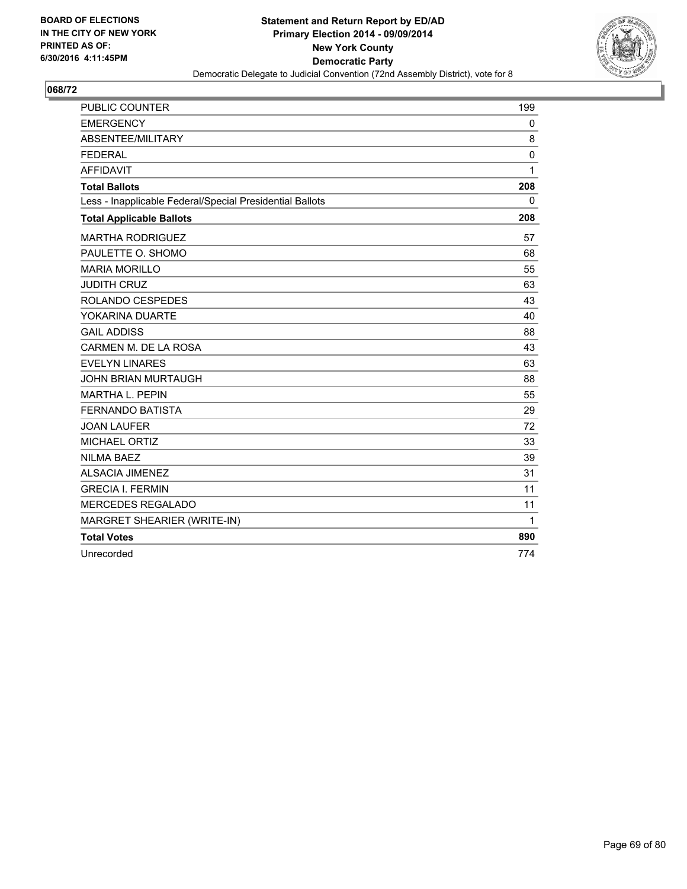BOARD OF ELECTIONS
IN THE CITY OF NEW YORK
PRINTED AS OF:
6/30/2016 4:11:45PM

**Statement and Return Report by ED/AD**
**Primary Election 2014 - 09/09/2014**
**New York County**
**Democratic Party**
Democratic Delegate to Judicial Convention (72nd Assembly District), vote for 8

## 068/72

| | |
|---|---|
| PUBLIC COUNTER | 199 |
| EMERGENCY | 0 |
| ABSENTEE/MILITARY | 8 |
| FEDERAL | 0 |
| AFFIDAVIT | 1 |
| **Total Ballots** | **208** |
| Less - Inapplicable Federal/Special Presidential Ballots | 0 |
| **Total Applicable Ballots** | **208** |
| MARTHA RODRIGUEZ | 57 |
| PAULETTE O. SHOMO | 68 |
| MARIA MORILLO | 55 |
| JUDITH CRUZ | 63 |
| ROLANDO CESPEDES | 43 |
| YOKARINA DUARTE | 40 |
| GAIL ADDISS | 88 |
| CARMEN M. DE LA ROSA | 43 |
| EVELYN LINARES | 63 |
| JOHN BRIAN MURTAUGH | 88 |
| MARTHA L. PEPIN | 55 |
| FERNANDO BATISTA | 29 |
| JOAN LAUFER | 72 |
| MICHAEL ORTIZ | 33 |
| NILMA BAEZ | 39 |
| ALSACIA JIMENEZ | 31 |
| GRECIA I. FERMIN | 11 |
| MERCEDES REGALADO | 11 |
| MARGRET SHEARIER (WRITE-IN) | 1 |
| **Total Votes** | **890** |
| Unrecorded | 774 |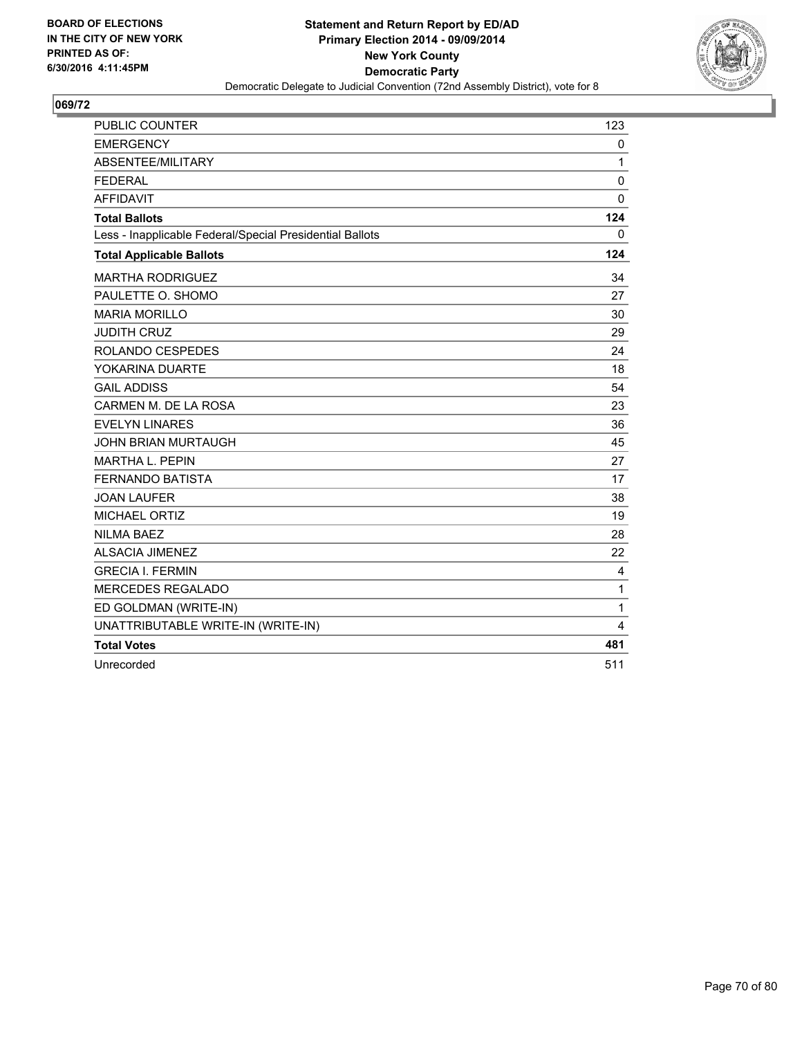BOARD OF ELECTIONS
IN THE CITY OF NEW YORK
PRINTED AS OF:
6/30/2016 4:11:45PM

**Statement and Return Report by ED/AD**
**Primary Election 2014 - 09/09/2014**
**New York County**
**Democratic Party**
Democratic Delegate to Judicial Convention (72nd Assembly District), vote for 8

## 069/72

| | |
|---|---|
| PUBLIC COUNTER | 123 |
| EMERGENCY | 0 |
| ABSENTEE/MILITARY | 1 |
| FEDERAL | 0 |
| AFFIDAVIT | 0 |
| **Total Ballots** | **124** |
| Less - Inapplicable Federal/Special Presidential Ballots | 0 |
| **Total Applicable Ballots** | **124** |
| MARTHA RODRIGUEZ | 34 |
| PAULETTE O. SHOMO | 27 |
| MARIA MORILLO | 30 |
| JUDITH CRUZ | 29 |
| ROLANDO CESPEDES | 24 |
| YOKARINA DUARTE | 18 |
| GAIL ADDISS | 54 |
| CARMEN M. DE LA ROSA | 23 |
| EVELYN LINARES | 36 |
| JOHN BRIAN MURTAUGH | 45 |
| MARTHA L. PEPIN | 27 |
| FERNANDO BATISTA | 17 |
| JOAN LAUFER | 38 |
| MICHAEL ORTIZ | 19 |
| NILMA BAEZ | 28 |
| ALSACIA JIMENEZ | 22 |
| GRECIA I. FERMIN | 4 |
| MERCEDES REGALADO | 1 |
| ED GOLDMAN (WRITE-IN) | 1 |
| UNATTRIBUTABLE WRITE-IN (WRITE-IN) | 4 |
| **Total Votes** | **481** |
| Unrecorded | 511 |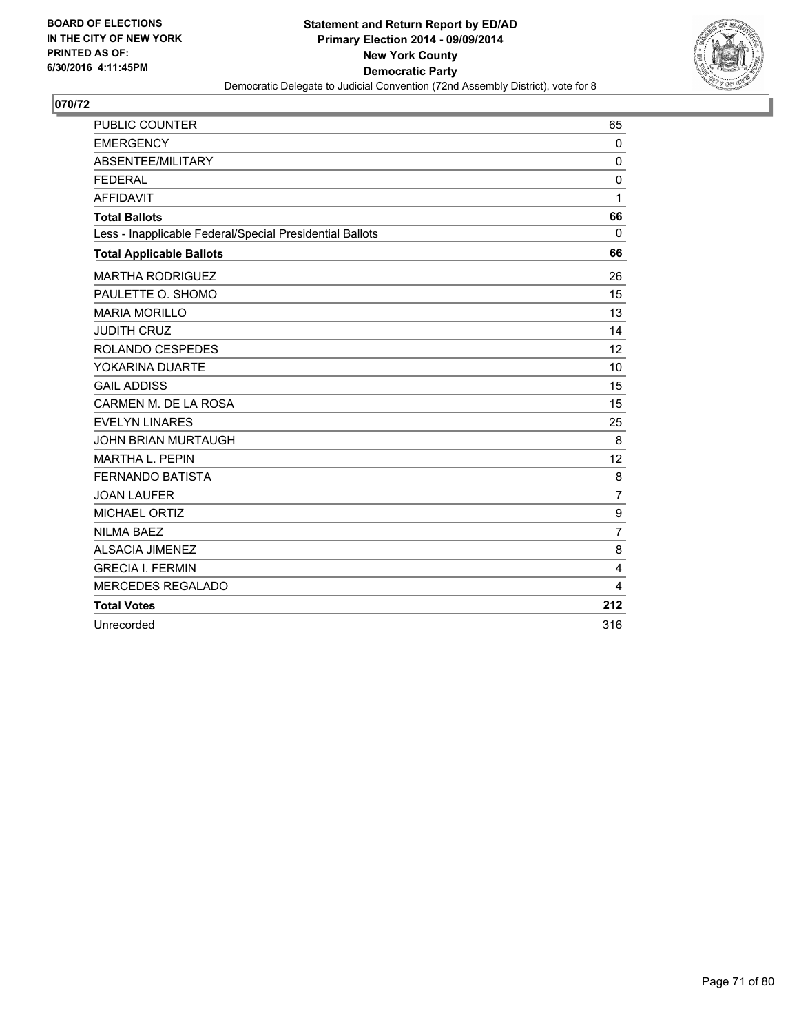BOARD OF ELECTIONS
IN THE CITY OF NEW YORK
PRINTED AS OF:
6/30/2016 4:11:45PM

**Statement and Return Report by ED/AD**
**Primary Election 2014 - 09/09/2014**
**New York County**
**Democratic Party**
Democratic Delegate to Judicial Convention (72nd Assembly District), vote for 8

## 070/72

| | |
|---|---|
| PUBLIC COUNTER | 65 |
| EMERGENCY | 0 |
| ABSENTEE/MILITARY | 0 |
| FEDERAL | 0 |
| AFFIDAVIT | 1 |
| **Total Ballots** | **66** |
| Less - Inapplicable Federal/Special Presidential Ballots | 0 |
| **Total Applicable Ballots** | **66** |
| MARTHA RODRIGUEZ | 26 |
| PAULETTE O. SHOMO | 15 |
| MARIA MORILLO | 13 |
| JUDITH CRUZ | 14 |
| ROLANDO CESPEDES | 12 |
| YOKARINA DUARTE | 10 |
| GAIL ADDISS | 15 |
| CARMEN M. DE LA ROSA | 15 |
| EVELYN LINARES | 25 |
| JOHN BRIAN MURTAUGH | 8 |
| MARTHA L. PEPIN | 12 |
| FERNANDO BATISTA | 8 |
| JOAN LAUFER | 7 |
| MICHAEL ORTIZ | 9 |
| NILMA BAEZ | 7 |
| ALSACIA JIMENEZ | 8 |
| GRECIA I. FERMIN | 4 |
| MERCEDES REGALADO | 4 |
| **Total Votes** | **212** |
| Unrecorded | 316 |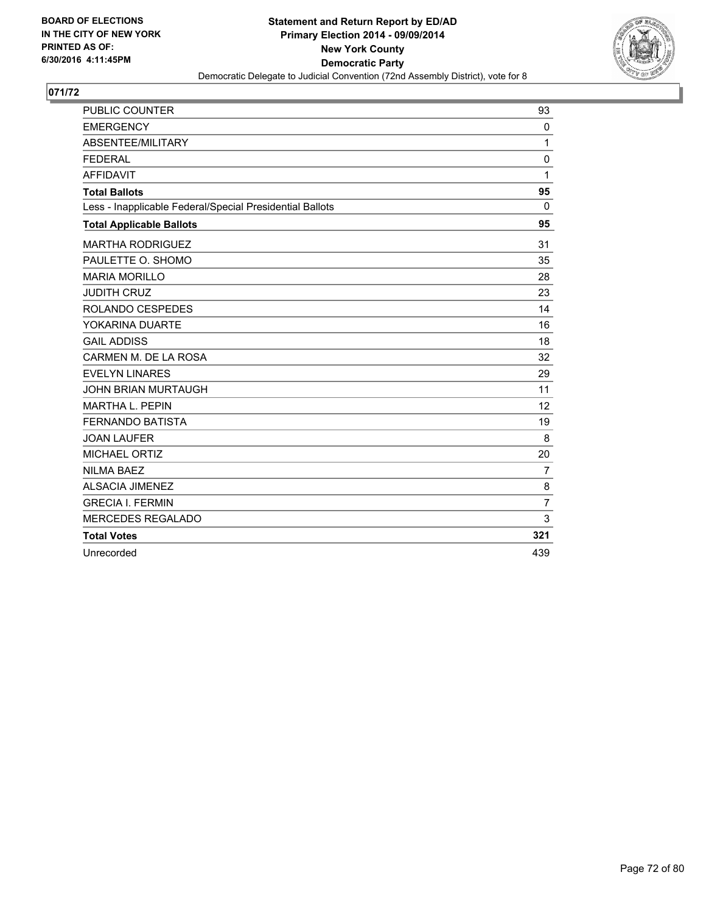**BOARD OF ELECTIONS IN THE CITY OF NEW YORK PRINTED AS OF: 6/30/2016 4:11:45PM**

**Statement and Return Report by ED/AD**
**Primary Election 2014 - 09/09/2014**
**New York County**
**Democratic Party**
Democratic Delegate to Judicial Convention (72nd Assembly District), vote for 8

## 071/72

| | |
|---|---|
| PUBLIC COUNTER | 93 |
| EMERGENCY | 0 |
| ABSENTEE/MILITARY | 1 |
| FEDERAL | 0 |
| AFFIDAVIT | 1 |
| **Total Ballots** | **95** |
| Less - Inapplicable Federal/Special Presidential Ballots | 0 |
| **Total Applicable Ballots** | **95** |
| MARTHA RODRIGUEZ | 31 |
| PAULETTE O. SHOMO | 35 |
| MARIA MORILLO | 28 |
| JUDITH CRUZ | 23 |
| ROLANDO CESPEDES | 14 |
| YOKARINA DUARTE | 16 |
| GAIL ADDISS | 18 |
| CARMEN M. DE LA ROSA | 32 |
| EVELYN LINARES | 29 |
| JOHN BRIAN MURTAUGH | 11 |
| MARTHA L. PEPIN | 12 |
| FERNANDO BATISTA | 19 |
| JOAN LAUFER | 8 |
| MICHAEL ORTIZ | 20 |
| NILMA BAEZ | 7 |
| ALSACIA JIMENEZ | 8 |
| GRECIA I. FERMIN | 7 |
| MERCEDES REGALADO | 3 |
| **Total Votes** | **321** |
| Unrecorded | 439 |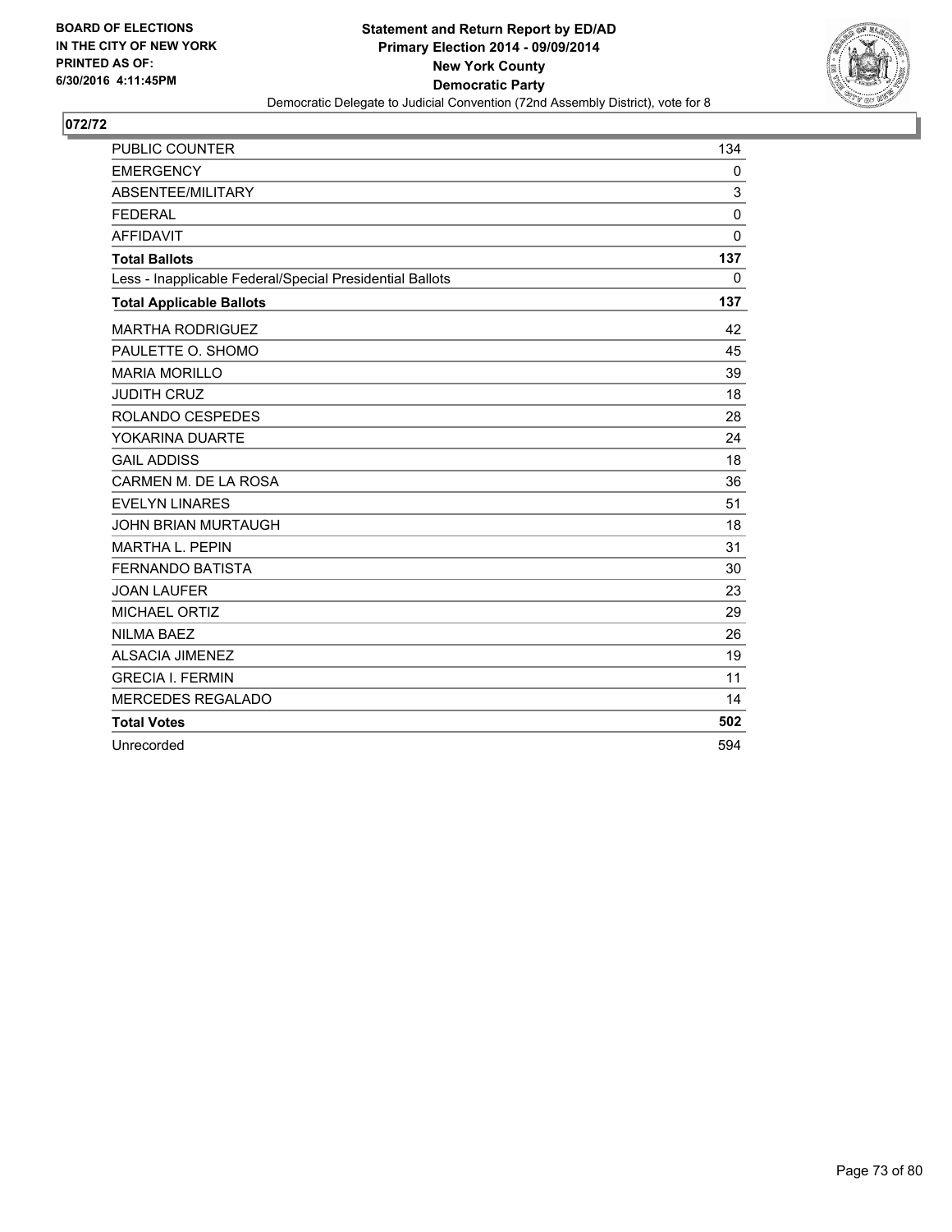**BOARD OF ELECTIONS IN THE CITY OF NEW YORK PRINTED AS OF: 6/30/2016 4:11:45PM**

**Statement and Return Report by ED/AD Primary Election 2014 - 09/09/2014 New York County Democratic Party**

Democratic Delegate to Judicial Convention (72nd Assembly District), vote for 8

**072/72**

| | |
|---|---|
| PUBLIC COUNTER | 134 |
| EMERGENCY | 0 |
| ABSENTEE/MILITARY | 3 |
| FEDERAL | 0 |
| AFFIDAVIT | 0 |
| **Total Ballots** | **137** |
| Less - Inapplicable Federal/Special Presidential Ballots | 0 |
| **Total Applicable Ballots** | **137** |
| MARTHA RODRIGUEZ | 42 |
| PAULETTE O. SHOMO | 45 |
| MARIA MORILLO | 39 |
| JUDITH CRUZ | 18 |
| ROLANDO CESPEDES | 28 |
| YOKARINA DUARTE | 24 |
| GAIL ADDISS | 18 |
| CARMEN M. DE LA ROSA | 36 |
| EVELYN LINARES | 51 |
| JOHN BRIAN MURTAUGH | 18 |
| MARTHA L. PEPIN | 31 |
| FERNANDO BATISTA | 30 |
| JOAN LAUFER | 23 |
| MICHAEL ORTIZ | 29 |
| NILMA BAEZ | 26 |
| ALSACIA JIMENEZ | 19 |
| GRECIA I. FERMIN | 11 |
| MERCEDES REGALADO | 14 |
| **Total Votes** | **502** |
| Unrecorded | 594 |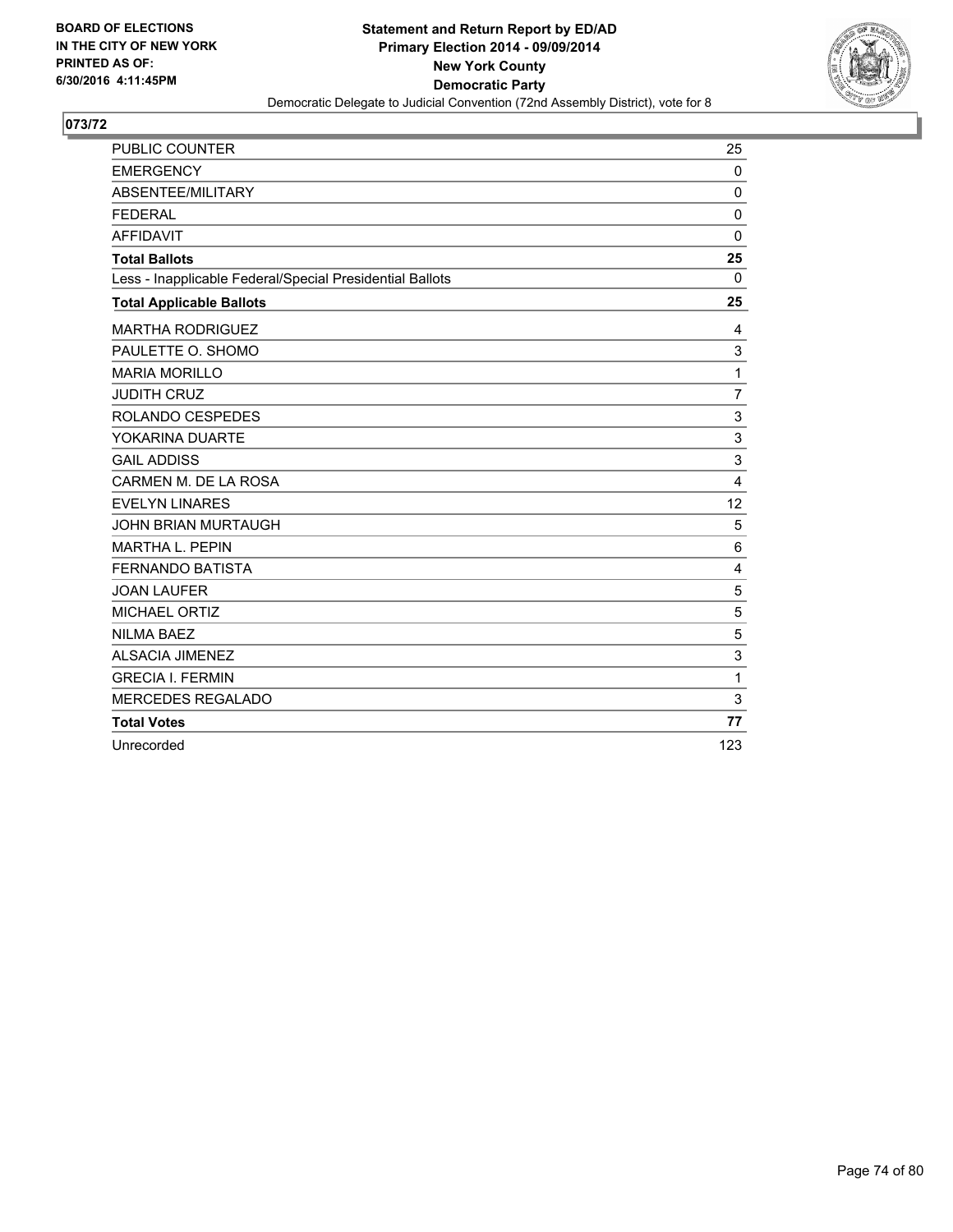BOARD OF ELECTIONS
IN THE CITY OF NEW YORK
PRINTED AS OF:
6/30/2016 4:11:45PM

**Statement and Return Report by ED/AD**
**Primary Election 2014 - 09/09/2014**
**New York County**
**Democratic Party**
Democratic Delegate to Judicial Convention (72nd Assembly District), vote for 8

## 073/72

| | |
|---|---|
| PUBLIC COUNTER | 25 |
| EMERGENCY | 0 |
| ABSENTEE/MILITARY | 0 |
| FEDERAL | 0 |
| AFFIDAVIT | 0 |
| **Total Ballots** | **25** |
| Less - Inapplicable Federal/Special Presidential Ballots | 0 |
| **Total Applicable Ballots** | **25** |
| MARTHA RODRIGUEZ | 4 |
| PAULETTE O. SHOMO | 3 |
| MARIA MORILLO | 1 |
| JUDITH CRUZ | 7 |
| ROLANDO CESPEDES | 3 |
| YOKARINA DUARTE | 3 |
| GAIL ADDISS | 3 |
| CARMEN M. DE LA ROSA | 4 |
| EVELYN LINARES | 12 |
| JOHN BRIAN MURTAUGH | 5 |
| MARTHA L. PEPIN | 6 |
| FERNANDO BATISTA | 4 |
| JOAN LAUFER | 5 |
| MICHAEL ORTIZ | 5 |
| NILMA BAEZ | 5 |
| ALSACIA JIMENEZ | 3 |
| GRECIA I. FERMIN | 1 |
| MERCEDES REGALADO | 3 |
| **Total Votes** | **77** |
| Unrecorded | 123 |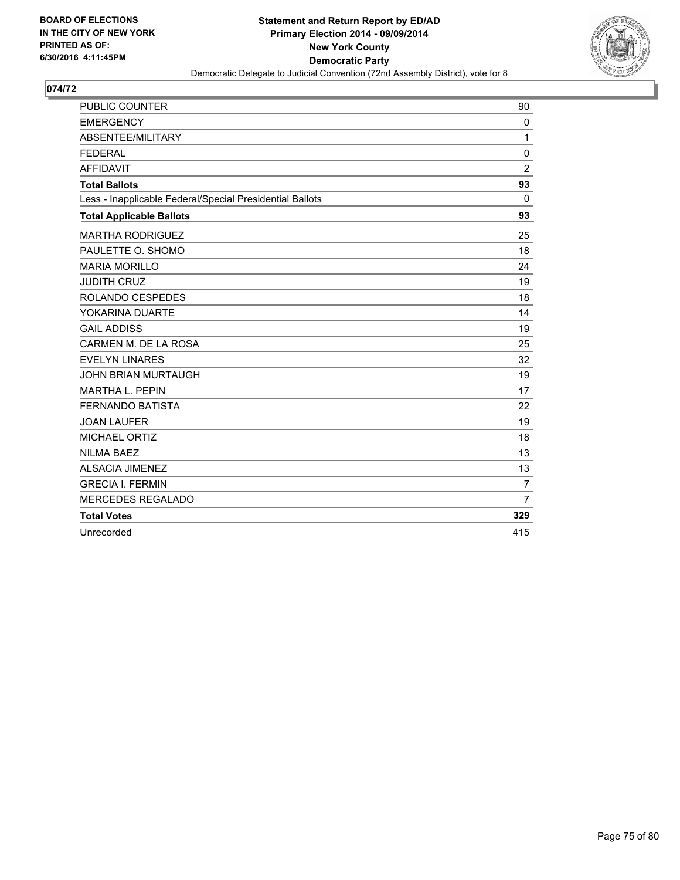BOARD OF ELECTIONS
IN THE CITY OF NEW YORK
PRINTED AS OF:
6/30/2016 4:11:45PM

**Statement and Return Report by ED/AD**
**Primary Election 2014 - 09/09/2014**
**New York County**
**Democratic Party**
Democratic Delegate to Judicial Convention (72nd Assembly District), vote for 8

## 074/72

| | |
|---|---|
| PUBLIC COUNTER | 90 |
| EMERGENCY | 0 |
| ABSENTEE/MILITARY | 1 |
| FEDERAL | 0 |
| AFFIDAVIT | 2 |
| **Total Ballots** | **93** |
| Less - Inapplicable Federal/Special Presidential Ballots | 0 |
| **Total Applicable Ballots** | **93** |
| MARTHA RODRIGUEZ | 25 |
| PAULETTE O. SHOMO | 18 |
| MARIA MORILLO | 24 |
| JUDITH CRUZ | 19 |
| ROLANDO CESPEDES | 18 |
| YOKARINA DUARTE | 14 |
| GAIL ADDISS | 19 |
| CARMEN M. DE LA ROSA | 25 |
| EVELYN LINARES | 32 |
| JOHN BRIAN MURTAUGH | 19 |
| MARTHA L. PEPIN | 17 |
| FERNANDO BATISTA | 22 |
| JOAN LAUFER | 19 |
| MICHAEL ORTIZ | 18 |
| NILMA BAEZ | 13 |
| ALSACIA JIMENEZ | 13 |
| GRECIA I. FERMIN | 7 |
| MERCEDES REGALADO | 7 |
| **Total Votes** | **329** |
| Unrecorded | 415 |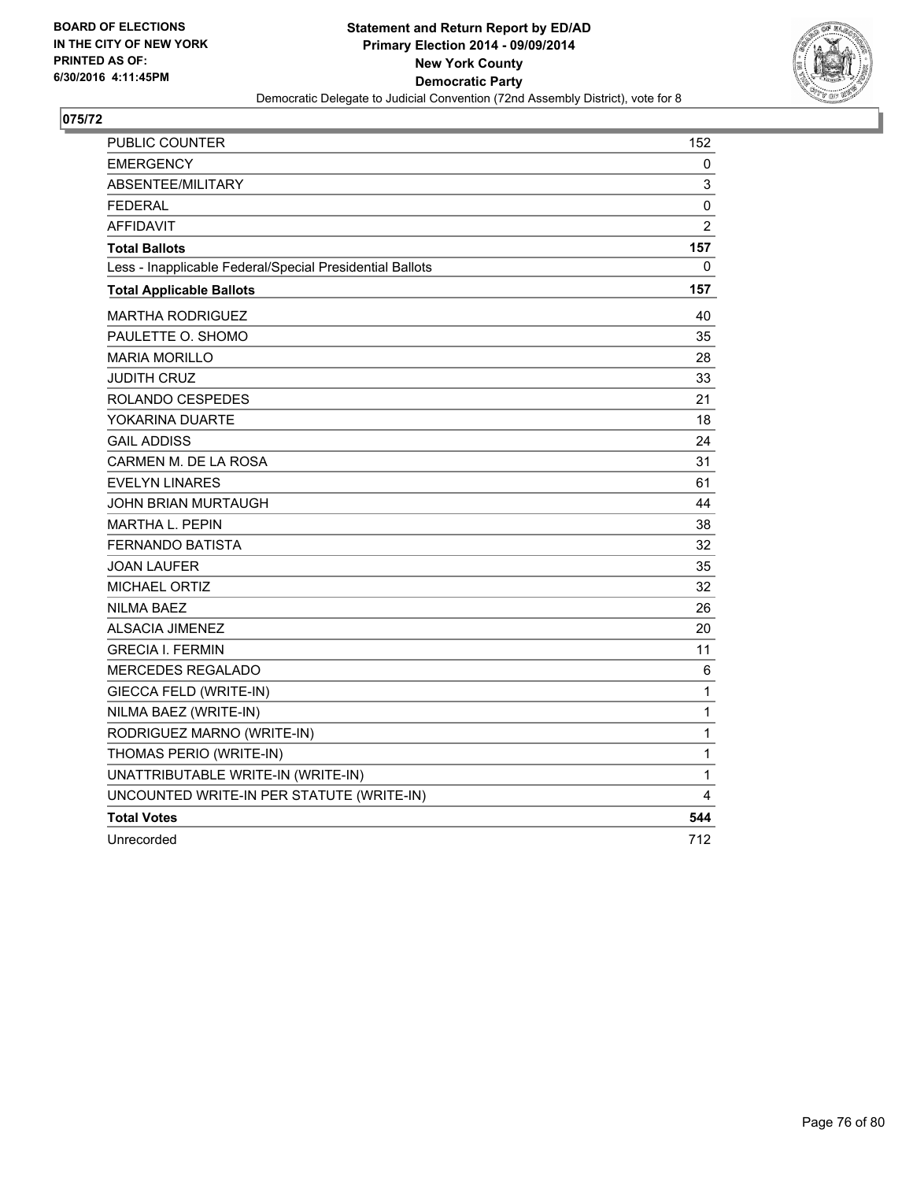**BOARD OF ELECTIONS IN THE CITY OF NEW YORK PRINTED AS OF: 6/30/2016 4:11:45PM**

**Statement and Return Report by ED/AD**
**Primary Election 2014 - 09/09/2014**
**New York County**
**Democratic Party**
Democratic Delegate to Judicial Convention (72nd Assembly District), vote for 8

## 075/72

| | |
|---|---|
| PUBLIC COUNTER | 152 |
| EMERGENCY | 0 |
| ABSENTEE/MILITARY | 3 |
| FEDERAL | 0 |
| AFFIDAVIT | 2 |
| **Total Ballots** | **157** |
| Less - Inapplicable Federal/Special Presidential Ballots | 0 |
| **Total Applicable Ballots** | **157** |
| MARTHA RODRIGUEZ | 40 |
| PAULETTE O. SHOMO | 35 |
| MARIA MORILLO | 28 |
| JUDITH CRUZ | 33 |
| ROLANDO CESPEDES | 21 |
| YOKARINA DUARTE | 18 |
| GAIL ADDISS | 24 |
| CARMEN M. DE LA ROSA | 31 |
| EVELYN LINARES | 61 |
| JOHN BRIAN MURTAUGH | 44 |
| MARTHA L. PEPIN | 38 |
| FERNANDO BATISTA | 32 |
| JOAN LAUFER | 35 |
| MICHAEL ORTIZ | 32 |
| NILMA BAEZ | 26 |
| ALSACIA JIMENEZ | 20 |
| GRECIA I. FERMIN | 11 |
| MERCEDES REGALADO | 6 |
| GIECCA FELD (WRITE-IN) | 1 |
| NILMA BAEZ (WRITE-IN) | 1 |
| RODRIGUEZ MARNO (WRITE-IN) | 1 |
| THOMAS PERIO (WRITE-IN) | 1 |
| UNATTRIBUTABLE WRITE-IN (WRITE-IN) | 1 |
| UNCOUNTED WRITE-IN PER STATUTE (WRITE-IN) | 4 |
| **Total Votes** | **544** |
| Unrecorded | 712 |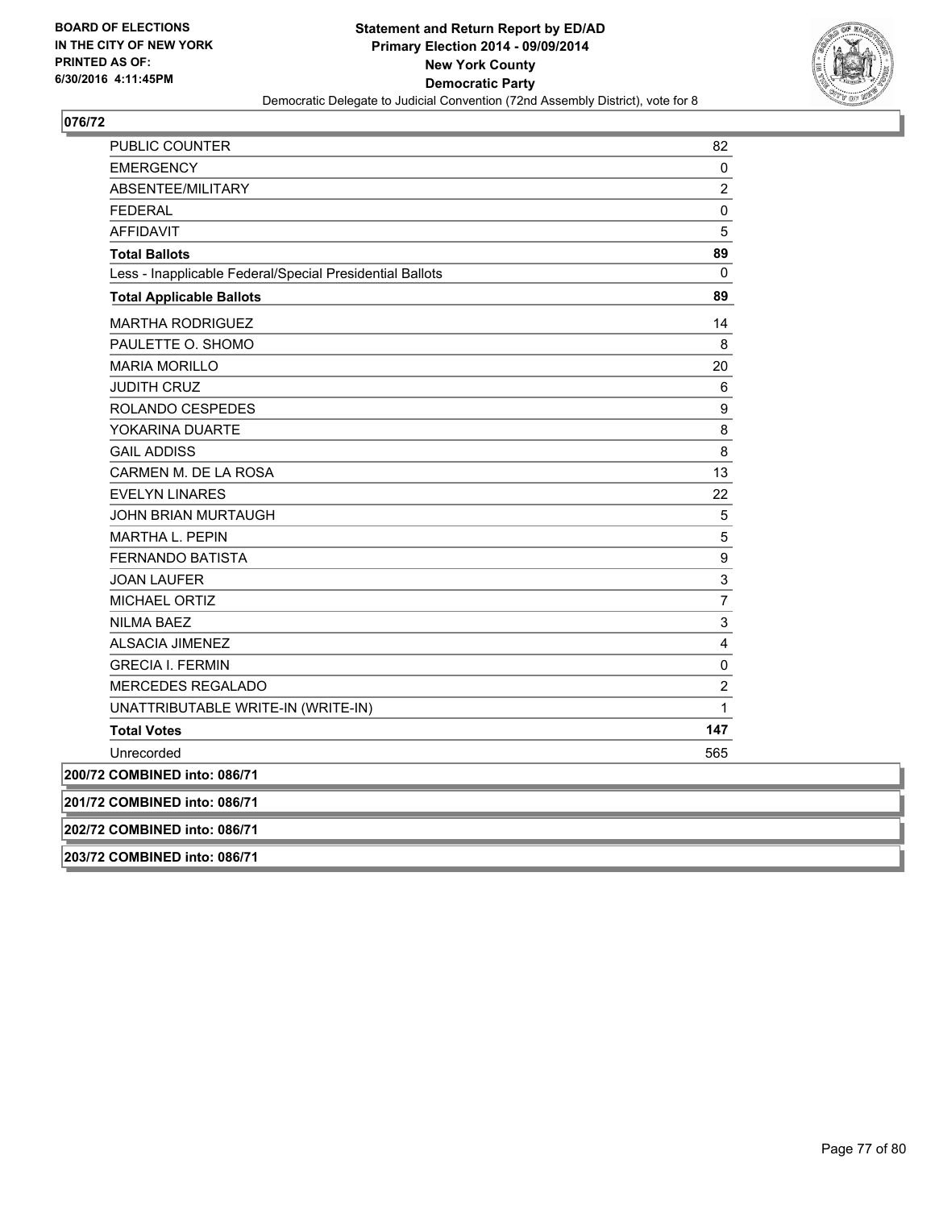**BOARD OF ELECTIONS IN THE CITY OF NEW YORK PRINTED AS OF: 6/30/2016 4:11:45PM**

**Statement and Return Report by ED/AD**
**Primary Election 2014 - 09/09/2014**
**New York County**
**Democratic Party**
Democratic Delegate to Judicial Convention (72nd Assembly District), vote for 8

### 076/72

| | |
|---|---|
| PUBLIC COUNTER | 82 |
| EMERGENCY | 0 |
| ABSENTEE/MILITARY | 2 |
| FEDERAL | 0 |
| AFFIDAVIT | 5 |
| **Total Ballots** | **89** |
| Less - Inapplicable Federal/Special Presidential Ballots | 0 |
| **Total Applicable Ballots** | **89** |
| MARTHA RODRIGUEZ | 14 |
| PAULETTE O. SHOMO | 8 |
| MARIA MORILLO | 20 |
| JUDITH CRUZ | 6 |
| ROLANDO CESPEDES | 9 |
| YOKARINA DUARTE | 8 |
| GAIL ADDISS | 8 |
| CARMEN M. DE LA ROSA | 13 |
| EVELYN LINARES | 22 |
| JOHN BRIAN MURTAUGH | 5 |
| MARTHA L. PEPIN | 5 |
| FERNANDO BATISTA | 9 |
| JOAN LAUFER | 3 |
| MICHAEL ORTIZ | 7 |
| NILMA BAEZ | 3 |
| ALSACIA JIMENEZ | 4 |
| GRECIA I. FERMIN | 0 |
| MERCEDES REGALADO | 2 |
| UNATTRIBUTABLE WRITE-IN (WRITE-IN) | 1 |
| **Total Votes** | **147** |
| Unrecorded | 565 |

**200/72 COMBINED into: 086/71**

**201/72 COMBINED into: 086/71**

**202/72 COMBINED into: 086/71**

**203/72 COMBINED into: 086/71**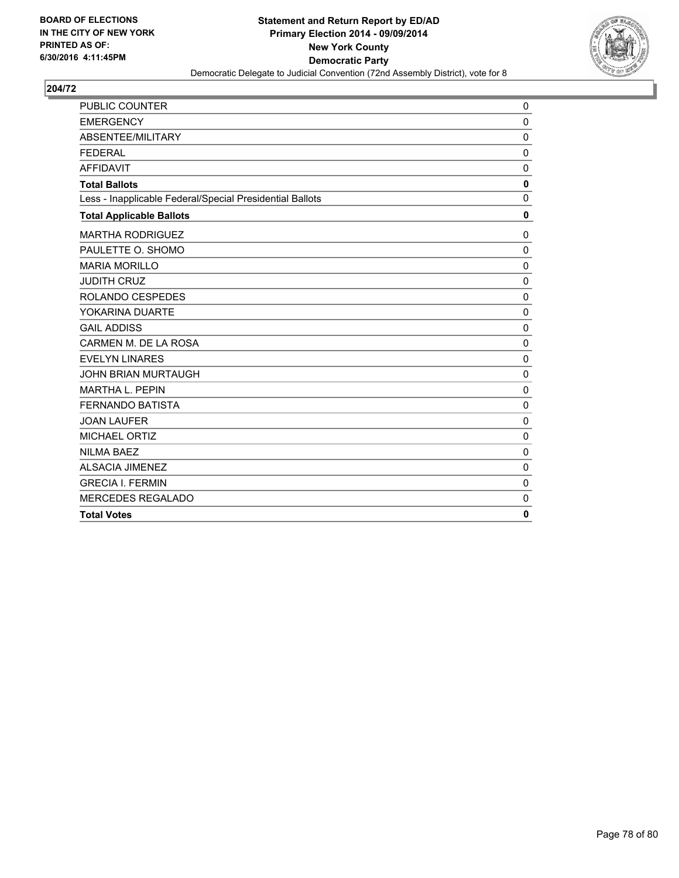BOARD OF ELECTIONS
IN THE CITY OF NEW YORK
PRINTED AS OF:
6/30/2016 4:11:45PM

**Statement and Return Report by ED/AD**
**Primary Election 2014 - 09/09/2014**
**New York County**
**Democratic Party**
Democratic Delegate to Judicial Convention (72nd Assembly District), vote for 8

## 204/72

| | |
|---|---|
| PUBLIC COUNTER | 0 |
| EMERGENCY | 0 |
| ABSENTEE/MILITARY | 0 |
| FEDERAL | 0 |
| AFFIDAVIT | 0 |
| **Total Ballots** | **0** |
| Less - Inapplicable Federal/Special Presidential Ballots | 0 |
| **Total Applicable Ballots** | **0** |
| MARTHA RODRIGUEZ | 0 |
| PAULETTE O. SHOMO | 0 |
| MARIA MORILLO | 0 |
| JUDITH CRUZ | 0 |
| ROLANDO CESPEDES | 0 |
| YOKARINA DUARTE | 0 |
| GAIL ADDISS | 0 |
| CARMEN M. DE LA ROSA | 0 |
| EVELYN LINARES | 0 |
| JOHN BRIAN MURTAUGH | 0 |
| MARTHA L. PEPIN | 0 |
| FERNANDO BATISTA | 0 |
| JOAN LAUFER | 0 |
| MICHAEL ORTIZ | 0 |
| NILMA BAEZ | 0 |
| ALSACIA JIMENEZ | 0 |
| GRECIA I. FERMIN | 0 |
| MERCEDES REGALADO | 0 |
| **Total Votes** | **0** |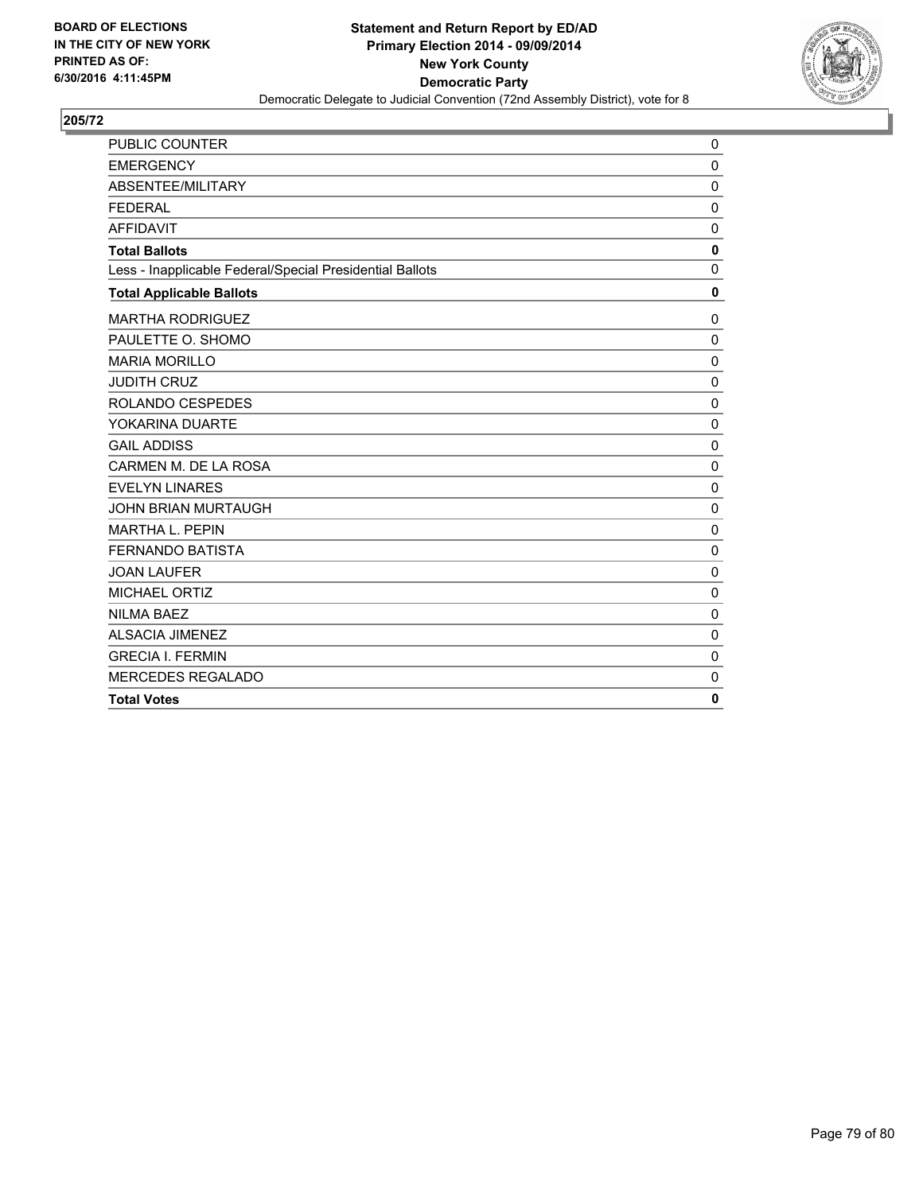BOARD OF ELECTIONS
IN THE CITY OF NEW YORK
PRINTED AS OF:
6/30/2016 4:11:45PM

**Statement and Return Report by ED/AD**
**Primary Election 2014 - 09/09/2014**
**New York County**
**Democratic Party**
Democratic Delegate to Judicial Convention (72nd Assembly District), vote for 8

## 205/72

| | |
|---|---|
| PUBLIC COUNTER | 0 |
| EMERGENCY | 0 |
| ABSENTEE/MILITARY | 0 |
| FEDERAL | 0 |
| AFFIDAVIT | 0 |
| **Total Ballots** | **0** |
| Less - Inapplicable Federal/Special Presidential Ballots | 0 |
| **Total Applicable Ballots** | **0** |
| MARTHA RODRIGUEZ | 0 |
| PAULETTE O. SHOMO | 0 |
| MARIA MORILLO | 0 |
| JUDITH CRUZ | 0 |
| ROLANDO CESPEDES | 0 |
| YOKARINA DUARTE | 0 |
| GAIL ADDISS | 0 |
| CARMEN M. DE LA ROSA | 0 |
| EVELYN LINARES | 0 |
| JOHN BRIAN MURTAUGH | 0 |
| MARTHA L. PEPIN | 0 |
| FERNANDO BATISTA | 0 |
| JOAN LAUFER | 0 |
| MICHAEL ORTIZ | 0 |
| NILMA BAEZ | 0 |
| ALSACIA JIMENEZ | 0 |
| GRECIA I. FERMIN | 0 |
| MERCEDES REGALADO | 0 |
| **Total Votes** | **0** |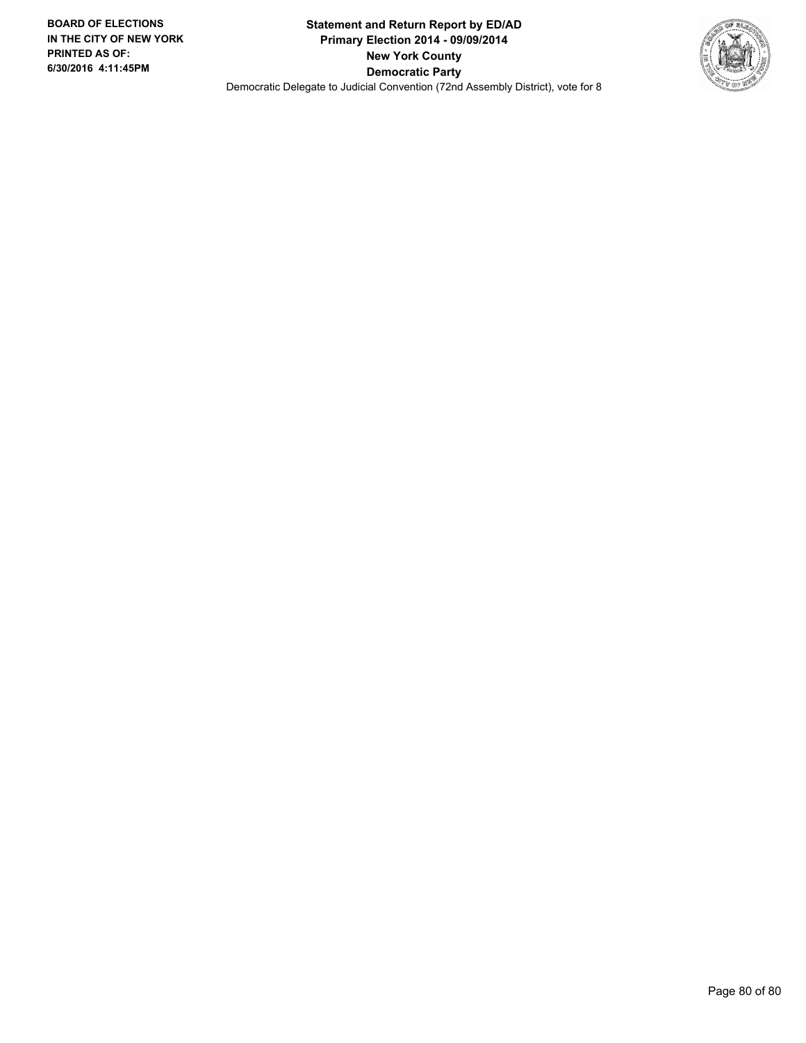**BOARD OF ELECTIONS IN THE CITY OF NEW YORK PRINTED AS OF: 6/30/2016 4:11:45PM**

**Statement and Return Report by ED/AD**
**Primary Election 2014 - 09/09/2014**
**New York County**
**Democratic Party**
Democratic Delegate to Judicial Convention (72nd Assembly District), vote for 8